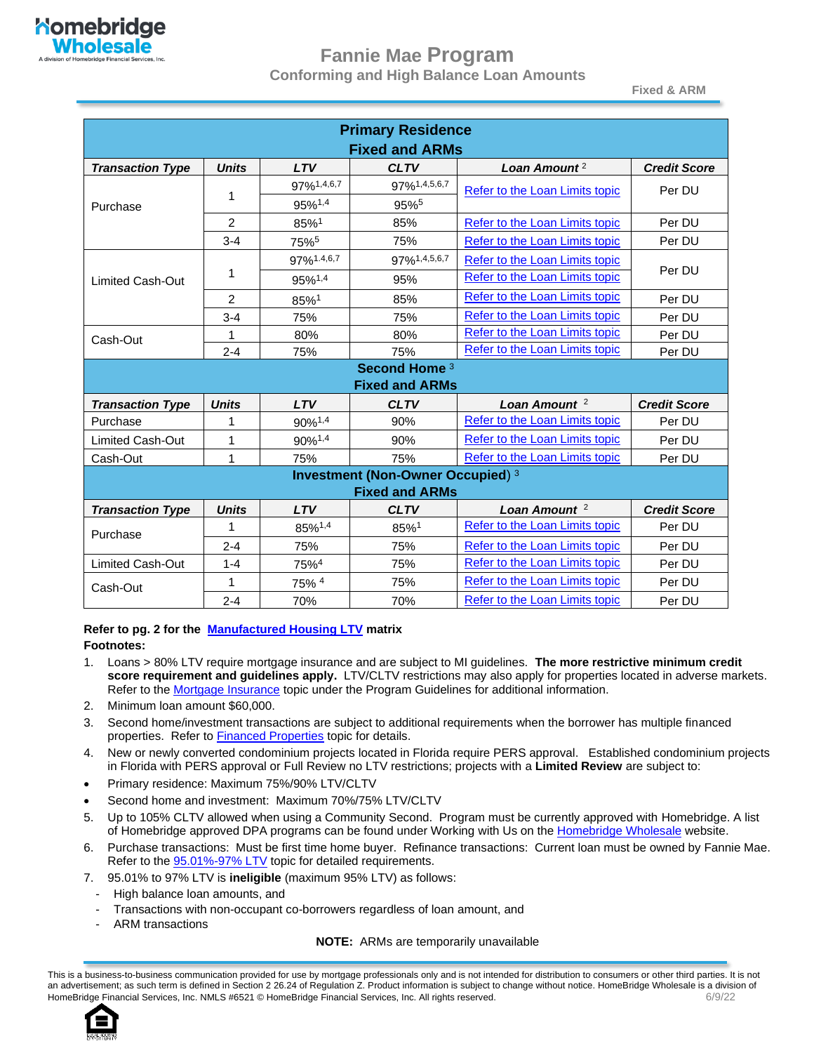# Fannie Mae Program

## Conforming and High Balance Loan Amounts

Fixed & ARM

| Primary Residence Fixed and ARMs | | | | | |
|---|---|---|---|---|---|
| ***Transaction Type*** | ***Units*** | ***LTV*** | ***CLTV*** | ***Loan Amount*** [2] | ***Credit Score*** |
| Purchase | 1 | 97%[1,4,6,7] | 97%[1,4,5,6,7] | Refer to the Loan Limits topic | Per DU |
| | | 95%[1,4] | 95%[5] | | |
| | 2 | 85%[1] | 85% | Refer to the Loan Limits topic | Per DU |
| | 3-4 | 75%[5] | 75% | Refer to the Loan Limits topic | Per DU |
| Limited Cash-Out | 1 | 97%[1,4,6,7] | 97%[1,4,5,6,7] | Refer to the Loan Limits topic | Per DU |
| | | 95%[1,4] | 95% | Refer to the Loan Limits topic | |
| | 2 | 85%[1] | 85% | Refer to the Loan Limits topic | Per DU |
| | 3-4 | 75% | 75% | Refer to the Loan Limits topic | Per DU |
| Cash-Out | 1 | 80% | 80% | Refer to the Loan Limits topic | Per DU |
| | 2-4 | 75% | 75% | Refer to the Loan Limits topic | Per DU |
| **Second Home [3] Fixed and ARMs** | | | | | |
| ***Transaction Type*** | ***Units*** | ***LTV*** | ***CLTV*** | ***Loan Amount*** [2] | ***Credit Score*** |
| Purchase | 1 | 90%[1,4] | 90% | Refer to the Loan Limits topic | Per DU |
| Limited Cash-Out | 1 | 90%[1,4] | 90% | Refer to the Loan Limits topic | Per DU |
| Cash-Out | 1 | 75% | 75% | Refer to the Loan Limits topic | Per DU |
| **Investment (Non-Owner Occupied) [3] Fixed and ARMs** | | | | | |
| ***Transaction Type*** | ***Units*** | ***LTV*** | ***CLTV*** | ***Loan Amount*** [2] | ***Credit Score*** |
| Purchase | 1 | 85%[1,4] | 85%[1] | Refer to the Loan Limits topic | Per DU |
| | 2-4 | 75% | 75% | Refer to the Loan Limits topic | Per DU |
| Limited Cash-Out | 1-4 | 75%[4] | 75% | Refer to the Loan Limits topic | Per DU |
| Cash-Out | 1 | 75% [4] | 75% | Refer to the Loan Limits topic | Per DU |
| | 2-4 | 70% | 70% | Refer to the Loan Limits topic | Per DU |

**Refer to pg. 2 for the Manufactured Housing LTV matrix**

**Footnotes:**

1. Loans > 80% LTV require mortgage insurance and are subject to MI guidelines. **The more restrictive minimum credit score requirement and guidelines apply.** LTV/CLTV restrictions may also apply for properties located in adverse markets. Refer to the Mortgage Insurance topic under the Program Guidelines for additional information.
2. Minimum loan amount $60,000.
3. Second home/investment transactions are subject to additional requirements when the borrower has multiple financed properties. Refer to Financed Properties topic for details.
4. New or newly converted condominium projects located in Florida require PERS approval. Established condominium projects in Florida with PERS approval or Full Review no LTV restrictions; projects with a **Limited Review** are subject to:
   - Primary residence: Maximum 75%/90% LTV/CLTV
   - Second home and investment: Maximum 70%/75% LTV/CLTV
5. Up to 105% CLTV allowed when using a Community Second. Program must be currently approved with Homebridge. A list of Homebridge approved DPA programs can be found under Working with Us on the Homebridge Wholesale website.
6. Purchase transactions: Must be first time home buyer. Refinance transactions: Current loan must be owned by Fannie Mae. Refer to the 95.01%-97% LTV topic for detailed requirements.
7. 95.01% to 97% LTV is **ineligible** (maximum 95% LTV) as follows:
   - High balance loan amounts, and
   - Transactions with non-occupant co-borrowers regardless of loan amount, and
   - ARM transactions

**NOTE:** ARMs are temporarily unavailable

This is a business-to-business communication provided for use by mortgage professionals only and is not intended for distribution to consumers or other third parties. It is not an advertisement; as such term is defined in Section 2 26.24 of Regulation Z. Product information is subject to change without notice. HomeBridge Wholesale is a division of HomeBridge Financial Services, Inc. NMLS #6521 © HomeBridge Financial Services, Inc. All rights reserved. 6/9/22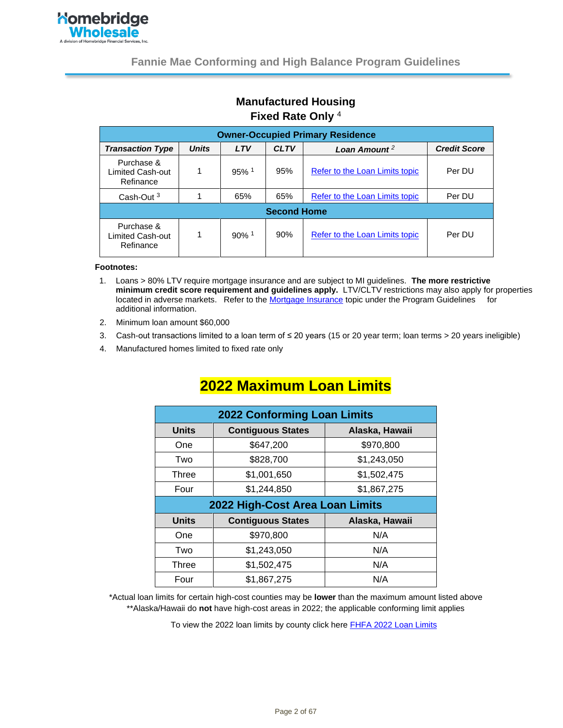## Manufactured Housing
## Fixed Rate Only [4]

| Owner-Occupied Primary Residence | | | | | |
|---|---|---|---|---|---|
| ***Transaction Type*** | ***Units*** | ***LTV*** | ***CLTV*** | ***Loan Amount*** [2] | ***Credit Score*** |
| Purchase & Limited Cash-out Refinance | 1 | 95% [1] | 95% | Refer to the Loan Limits topic | Per DU |
| Cash-Out [3] | 1 | 65% | 65% | Refer to the Loan Limits topic | Per DU |
| **Second Home** | | | | | |
| Purchase & Limited Cash-out Refinance | 1 | 90% [1] | 90% | Refer to the Loan Limits topic | Per DU |

**Footnotes:**

1. Loans > 80% LTV require mortgage insurance and are subject to MI guidelines. **The more restrictive minimum credit score requirement and guidelines apply.** LTV/CLTV restrictions may also apply for properties located in adverse markets. Refer to the Mortgage Insurance topic under the Program Guidelines for additional information.
2. Minimum loan amount $60,000
3. Cash-out transactions limited to a loan term of ≤ 20 years (15 or 20 year term; loan terms > 20 years ineligible)
4. Manufactured homes limited to fixed rate only

# 2022 Maximum Loan Limits

| 2022 Conforming Loan Limits | | |
|---|---|---|
| **Units** | **Contiguous States** | **Alaska, Hawaii** |
| One | $647,200 | $970,800 |
| Two | $828,700 | $1,243,050 |
| Three | $1,001,650 | $1,502,475 |
| Four | $1,244,850 | $1,867,275 |
| **2022 High-Cost Area Loan Limits** | | |
| **Units** | **Contiguous States** | **Alaska, Hawaii** |
| One | $970,800 | N/A |
| Two | $1,243,050 | N/A |
| Three | $1,502,475 | N/A |
| Four | $1,867,275 | N/A |

*Actual loan limits for certain high-cost counties may be **lower** than the maximum amount listed above
**Alaska/Hawaii do **not** have high-cost areas in 2022; the applicable conforming limit applies

To view the 2022 loan limits by county click here FHFA 2022 Loan Limits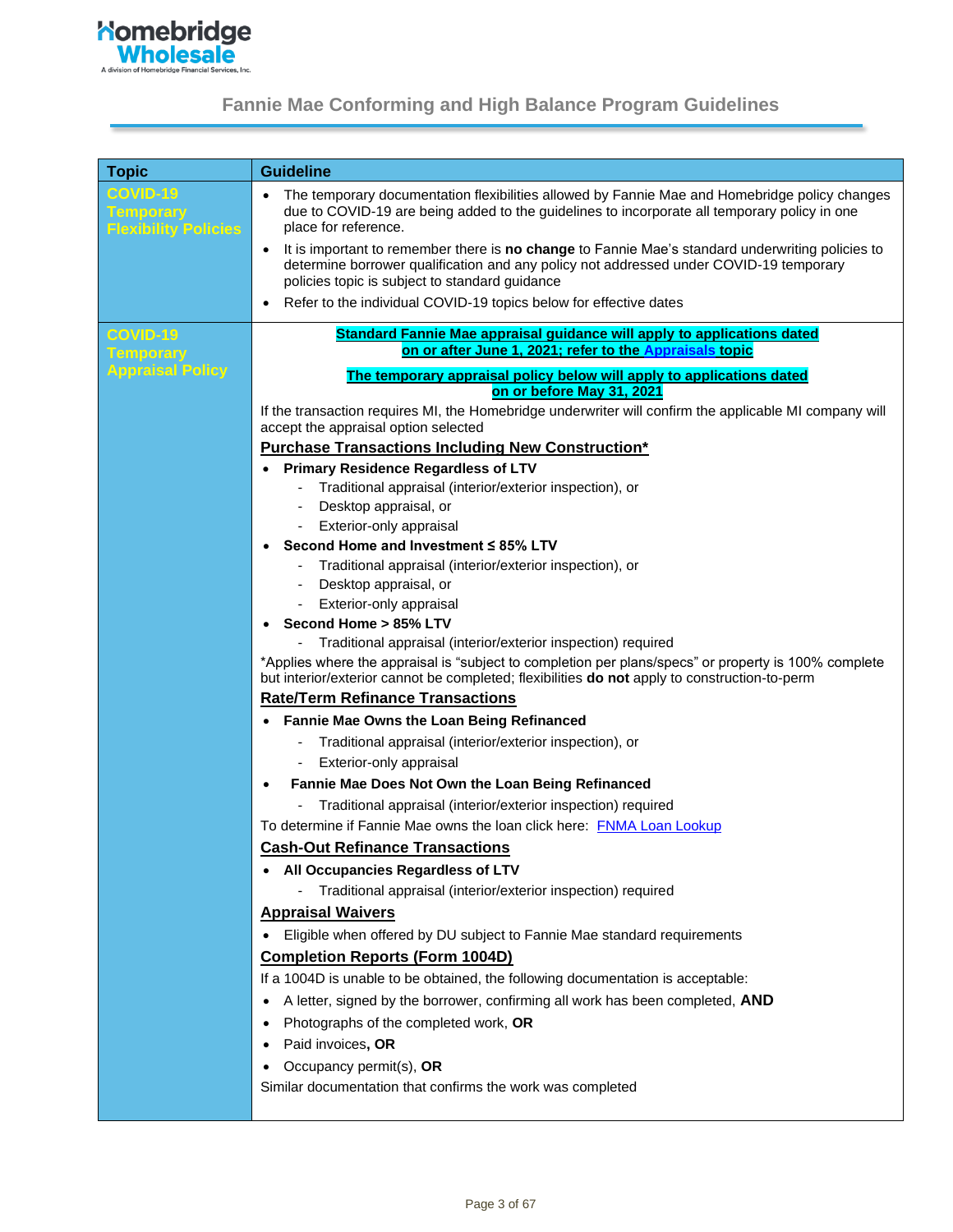## Fannie Mae Conforming and High Balance Program Guidelines

| Topic | Guideline |
| --- | --- |
| **COVID-19 Temporary Flexibility Policies** | • The temporary documentation flexibilities allowed by Fannie Mae and Homebridge policy changes due to COVID-19 are being added to the guidelines to incorporate all temporary policy in one place for reference.<br>• It is important to remember there is **no change** to Fannie Mae's standard underwriting policies to determine borrower qualification and any policy not addressed under COVID-19 temporary policies topic is subject to standard guidance<br>• Refer to the individual COVID-19 topics below for effective dates |
| **COVID-19 Temporary Appraisal Policy** | **Standard Fannie Mae appraisal guidance will apply to applications dated on or after June 1, 2021; refer to the Appraisals topic**<br><br>**The temporary appraisal policy below will apply to applications dated on or before May 31, 2021**<br><br>If the transaction requires MI, the Homebridge underwriter will confirm the applicable MI company will accept the appraisal option selected<br><br>**Purchase Transactions Including New Construction***<br>• **Primary Residence Regardless of LTV**<br>  - Traditional appraisal (interior/exterior inspection), or<br>  - Desktop appraisal, or<br>  - Exterior-only appraisal<br>• **Second Home and Investment ≤ 85% LTV**<br>  - Traditional appraisal (interior/exterior inspection), or<br>  - Desktop appraisal, or<br>  - Exterior-only appraisal<br>• **Second Home > 85% LTV**<br>  - Traditional appraisal (interior/exterior inspection) required<br><br>*Applies where the appraisal is "subject to completion per plans/specs" or property is 100% complete but interior/exterior cannot be completed; flexibilities **do not** apply to construction-to-perm<br><br>**Rate/Term Refinance Transactions**<br>• **Fannie Mae Owns the Loan Being Refinanced**<br>  - Traditional appraisal (interior/exterior inspection), or<br>  - Exterior-only appraisal<br>• **Fannie Mae Does Not Own the Loan Being Refinanced**<br>  - Traditional appraisal (interior/exterior inspection) required<br><br>To determine if Fannie Mae owns the loan click here: FNMA Loan Lookup<br><br>**Cash-Out Refinance Transactions**<br>• **All Occupancies Regardless of LTV**<br>  - Traditional appraisal (interior/exterior inspection) required<br><br>**Appraisal Waivers**<br>• Eligible when offered by DU subject to Fannie Mae standard requirements<br><br>**Completion Reports (Form 1004D)**<br>If a 1004D is unable to be obtained, the following documentation is acceptable:<br>• A letter, signed by the borrower, confirming all work has been completed, **AND**<br>• Photographs of the completed work, **OR**<br>• Paid invoices**, OR**<br>• Occupancy permit(s), **OR**<br><br>Similar documentation that confirms the work was completed |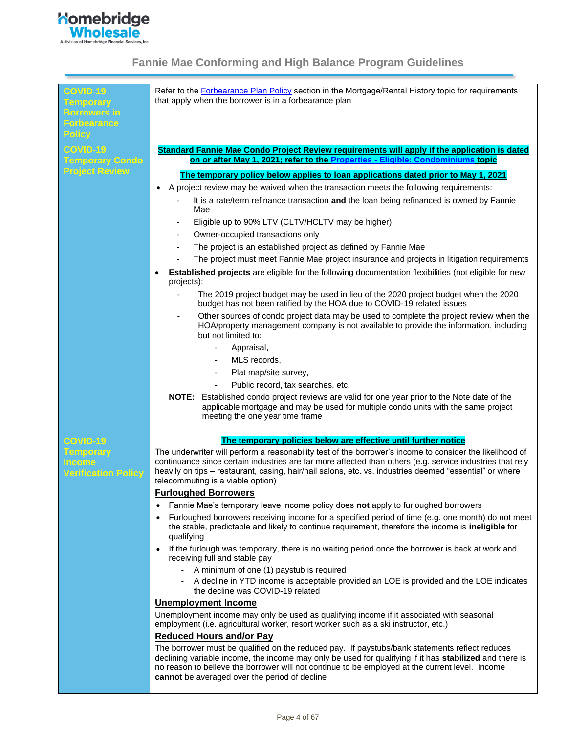# Fannie Mae Conforming and High Balance Program Guidelines

| | |
|---|---|
| **COVID-19 Temporary Borrowers in Forbearance Policy** | Refer to the Forbearance Plan Policy section in the Mortgage/Rental History topic for requirements that apply when the borrower is in a forbearance plan |
| **COVID-19 Temporary Condo Project Review** | **Standard Fannie Mae Condo Project Review requirements will apply if the application is dated on or after May 1, 2021; refer to the Properties - Eligible: Condominiums topic**<br><br>**The temporary policy below applies to loan applications dated prior to May 1, 2021**<br><br>• A project review may be waived when the transaction meets the following requirements:<br>&nbsp;&nbsp;- It is a rate/term refinance transaction **and** the loan being refinanced is owned by Fannie Mae<br>&nbsp;&nbsp;- Eligible up to 90% LTV (CLTV/HCLTV may be higher)<br>&nbsp;&nbsp;- Owner-occupied transactions only<br>&nbsp;&nbsp;- The project is an established project as defined by Fannie Mae<br>&nbsp;&nbsp;- The project must meet Fannie Mae project insurance and projects in litigation requirements<br>• **Established projects** are eligible for the following documentation flexibilities (not eligible for new projects):<br>&nbsp;&nbsp;- The 2019 project budget may be used in lieu of the 2020 project budget when the 2020 budget has not been ratified by the HOA due to COVID-19 related issues<br>&nbsp;&nbsp;- Other sources of condo project data may be used to complete the project review when the HOA/property management company is not available to provide the information, including but not limited to:<br>&nbsp;&nbsp;&nbsp;&nbsp;- Appraisal,<br>&nbsp;&nbsp;&nbsp;&nbsp;- MLS records,<br>&nbsp;&nbsp;&nbsp;&nbsp;- Plat map/site survey,<br>&nbsp;&nbsp;&nbsp;&nbsp;- Public record, tax searches, etc.<br><br>**NOTE:** Established condo project reviews are valid for one year prior to the Note date of the applicable mortgage and may be used for multiple condo units with the same project meeting the one year time frame |
| **COVID-19 Temporary Income Verification Policy** | **The temporary policies below are effective until further notice**<br><br>The underwriter will perform a reasonability test of the borrower's income to consider the likelihood of continuance since certain industries are far more affected than others (e.g. service industries that rely heavily on tips – restaurant, casing, hair/nail salons, etc. vs. industries deemed "essential" or where telecommuting is a viable option)<br><br>**Furloughed Borrowers**<br>• Fannie Mae's temporary leave income policy does **not** apply to furloughed borrowers<br>• Furloughed borrowers receiving income for a specified period of time (e.g. one month) do not meet the stable, predictable and likely to continue requirement, therefore the income is **ineligible** for qualifying<br>• If the furlough was temporary, there is no waiting period once the borrower is back at work and receiving full and stable pay<br>&nbsp;&nbsp;- A minimum of one (1) paystub is required<br>&nbsp;&nbsp;- A decline in YTD income is acceptable provided an LOE is provided and the LOE indicates the decline was COVID-19 related<br><br>**Unemployment Income**<br>Unemployment income may only be used as qualifying income if it associated with seasonal employment (i.e. agricultural worker, resort worker such as a ski instructor, etc.)<br><br>**Reduced Hours and/or Pay**<br>The borrower must be qualified on the reduced pay. If paystubs/bank statements reflect reduces declining variable income, the income may only be used for qualifying if it has **stabilized** and there is no reason to believe the borrower will not continue to be employed at the current level. Income **cannot** be averaged over the period of decline |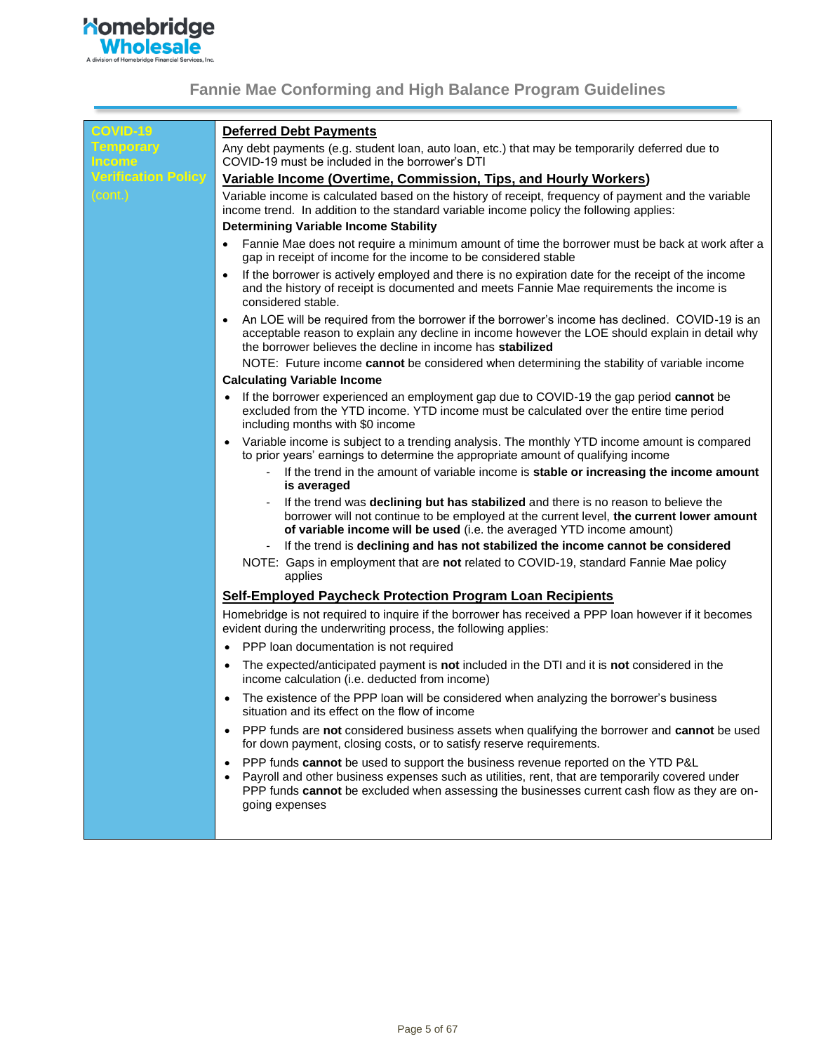## COVID-19 Temporary Income Verification Policy (cont.)

### Deferred Debt Payments

Any debt payments (e.g. student loan, auto loan, etc.) that may be temporarily deferred due to COVID-19 must be included in the borrower's DTI

### Variable Income (Overtime, Commission, Tips, and Hourly Workers)

Variable income is calculated based on the history of receipt, frequency of payment and the variable income trend. In addition to the standard variable income policy the following applies:

**Determining Variable Income Stability**

- Fannie Mae does not require a minimum amount of time the borrower must be back at work after a gap in receipt of income for the income to be considered stable
- If the borrower is actively employed and there is no expiration date for the receipt of the income and the history of receipt is documented and meets Fannie Mae requirements the income is considered stable.
- An LOE will be required from the borrower if the borrower's income has declined. COVID-19 is an acceptable reason to explain any decline in income however the LOE should explain in detail why the borrower believes the decline in income has **stabilized**

  NOTE: Future income **cannot** be considered when determining the stability of variable income

**Calculating Variable Income**

- If the borrower experienced an employment gap due to COVID-19 the gap period **cannot** be excluded from the YTD income. YTD income must be calculated over the entire time period including months with $0 income
- Variable income is subject to a trending analysis. The monthly YTD income amount is compared to prior years' earnings to determine the appropriate amount of qualifying income
  - If the trend in the amount of variable income is **stable or increasing the income amount is averaged**
  - If the trend was **declining but has stabilized** and there is no reason to believe the borrower will not continue to be employed at the current level, **the current lower amount of variable income will be used** (i.e. the averaged YTD income amount)
  - If the trend is **declining and has not stabilized the income cannot be considered**

  NOTE: Gaps in employment that are **not** related to COVID-19, standard Fannie Mae policy applies

### Self-Employed Paycheck Protection Program Loan Recipients

Homebridge is not required to inquire if the borrower has received a PPP loan however if it becomes evident during the underwriting process, the following applies:

- PPP loan documentation is not required
- The expected/anticipated payment is **not** included in the DTI and it is **not** considered in the income calculation (i.e. deducted from income)
- The existence of the PPP loan will be considered when analyzing the borrower's business situation and its effect on the flow of income
- PPP funds are **not** considered business assets when qualifying the borrower and **cannot** be used for down payment, closing costs, or to satisfy reserve requirements.
- PPP funds **cannot** be used to support the business revenue reported on the YTD P&L
- Payroll and other business expenses such as utilities, rent, that are temporarily covered under PPP funds **cannot** be excluded when assessing the businesses current cash flow as they are on-going expenses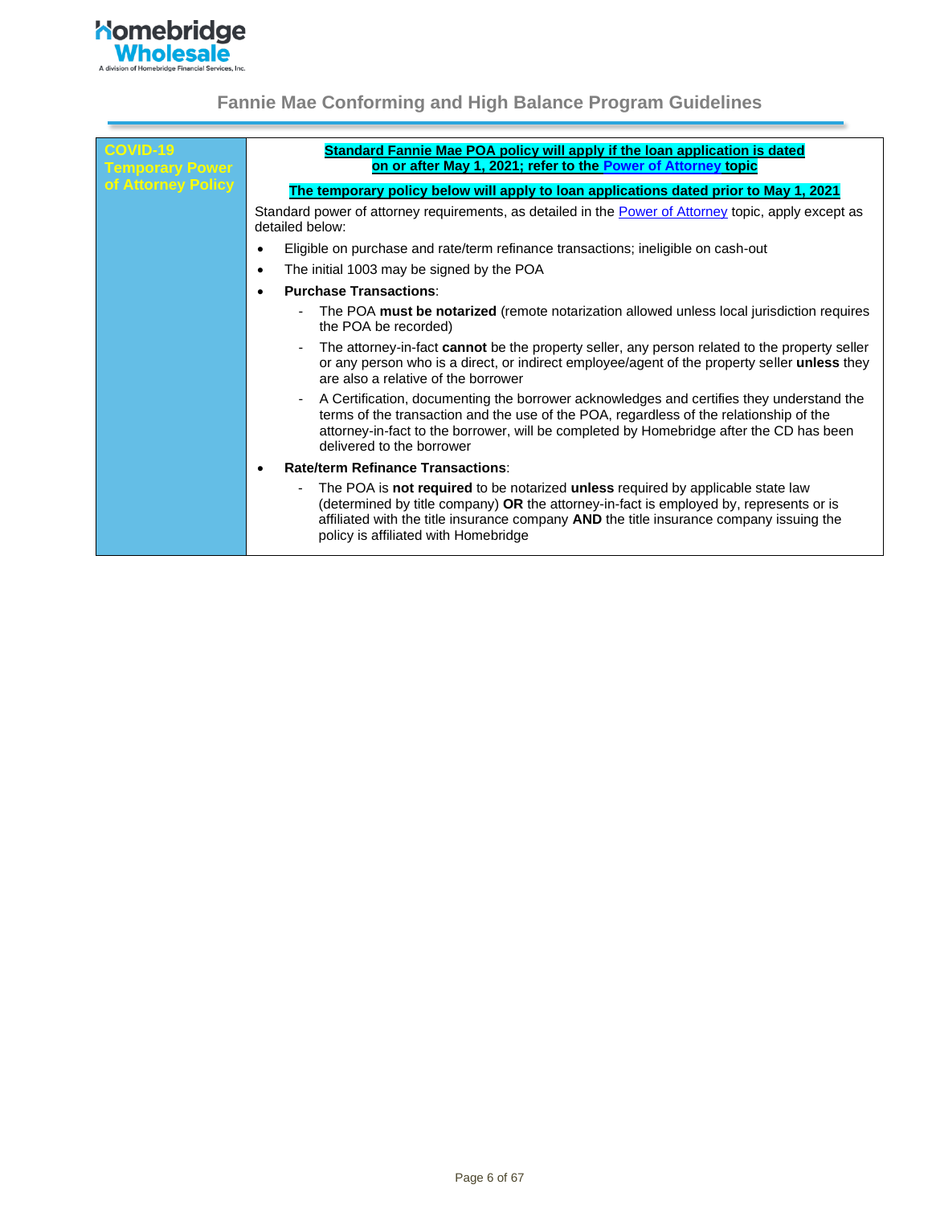| COVID-19 Temporary Power of Attorney Policy | **Standard Fannie Mae POA policy will apply if the loan application is dated on or after May 1, 2021; refer to the Power of Attorney topic**<br><br>**The temporary policy below will apply to loan applications dated prior to May 1, 2021**<br><br>Standard power of attorney requirements, as detailed in the Power of Attorney topic, apply except as detailed below:<br>• Eligible on purchase and rate/term refinance transactions; ineligible on cash-out<br>• The initial 1003 may be signed by the POA<br>• **Purchase Transactions**:<br>- The POA **must be notarized** (remote notarization allowed unless local jurisdiction requires the POA be recorded)<br>- The attorney-in-fact **cannot** be the property seller, any person related to the property seller or any person who is a direct, or indirect employee/agent of the property seller **unless** they are also a relative of the borrower<br>- A Certification, documenting the borrower acknowledges and certifies they understand the terms of the transaction and the use of the POA, regardless of the relationship of the attorney-in-fact to the borrower, will be completed by Homebridge after the CD has been delivered to the borrower<br>• **Rate/term Refinance Transactions**:<br>- The POA is **not required** to be notarized **unless** required by applicable state law (determined by title company) **OR** the attorney-in-fact is employed by, represents or is affiliated with the title insurance company **AND** the title insurance company issuing the policy is affiliated with Homebridge |
|---|---|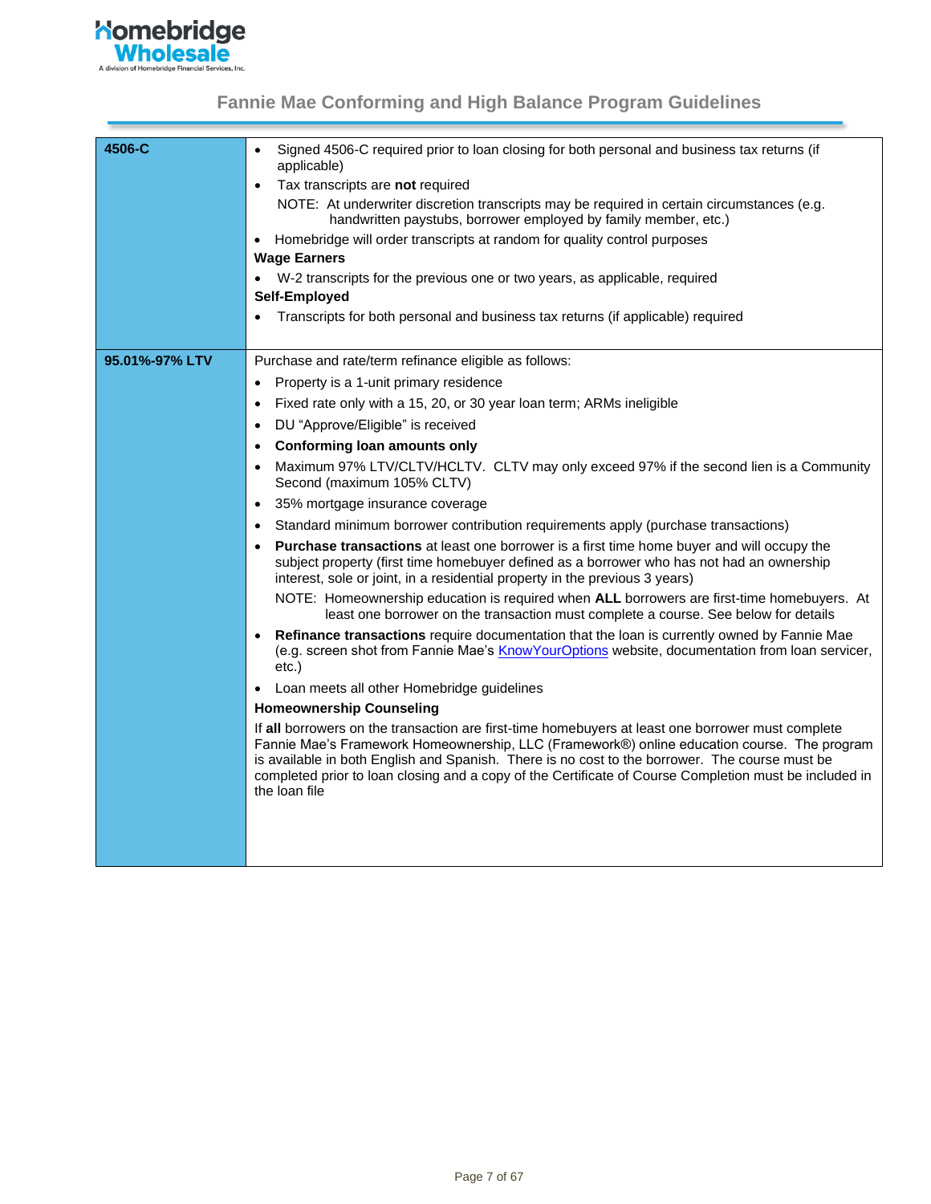## Fannie Mae Conforming and High Balance Program Guidelines

| | |
|---|---|
| **4506-C** | • Signed 4506-C required prior to loan closing for both personal and business tax returns (if applicable)<br>• Tax transcripts are **not** required<br>NOTE: At underwriter discretion transcripts may be required in certain circumstances (e.g. handwritten paystubs, borrower employed by family member, etc.)<br>• Homebridge will order transcripts at random for quality control purposes<br>**Wage Earners**<br>• W-2 transcripts for the previous one or two years, as applicable, required<br>**Self-Employed**<br>• Transcripts for both personal and business tax returns (if applicable) required |
| **95.01%-97% LTV** | Purchase and rate/term refinance eligible as follows:<br>• Property is a 1-unit primary residence<br>• Fixed rate only with a 15, 20, or 30 year loan term; ARMs ineligible<br>• DU "Approve/Eligible" is received<br>• **Conforming loan amounts only**<br>• Maximum 97% LTV/CLTV/HCLTV. CLTV may only exceed 97% if the second lien is a Community Second (maximum 105% CLTV)<br>• 35% mortgage insurance coverage<br>• Standard minimum borrower contribution requirements apply (purchase transactions)<br>• **Purchase transactions** at least one borrower is a first time home buyer and will occupy the subject property (first time homebuyer defined as a borrower who has not had an ownership interest, sole or joint, in a residential property in the previous 3 years)<br>NOTE: Homeownership education is required when **ALL** borrowers are first-time homebuyers. At least one borrower on the transaction must complete a course. See below for details<br>• **Refinance transactions** require documentation that the loan is currently owned by Fannie Mae (e.g. screen shot from Fannie Mae's KnowYourOptions website, documentation from loan servicer, etc.)<br>• Loan meets all other Homebridge guidelines<br>**Homeownership Counseling**<br>If **all** borrowers on the transaction are first-time homebuyers at least one borrower must complete Fannie Mae's Framework Homeownership, LLC (Framework®) online education course. The program is available in both English and Spanish. There is no cost to the borrower. The course must be completed prior to loan closing and a copy of the Certificate of Course Completion must be included in the loan file |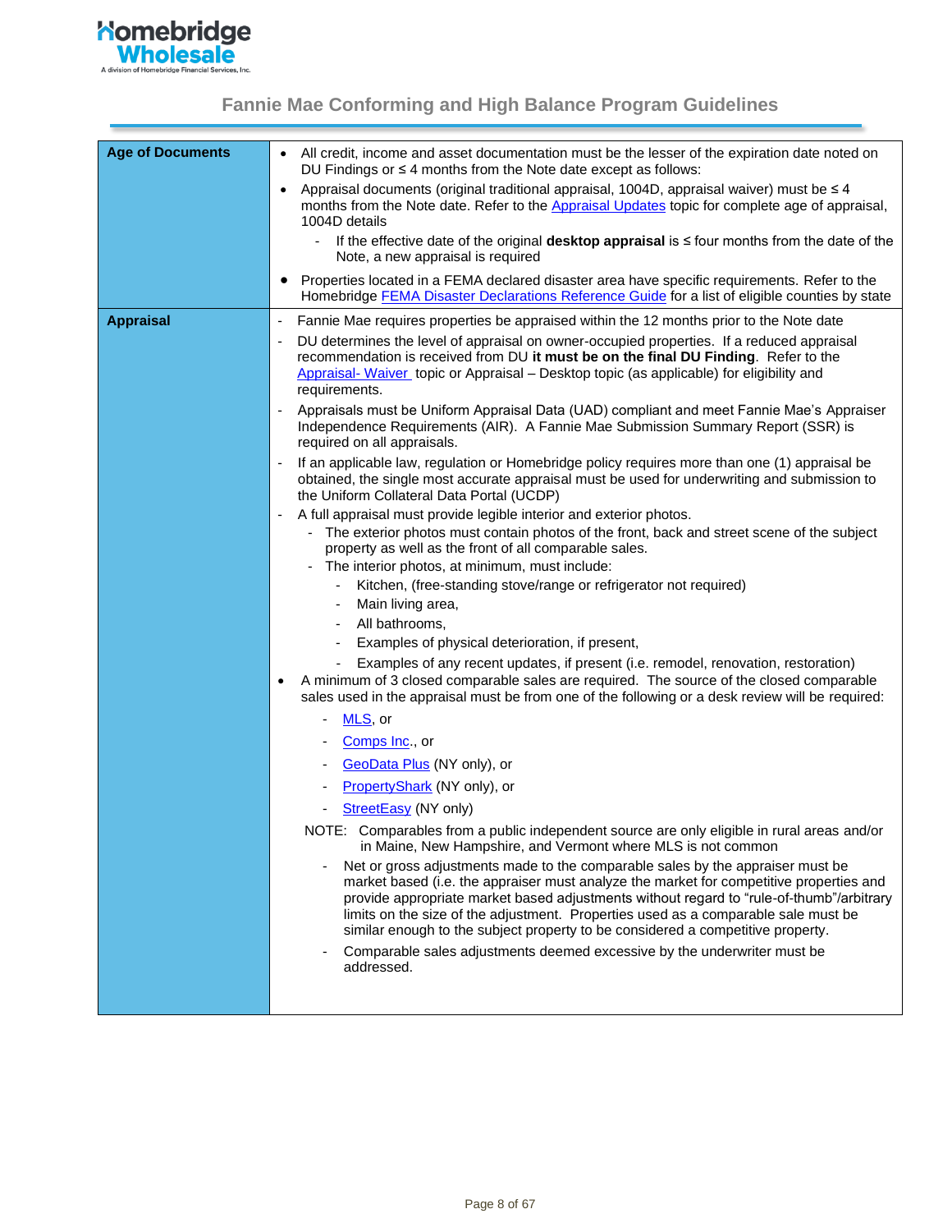## Fannie Mae Conforming and High Balance Program Guidelines

| | |
|---|---|
| **Age of Documents** | • All credit, income and asset documentation must be the lesser of the expiration date noted on DU Findings or ≤ 4 months from the Note date except as follows:<br>• Appraisal documents (original traditional appraisal, 1004D, appraisal waiver) must be ≤ 4 months from the Note date. Refer to the Appraisal Updates topic for complete age of appraisal, 1004D details<br>&nbsp;&nbsp;&nbsp;&nbsp;- If the effective date of the original **desktop appraisal** is ≤ four months from the date of the Note, a new appraisal is required<br>• Properties located in a FEMA declared disaster area have specific requirements. Refer to the Homebridge FEMA Disaster Declarations Reference Guide for a list of eligible counties by state |
| **Appraisal** | - Fannie Mae requires properties be appraised within the 12 months prior to the Note date<br>- DU determines the level of appraisal on owner-occupied properties. If a reduced appraisal recommendation is received from DU **it must be on the final DU Finding**. Refer to the Appraisal- Waiver topic or Appraisal – Desktop topic (as applicable) for eligibility and requirements.<br>- Appraisals must be Uniform Appraisal Data (UAD) compliant and meet Fannie Mae's Appraiser Independence Requirements (AIR). A Fannie Mae Submission Summary Report (SSR) is required on all appraisals.<br>- If an applicable law, regulation or Homebridge policy requires more than one (1) appraisal be obtained, the single most accurate appraisal must be used for underwriting and submission to the Uniform Collateral Data Portal (UCDP)<br>- A full appraisal must provide legible interior and exterior photos.<br>&nbsp;&nbsp;&nbsp;&nbsp;- The exterior photos must contain photos of the front, back and street scene of the subject property as well as the front of all comparable sales.<br>&nbsp;&nbsp;&nbsp;&nbsp;- The interior photos, at minimum, must include:<br>&nbsp;&nbsp;&nbsp;&nbsp;&nbsp;&nbsp;&nbsp;&nbsp;- Kitchen, (free-standing stove/range or refrigerator not required)<br>&nbsp;&nbsp;&nbsp;&nbsp;&nbsp;&nbsp;&nbsp;&nbsp;- Main living area,<br>&nbsp;&nbsp;&nbsp;&nbsp;&nbsp;&nbsp;&nbsp;&nbsp;- All bathrooms,<br>&nbsp;&nbsp;&nbsp;&nbsp;&nbsp;&nbsp;&nbsp;&nbsp;- Examples of physical deterioration, if present,<br>&nbsp;&nbsp;&nbsp;&nbsp;&nbsp;&nbsp;&nbsp;&nbsp;- Examples of any recent updates, if present (i.e. remodel, renovation, restoration)<br>• A minimum of 3 closed comparable sales are required. The source of the closed comparable sales used in the appraisal must be from one of the following or a desk review will be required:<br>&nbsp;&nbsp;&nbsp;&nbsp;- MLS, or<br>&nbsp;&nbsp;&nbsp;&nbsp;- Comps Inc., or<br>&nbsp;&nbsp;&nbsp;&nbsp;- GeoData Plus (NY only), or<br>&nbsp;&nbsp;&nbsp;&nbsp;- PropertyShark (NY only), or<br>&nbsp;&nbsp;&nbsp;&nbsp;- StreetEasy (NY only)<br>NOTE: Comparables from a public independent source are only eligible in rural areas and/or in Maine, New Hampshire, and Vermont where MLS is not common<br>&nbsp;&nbsp;&nbsp;&nbsp;- Net or gross adjustments made to the comparable sales by the appraiser must be market based (i.e. the appraiser must analyze the market for competitive properties and provide appropriate market based adjustments without regard to "rule-of-thumb"/arbitrary limits on the size of the adjustment. Properties used as a comparable sale must be similar enough to the subject property to be considered a competitive property.<br>&nbsp;&nbsp;&nbsp;&nbsp;- Comparable sales adjustments deemed excessive by the underwriter must be addressed. |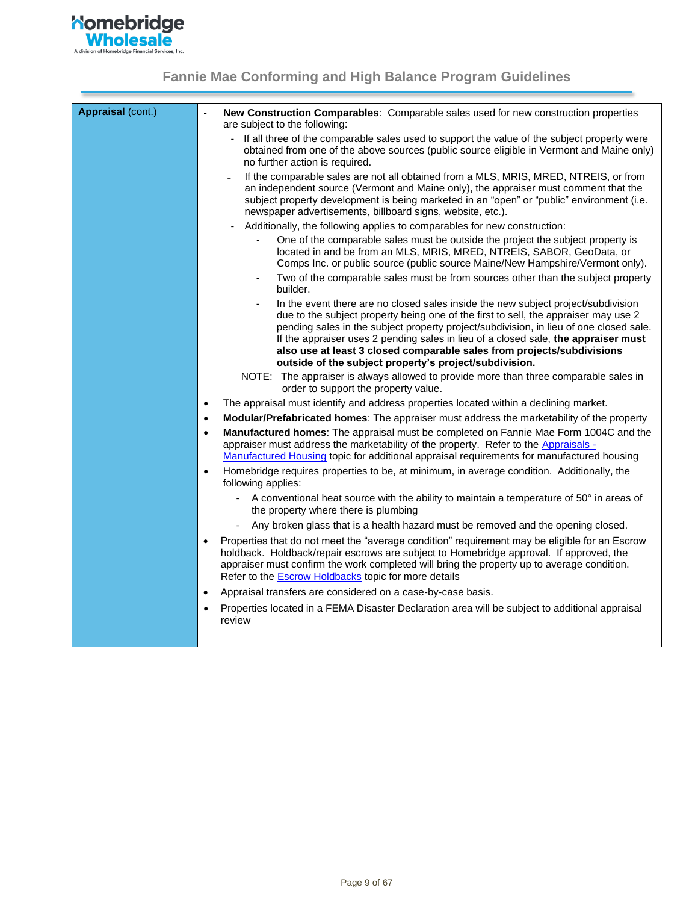| Appraisal (cont.) | |
|---|---|
| | - **New Construction Comparables**: Comparable sales used for new construction properties are subject to the following:<br>  - If all three of the comparable sales used to support the value of the subject property were obtained from one of the above sources (public source eligible in Vermont and Maine only) no further action is required.<br>  - If the comparable sales are not all obtained from a MLS, MRIS, MRED, NTREIS, or from an independent source (Vermont and Maine only), the appraiser must comment that the subject property development is being marketed in an "open" or "public" environment (i.e. newspaper advertisements, billboard signs, website, etc.).<br>  - Additionally, the following applies to comparables for new construction:<br>    - One of the comparable sales must be outside the project the subject property is located in and be from an MLS, MRIS, MRED, NTREIS, SABOR, GeoData, or Comps Inc. or public source (public source Maine/New Hampshire/Vermont only).<br>    - Two of the comparable sales must be from sources other than the subject property builder.<br>    - In the event there are no closed sales inside the new subject project/subdivision due to the subject property being one of the first to sell, the appraiser may use 2 pending sales in the subject property project/subdivision, in lieu of one closed sale. If the appraiser uses 2 pending sales in lieu of a closed sale, **the appraiser must also use at least 3 closed comparable sales from projects/subdivisions outside of the subject property's project/subdivision.**<br>  NOTE: The appraiser is always allowed to provide more than three comparable sales in order to support the property value.<br>• The appraisal must identify and address properties located within a declining market.<br>• **Modular/Prefabricated homes**: The appraiser must address the marketability of the property<br>• **Manufactured homes**: The appraisal must be completed on Fannie Mae Form 1004C and the appraiser must address the marketability of the property. Refer to the Appraisals - Manufactured Housing topic for additional appraisal requirements for manufactured housing<br>• Homebridge requires properties to be, at minimum, in average condition. Additionally, the following applies:<br>  - A conventional heat source with the ability to maintain a temperature of 50° in areas of the property where there is plumbing<br>  - Any broken glass that is a health hazard must be removed and the opening closed.<br>• Properties that do not meet the "average condition" requirement may be eligible for an Escrow holdback. Holdback/repair escrows are subject to Homebridge approval. If approved, the appraiser must confirm the work completed will bring the property up to average condition. Refer to the Escrow Holdbacks topic for more details<br>• Appraisal transfers are considered on a case-by-case basis.<br>• Properties located in a FEMA Disaster Declaration area will be subject to additional appraisal review |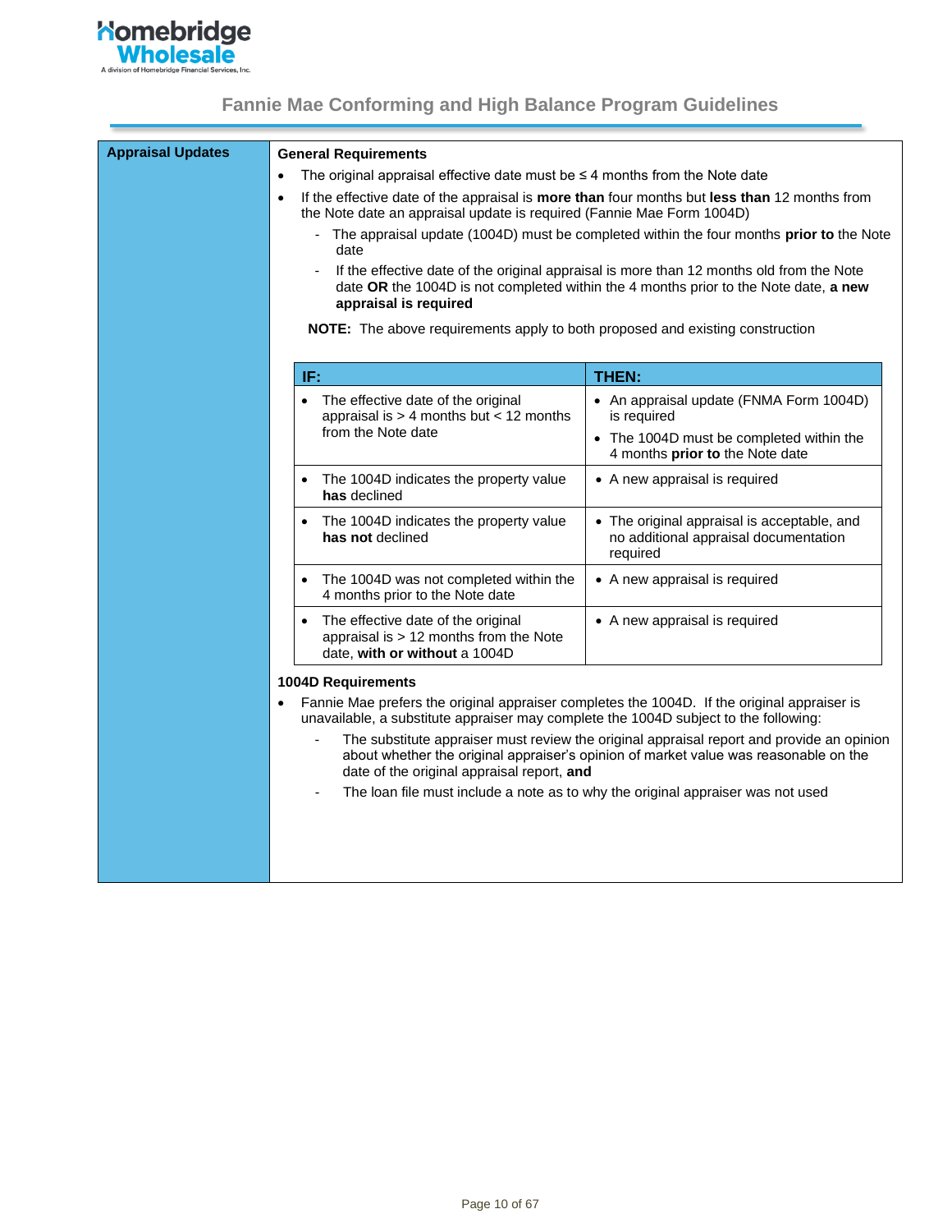## Fannie Mae Conforming and High Balance Program Guidelines

### Appraisal Updates

**General Requirements**

- The original appraisal effective date must be ≤ 4 months from the Note date
- If the effective date of the appraisal is **more than** four months but **less than** 12 months from the Note date an appraisal update is required (Fannie Mae Form 1004D)
  - The appraisal update (1004D) must be completed within the four months **prior to** the Note date
  - If the effective date of the original appraisal is more than 12 months old from the Note date **OR** the 1004D is not completed within the 4 months prior to the Note date, **a new appraisal is required**

**NOTE:** The above requirements apply to both proposed and existing construction

| IF: | THEN: |
|---|---|
| The effective date of the original appraisal is > 4 months but < 12 months from the Note date | An appraisal update (FNMA Form 1004D) is required; The 1004D must be completed within the 4 months **prior to** the Note date |
| The 1004D indicates the property value **has** declined | A new appraisal is required |
| The 1004D indicates the property value **has not** declined | The original appraisal is acceptable, and no additional appraisal documentation required |
| The 1004D was not completed within the 4 months prior to the Note date | A new appraisal is required |
| The effective date of the original appraisal is > 12 months from the Note date, **with or without** a 1004D | A new appraisal is required |

**1004D Requirements**

- Fannie Mae prefers the original appraiser completes the 1004D. If the original appraiser is unavailable, a substitute appraiser may complete the 1004D subject to the following:
  - The substitute appraiser must review the original appraisal report and provide an opinion about whether the original appraiser's opinion of market value was reasonable on the date of the original appraisal report, **and**
  - The loan file must include a note as to why the original appraiser was not used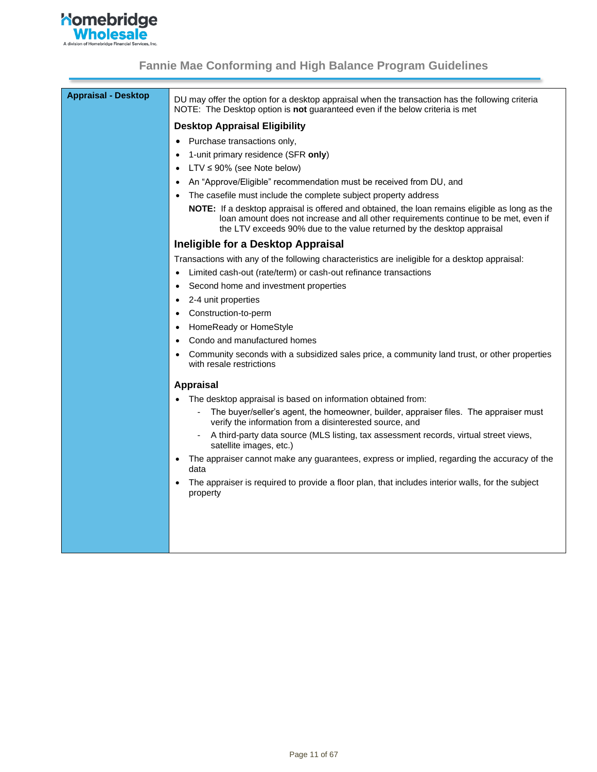## Appraisal - Desktop

DU may offer the option for a desktop appraisal when the transaction has the following criteria
NOTE: The Desktop option is **not** guaranteed even if the below criteria is met

### Desktop Appraisal Eligibility

- Purchase transactions only,
- 1-unit primary residence (SFR **only**)
- LTV ≤ 90% (see Note below)
- An "Approve/Eligible" recommendation must be received from DU, and
- The casefile must include the complete subject property address

**NOTE:** If a desktop appraisal is offered and obtained, the loan remains eligible as long as the loan amount does not increase and all other requirements continue to be met, even if the LTV exceeds 90% due to the value returned by the desktop appraisal

### Ineligible for a Desktop Appraisal

Transactions with any of the following characteristics are ineligible for a desktop appraisal:

- Limited cash-out (rate/term) or cash-out refinance transactions
- Second home and investment properties
- 2-4 unit properties
- Construction-to-perm
- HomeReady or HomeStyle
- Condo and manufactured homes
- Community seconds with a subsidized sales price, a community land trust, or other properties with resale restrictions

### Appraisal

- The desktop appraisal is based on information obtained from:
  - The buyer/seller's agent, the homeowner, builder, appraiser files. The appraiser must verify the information from a disinterested source, and
  - A third-party data source (MLS listing, tax assessment records, virtual street views, satellite images, etc.)
- The appraiser cannot make any guarantees, express or implied, regarding the accuracy of the data
- The appraiser is required to provide a floor plan, that includes interior walls, for the subject property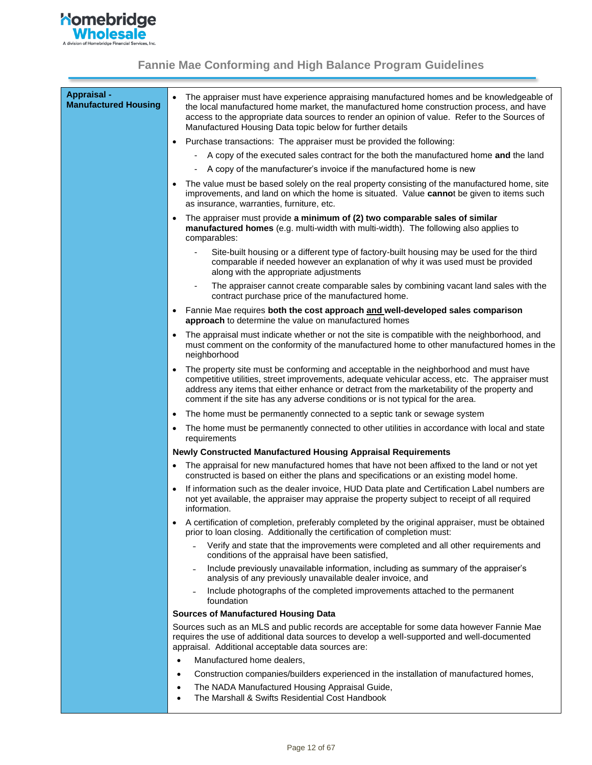# Fannie Mae Conforming and High Balance Program Guidelines

| | |
|---|---|
| **Appraisal - Manufactured Housing** | • The appraiser must have experience appraising manufactured homes and be knowledgeable of the local manufactured home market, the manufactured home construction process, and have access to the appropriate data sources to render an opinion of value. Refer to the Sources of Manufactured Housing Data topic below for further details<br>• Purchase transactions: The appraiser must be provided the following:<br>  - A copy of the executed sales contract for the both the manufactured home **and** the land<br>  - A copy of the manufacturer's invoice if the manufactured home is new<br>• The value must be based solely on the real property consisting of the manufactured home, site improvements, and land on which the home is situated. Value **canno**t be given to items such as insurance, warranties, furniture, etc.<br>• The appraiser must provide **a minimum of (2) two comparable sales of similar manufactured homes** (e.g. multi-width with multi-width). The following also applies to comparables:<br>  - Site-built housing or a different type of factory-built housing may be used for the third comparable if needed however an explanation of why it was used must be provided along with the appropriate adjustments<br>  - The appraiser cannot create comparable sales by combining vacant land sales with the contract purchase price of the manufactured home.<br>• Fannie Mae requires **both the cost approach <u>and</u> well-developed sales comparison approach** to determine the value on manufactured homes<br>• The appraisal must indicate whether or not the site is compatible with the neighborhood, and must comment on the conformity of the manufactured home to other manufactured homes in the neighborhood<br>• The property site must be conforming and acceptable in the neighborhood and must have competitive utilities, street improvements, adequate vehicular access, etc. The appraiser must address any items that either enhance or detract from the marketability of the property and comment if the site has any adverse conditions or is not typical for the area.<br>• The home must be permanently connected to a septic tank or sewage system<br>• The home must be permanently connected to other utilities in accordance with local and state requirements<br>**Newly Constructed Manufactured Housing Appraisal Requirements**<br>• The appraisal for new manufactured homes that have not been affixed to the land or not yet constructed is based on either the plans and specifications or an existing model home.<br>• If information such as the dealer invoice, HUD Data plate and Certification Label numbers are not yet available, the appraiser may appraise the property subject to receipt of all required information.<br>• A certification of completion, preferably completed by the original appraiser, must be obtained prior to loan closing. Additionally the certification of completion must:<br>  - Verify and state that the improvements were completed and all other requirements and conditions of the appraisal have been satisfied,<br>  - Include previously unavailable information, including as summary of the appraiser's analysis of any previously unavailable dealer invoice, and<br>  - Include photographs of the completed improvements attached to the permanent foundation<br>**Sources of Manufactured Housing Data**<br>Sources such as an MLS and public records are acceptable for some data however Fannie Mae requires the use of additional data sources to develop a well-supported and well-documented appraisal. Additional acceptable data sources are:<br>• Manufactured home dealers,<br>• Construction companies/builders experienced in the installation of manufactured homes,<br>• The NADA Manufactured Housing Appraisal Guide,<br>• The Marshall & Swifts Residential Cost Handbook |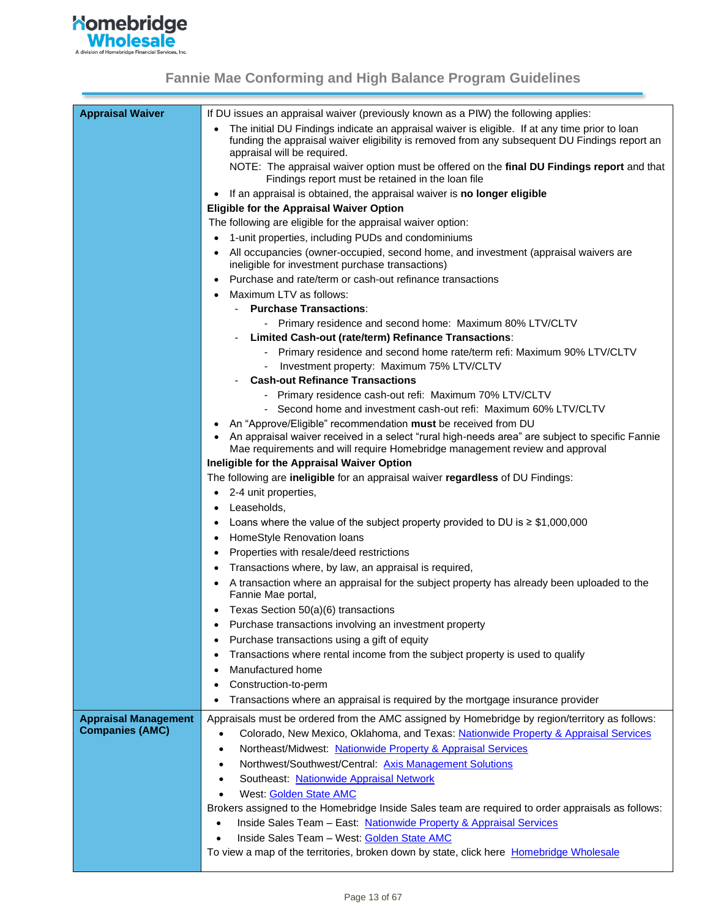## Fannie Mae Conforming and High Balance Program Guidelines

| | |
|---|---|
| **Appraisal Waiver** | If DU issues an appraisal waiver (previously known as a PIW) the following applies:<br>• The initial DU Findings indicate an appraisal waiver is eligible. If at any time prior to loan funding the appraisal waiver eligibility is removed from any subsequent DU Findings report an appraisal will be required.<br>NOTE: The appraisal waiver option must be offered on the **final DU Findings report** and that Findings report must be retained in the loan file<br>• If an appraisal is obtained, the appraisal waiver is **no longer eligible**<br>**Eligible for the Appraisal Waiver Option**<br>The following are eligible for the appraisal waiver option:<br>• 1-unit properties, including PUDs and condominiums<br>• All occupancies (owner-occupied, second home, and investment (appraisal waivers are ineligible for investment purchase transactions)<br>• Purchase and rate/term or cash-out refinance transactions<br>• Maximum LTV as follows:<br>- **Purchase Transactions**:<br>- Primary residence and second home: Maximum 80% LTV/CLTV<br>- **Limited Cash-out (rate/term) Refinance Transactions**:<br>- Primary residence and second home rate/term refi: Maximum 90% LTV/CLTV<br>- Investment property: Maximum 75% LTV/CLTV<br>- **Cash-out Refinance Transactions**<br>- Primary residence cash-out refi: Maximum 70% LTV/CLTV<br>- Second home and investment cash-out refi: Maximum 60% LTV/CLTV<br>• An "Approve/Eligible" recommendation **must** be received from DU<br>• An appraisal waiver received in a select "rural high-needs area" are subject to specific Fannie Mae requirements and will require Homebridge management review and approval<br>**Ineligible for the Appraisal Waiver Option**<br>The following are **ineligible** for an appraisal waiver **regardless** of DU Findings:<br>• 2-4 unit properties,<br>• Leaseholds,<br>• Loans where the value of the subject property provided to DU is ≥ $1,000,000<br>• HomeStyle Renovation loans<br>• Properties with resale/deed restrictions<br>• Transactions where, by law, an appraisal is required,<br>• A transaction where an appraisal for the subject property has already been uploaded to the Fannie Mae portal,<br>• Texas Section 50(a)(6) transactions<br>• Purchase transactions involving an investment property<br>• Purchase transactions using a gift of equity<br>• Transactions where rental income from the subject property is used to qualify<br>• Manufactured home<br>• Construction-to-perm<br>• Transactions where an appraisal is required by the mortgage insurance provider |
| **Appraisal Management Companies (AMC)** | Appraisals must be ordered from the AMC assigned by Homebridge by region/territory as follows:<br>• Colorado, New Mexico, Oklahoma, and Texas: Nationwide Property & Appraisal Services<br>• Northeast/Midwest: Nationwide Property & Appraisal Services<br>• Northwest/Southwest/Central: Axis Management Solutions<br>• Southeast: Nationwide Appraisal Network<br>• West: Golden State AMC<br>Brokers assigned to the Homebridge Inside Sales team are required to order appraisals as follows:<br>• Inside Sales Team – East: Nationwide Property & Appraisal Services<br>• Inside Sales Team – West: Golden State AMC<br>To view a map of the territories, broken down by state, click here Homebridge Wholesale |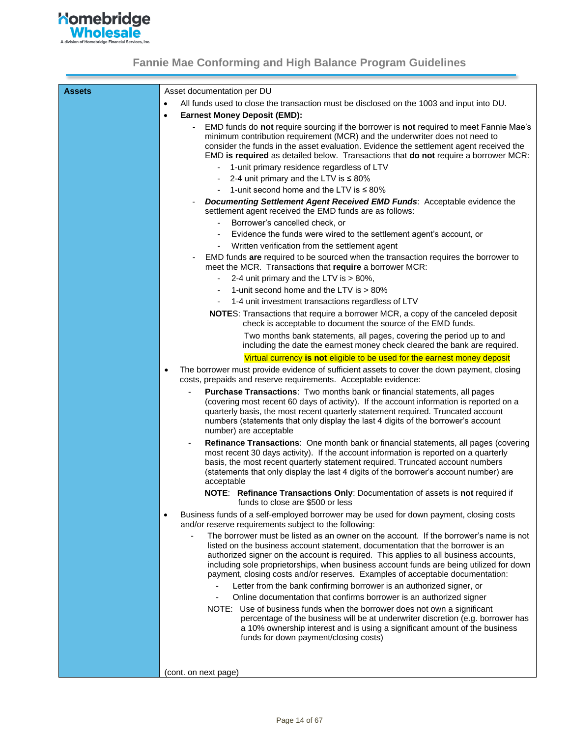## Fannie Mae Conforming and High Balance Program Guidelines

| | |
|---|---|
| **Assets** | Asset documentation per DU<br>• All funds used to close the transaction must be disclosed on the 1003 and input into DU.<br>• **Earnest Money Deposit (EMD):**<br>&nbsp;&nbsp;- EMD funds do **not** require sourcing if the borrower is **not** required to meet Fannie Mae's minimum contribution requirement (MCR) and the underwriter does not need to consider the funds in the asset evaluation. Evidence the settlement agent received the EMD **is required** as detailed below. Transactions that **do not** require a borrower MCR:<br>&nbsp;&nbsp;&nbsp;&nbsp;- 1-unit primary residence regardless of LTV<br>&nbsp;&nbsp;&nbsp;&nbsp;- 2-4 unit primary and the LTV is ≤ 80%<br>&nbsp;&nbsp;&nbsp;&nbsp;- 1-unit second home and the LTV is ≤ 80%<br>&nbsp;&nbsp;- ***Documenting Settlement Agent Received EMD Funds***: Acceptable evidence the settlement agent received the EMD funds are as follows:<br>&nbsp;&nbsp;&nbsp;&nbsp;- Borrower's cancelled check, or<br>&nbsp;&nbsp;&nbsp;&nbsp;- Evidence the funds were wired to the settlement agent's account, or<br>&nbsp;&nbsp;&nbsp;&nbsp;- Written verification from the settlement agent<br>&nbsp;&nbsp;- EMD funds **are** required to be sourced when the transaction requires the borrower to meet the MCR. Transactions that **require** a borrower MCR:<br>&nbsp;&nbsp;&nbsp;&nbsp;- 2-4 unit primary and the LTV is > 80%,<br>&nbsp;&nbsp;&nbsp;&nbsp;- 1-unit second home and the LTV is > 80%<br>&nbsp;&nbsp;&nbsp;&nbsp;- 1-4 unit investment transactions regardless of LTV<br>&nbsp;&nbsp;**NOTE**S: Transactions that require a borrower MCR, a copy of the canceled deposit check is acceptable to document the source of the EMD funds.<br>&nbsp;&nbsp;Two months bank statements, all pages, covering the period up to and including the date the earnest money check cleared the bank are required.<br>&nbsp;&nbsp;Virtual currency **is not** eligible to be used for the earnest money deposit<br>• The borrower must provide evidence of sufficient assets to cover the down payment, closing costs, prepaids and reserve requirements. Acceptable evidence:<br>&nbsp;&nbsp;- **Purchase Transactions**: Two months bank or financial statements, all pages (covering most recent 60 days of activity). If the account information is reported on a quarterly basis, the most recent quarterly statement required. Truncated account numbers (statements that only display the last 4 digits of the borrower's account number) are acceptable<br>&nbsp;&nbsp;- **Refinance Transactions**: One month bank or financial statements, all pages (covering most recent 30 days activity). If the account information is reported on a quarterly basis, the most recent quarterly statement required. Truncated account numbers (statements that only display the last 4 digits of the borrower's account number) are acceptable<br>&nbsp;&nbsp;**NOTE**: **Refinance Transactions Only**: Documentation of assets is **not** required if funds to close are $500 or less<br>• Business funds of a self-employed borrower may be used for down payment, closing costs and/or reserve requirements subject to the following:<br>&nbsp;&nbsp;- The borrower must be listed as an owner on the account. If the borrower's name is not listed on the business account statement, documentation that the borrower is an authorized signer on the account is required. This applies to all business accounts, including sole proprietorships, when business account funds are being utilized for down payment, closing costs and/or reserves. Examples of acceptable documentation:<br>&nbsp;&nbsp;&nbsp;&nbsp;- Letter from the bank confirming borrower is an authorized signer, or<br>&nbsp;&nbsp;&nbsp;&nbsp;- Online documentation that confirms borrower is an authorized signer<br>&nbsp;&nbsp;NOTE: Use of business funds when the borrower does not own a significant percentage of the business will be at underwriter discretion (e.g. borrower has a 10% ownership interest and is using a significant amount of the business funds for down payment/closing costs)<br><br>(cont. on next page) |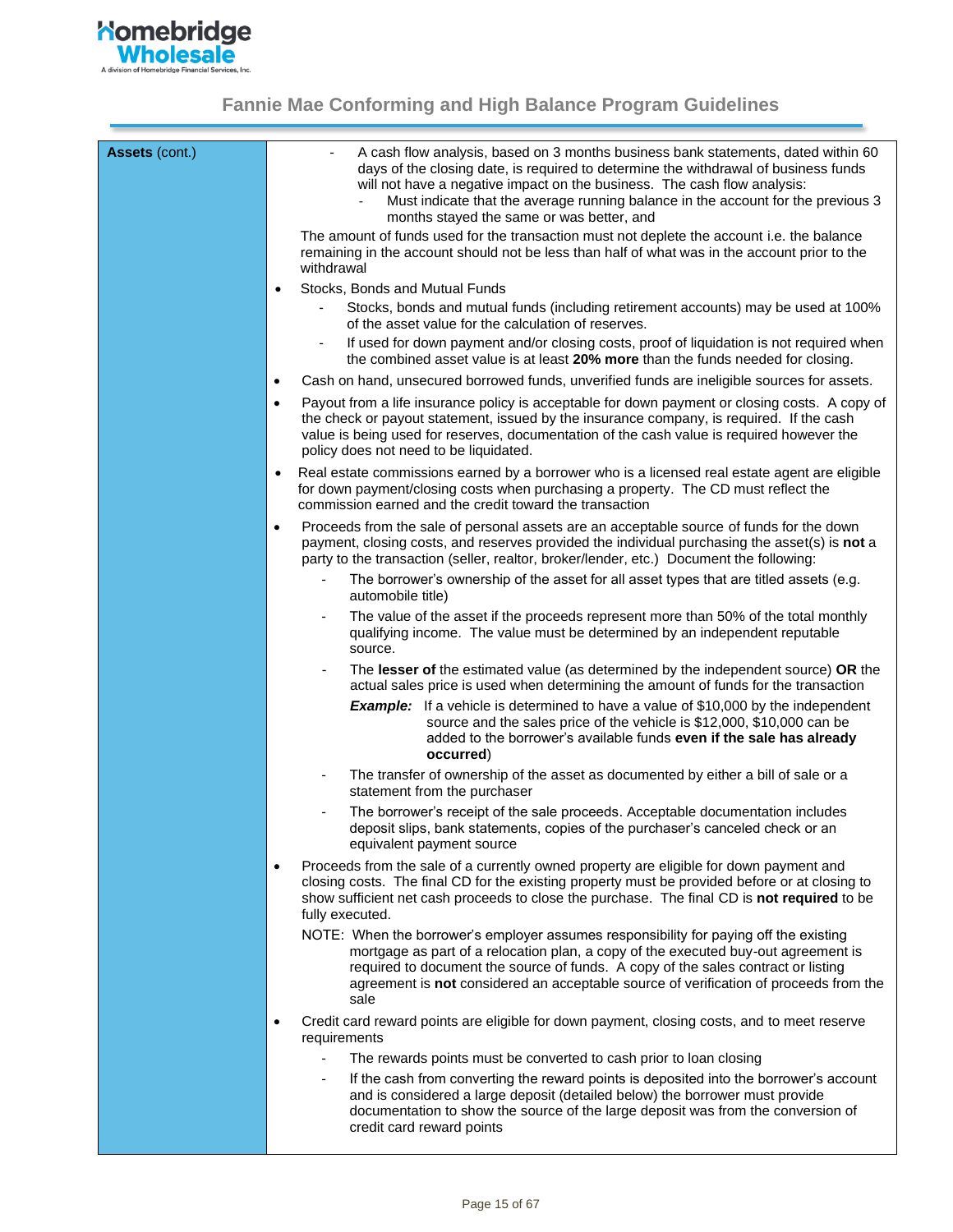## Fannie Mae Conforming and High Balance Program Guidelines

**Assets** (cont.)

  - A cash flow analysis, based on 3 months business bank statements, dated within 60 days of the closing date, is required to determine the withdrawal of business funds will not have a negative impact on the business. The cash flow analysis:
    - Must indicate that the average running balance in the account for the previous 3 months stayed the same or was better, and

  The amount of funds used for the transaction must not deplete the account i.e. the balance remaining in the account should not be less than half of what was in the account prior to the withdrawal

- Stocks, Bonds and Mutual Funds
  - Stocks, bonds and mutual funds (including retirement accounts) may be used at 100% of the asset value for the calculation of reserves.
  - If used for down payment and/or closing costs, proof of liquidation is not required when the combined asset value is at least **20% more** than the funds needed for closing.
- Cash on hand, unsecured borrowed funds, unverified funds are ineligible sources for assets.
- Payout from a life insurance policy is acceptable for down payment or closing costs. A copy of the check or payout statement, issued by the insurance company, is required. If the cash value is being used for reserves, documentation of the cash value is required however the policy does not need to be liquidated.
- Real estate commissions earned by a borrower who is a licensed real estate agent are eligible for down payment/closing costs when purchasing a property. The CD must reflect the commission earned and the credit toward the transaction
- Proceeds from the sale of personal assets are an acceptable source of funds for the down payment, closing costs, and reserves provided the individual purchasing the asset(s) is **not** a party to the transaction (seller, realtor, broker/lender, etc.) Document the following:
  - The borrower's ownership of the asset for all asset types that are titled assets (e.g. automobile title)
  - The value of the asset if the proceeds represent more than 50% of the total monthly qualifying income. The value must be determined by an independent reputable source.
  - The **lesser of** the estimated value (as determined by the independent source) **OR** the actual sales price is used when determining the amount of funds for the transaction

    ***Example:*** If a vehicle is determined to have a value of $10,000 by the independent source and the sales price of the vehicle is $12,000, $10,000 can be added to the borrower's available funds **even if the sale has already occurred**)
  - The transfer of ownership of the asset as documented by either a bill of sale or a statement from the purchaser
  - The borrower's receipt of the sale proceeds. Acceptable documentation includes deposit slips, bank statements, copies of the purchaser's canceled check or an equivalent payment source
- Proceeds from the sale of a currently owned property are eligible for down payment and closing costs. The final CD for the existing property must be provided before or at closing to show sufficient net cash proceeds to close the purchase. The final CD is **not required** to be fully executed.

  NOTE: When the borrower's employer assumes responsibility for paying off the existing mortgage as part of a relocation plan, a copy of the executed buy-out agreement is required to document the source of funds. A copy of the sales contract or listing agreement is **not** considered an acceptable source of verification of proceeds from the sale
- Credit card reward points are eligible for down payment, closing costs, and to meet reserve requirements
  - The rewards points must be converted to cash prior to loan closing
  - If the cash from converting the reward points is deposited into the borrower's account and is considered a large deposit (detailed below) the borrower must provide documentation to show the source of the large deposit was from the conversion of credit card reward points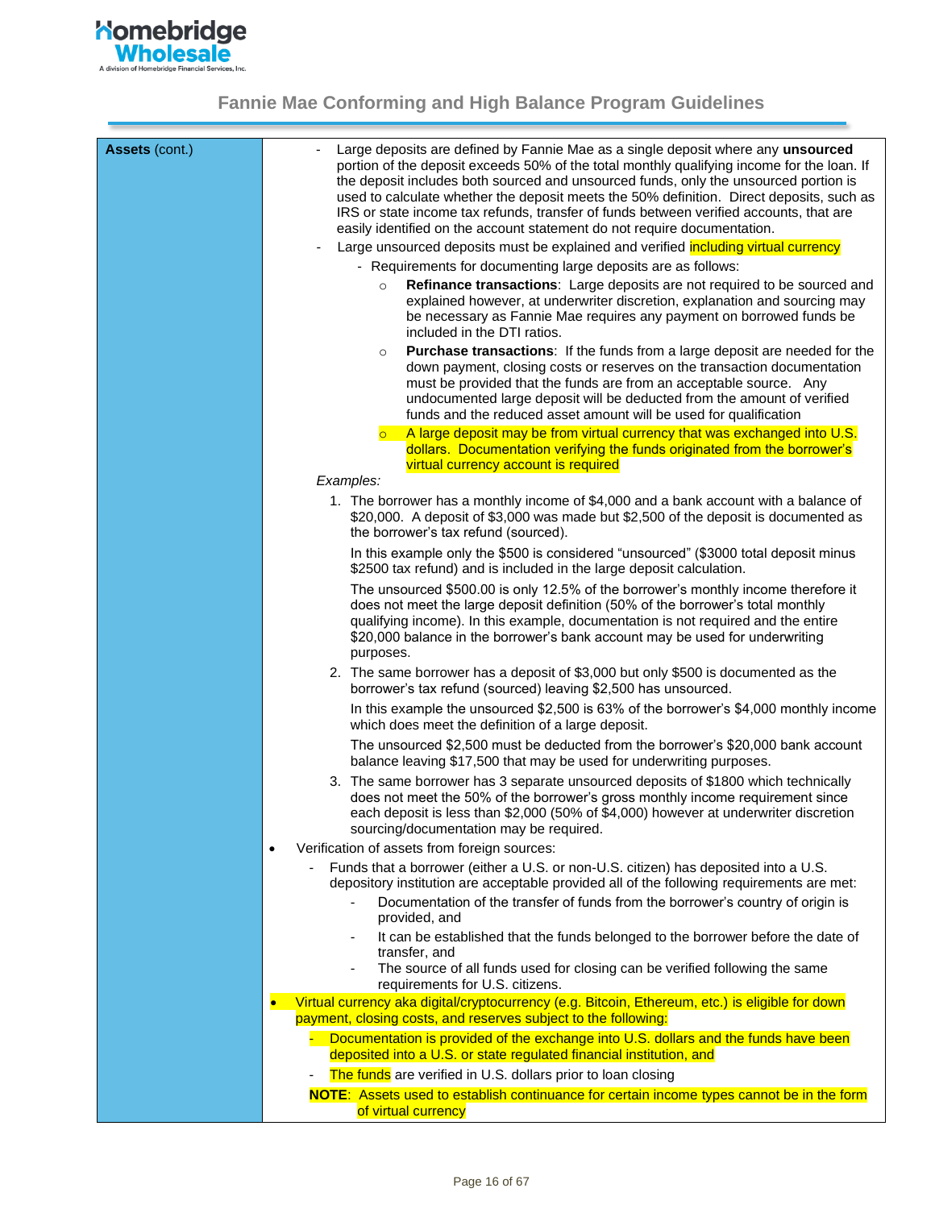| **Assets** (cont.) | |
|---|---|
| | - Large deposits are defined by Fannie Mae as a single deposit where any **unsourced** portion of the deposit exceeds 50% of the total monthly qualifying income for the loan. If the deposit includes both sourced and unsourced funds, only the unsourced portion is used to calculate whether the deposit meets the 50% definition. Direct deposits, such as IRS or state income tax refunds, transfer of funds between verified accounts, that are easily identified on the account statement do not require documentation.<br>- Large unsourced deposits must be explained and verified including virtual currency<br>&nbsp;&nbsp;- Requirements for documenting large deposits are as follows:<br>&nbsp;&nbsp;&nbsp;&nbsp;○ **Refinance transactions**: Large deposits are not required to be sourced and explained however, at underwriter discretion, explanation and sourcing may be necessary as Fannie Mae requires any payment on borrowed funds be included in the DTI ratios.<br>&nbsp;&nbsp;&nbsp;&nbsp;○ **Purchase transactions**: If the funds from a large deposit are needed for the down payment, closing costs or reserves on the transaction documentation must be provided that the funds are from an acceptable source. Any undocumented large deposit will be deducted from the amount of verified funds and the reduced asset amount will be used for qualification<br>&nbsp;&nbsp;&nbsp;&nbsp;○ A large deposit may be from virtual currency that was exchanged into U.S. dollars. Documentation verifying the funds originated from the borrower's virtual currency account is required<br><br>*Examples:*<br>1. The borrower has a monthly income of $4,000 and a bank account with a balance of $20,000. A deposit of $3,000 was made but $2,500 of the deposit is documented as the borrower's tax refund (sourced).<br>In this example only the $500 is considered "unsourced" ($3000 total deposit minus $2500 tax refund) and is included in the large deposit calculation.<br>The unsourced $500.00 is only 12.5% of the borrower's monthly income therefore it does not meet the large deposit definition (50% of the borrower's total monthly qualifying income). In this example, documentation is not required and the entire $20,000 balance in the borrower's bank account may be used for underwriting purposes.<br>2. The same borrower has a deposit of $3,000 but only $500 is documented as the borrower's tax refund (sourced) leaving $2,500 has unsourced.<br>In this example the unsourced $2,500 is 63% of the borrower's $4,000 monthly income which does meet the definition of a large deposit.<br>The unsourced $2,500 must be deducted from the borrower's $20,000 bank account balance leaving $17,500 that may be used for underwriting purposes.<br>3. The same borrower has 3 separate unsourced deposits of $1800 which technically does not meet the 50% of the borrower's gross monthly income requirement since each deposit is less than $2,000 (50% of $4,000) however at underwriter discretion sourcing/documentation may be required.<br><br>• Verification of assets from foreign sources:<br>&nbsp;&nbsp;- Funds that a borrower (either a U.S. or non-U.S. citizen) has deposited into a U.S. depository institution are acceptable provided all of the following requirements are met:<br>&nbsp;&nbsp;&nbsp;&nbsp;- Documentation of the transfer of funds from the borrower's country of origin is provided, and<br>&nbsp;&nbsp;&nbsp;&nbsp;- It can be established that the funds belonged to the borrower before the date of transfer, and<br>&nbsp;&nbsp;&nbsp;&nbsp;- The source of all funds used for closing can be verified following the same requirements for U.S. citizens.<br>• Virtual currency aka digital/cryptocurrency (e.g. Bitcoin, Ethereum, etc.) is eligible for down payment, closing costs, and reserves subject to the following:<br>&nbsp;&nbsp;- Documentation is provided of the exchange into U.S. dollars and the funds have been deposited into a U.S. or state regulated financial institution, and<br>&nbsp;&nbsp;- The funds are verified in U.S. dollars prior to loan closing<br>**NOTE**: Assets used to establish continuance for certain income types cannot be in the form of virtual currency |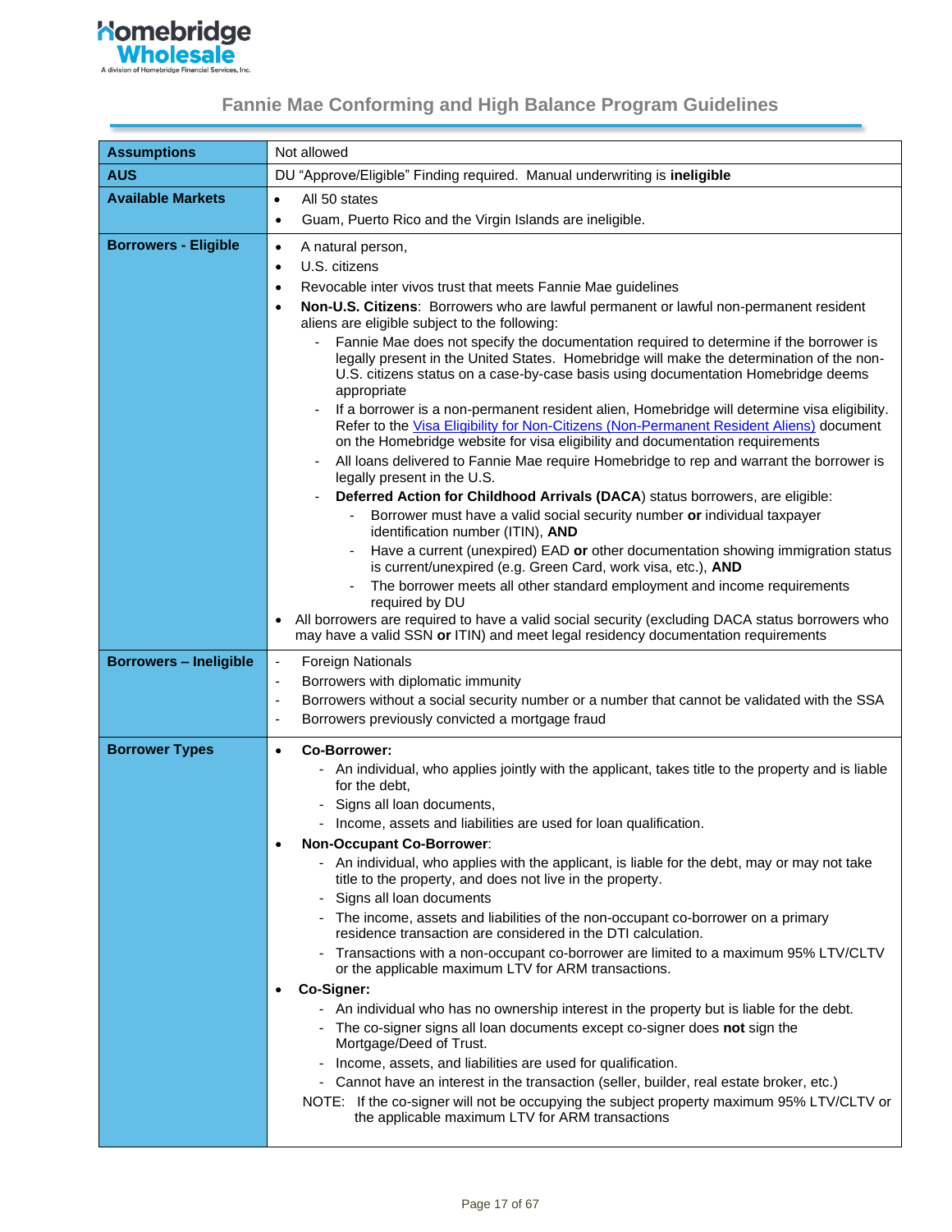## Fannie Mae Conforming and High Balance Program Guidelines

| | |
|---|---|
| **Assumptions** | Not allowed |
| **AUS** | DU "Approve/Eligible" Finding required. Manual underwriting is **ineligible** |
| **Available Markets** | • All 50 states<br>• Guam, Puerto Rico and the Virgin Islands are ineligible. |
| **Borrowers - Eligible** | • A natural person,<br>• U.S. citizens<br>• Revocable inter vivos trust that meets Fannie Mae guidelines<br>• **Non-U.S. Citizens**: Borrowers who are lawful permanent or lawful non-permanent resident aliens are eligible subject to the following:<br>  - Fannie Mae does not specify the documentation required to determine if the borrower is legally present in the United States. Homebridge will make the determination of the non-U.S. citizens status on a case-by-case basis using documentation Homebridge deems appropriate<br>  - If a borrower is a non-permanent resident alien, Homebridge will determine visa eligibility. Refer to the Visa Eligibility for Non-Citizens (Non-Permanent Resident Aliens) document on the Homebridge website for visa eligibility and documentation requirements<br>  - All loans delivered to Fannie Mae require Homebridge to rep and warrant the borrower is legally present in the U.S.<br>  - **Deferred Action for Childhood Arrivals (DACA**) status borrowers, are eligible:<br>    - Borrower must have a valid social security number **or** individual taxpayer identification number (ITIN), **AND**<br>    - Have a current (unexpired) EAD **or** other documentation showing immigration status is current/unexpired (e.g. Green Card, work visa, etc.), **AND**<br>    - The borrower meets all other standard employment and income requirements required by DU<br>• All borrowers are required to have a valid social security (excluding DACA status borrowers who may have a valid SSN **or** ITIN) and meet legal residency documentation requirements |
| **Borrowers – Ineligible** | - Foreign Nationals<br>- Borrowers with diplomatic immunity<br>- Borrowers without a social security number or a number that cannot be validated with the SSA<br>- Borrowers previously convicted a mortgage fraud |
| **Borrower Types** | • **Co-Borrower:**<br>  - An individual, who applies jointly with the applicant, takes title to the property and is liable for the debt,<br>  - Signs all loan documents,<br>  - Income, assets and liabilities are used for loan qualification.<br>• **Non-Occupant Co-Borrower**:<br>  - An individual, who applies with the applicant, is liable for the debt, may or may not take title to the property, and does not live in the property.<br>  - Signs all loan documents<br>  - The income, assets and liabilities of the non-occupant co-borrower on a primary residence transaction are considered in the DTI calculation.<br>  - Transactions with a non-occupant co-borrower are limited to a maximum 95% LTV/CLTV or the applicable maximum LTV for ARM transactions.<br>• **Co-Signer:**<br>  - An individual who has no ownership interest in the property but is liable for the debt.<br>  - The co-signer signs all loan documents except co-signer does **not** sign the Mortgage/Deed of Trust.<br>  - Income, assets, and liabilities are used for qualification.<br>  - Cannot have an interest in the transaction (seller, builder, real estate broker, etc.)<br>NOTE: If the co-signer will not be occupying the subject property maximum 95% LTV/CLTV or the applicable maximum LTV for ARM transactions |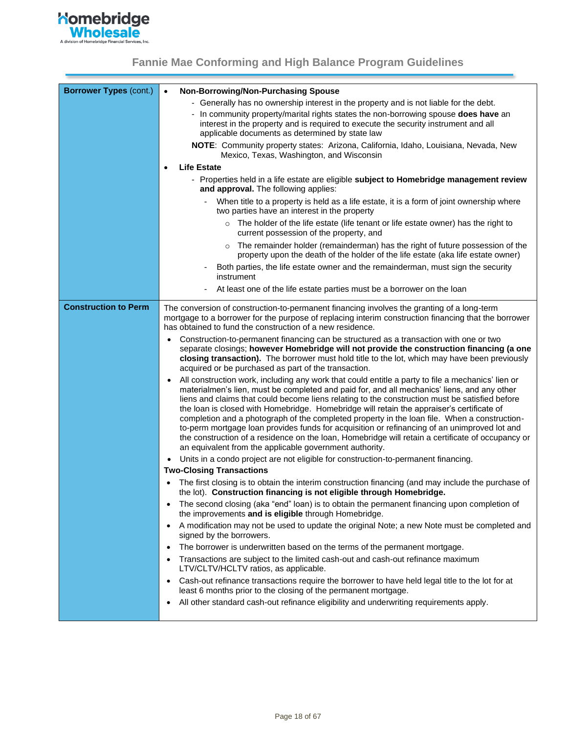| | |
|---|---|
| **Borrower Types** (cont.) | • **Non-Borrowing/Non-Purchasing Spouse**<br>- Generally has no ownership interest in the property and is not liable for the debt.<br>- In community property/marital rights states the non-borrowing spouse **does have** an interest in the property and is required to execute the security instrument and all applicable documents as determined by state law<br>**NOTE**: Community property states: Arizona, California, Idaho, Louisiana, Nevada, New Mexico, Texas, Washington, and Wisconsin<br>• **Life Estate**<br>- Properties held in a life estate are eligible **subject to Homebridge management review and approval.** The following applies:<br>- When title to a property is held as a life estate, it is a form of joint ownership where two parties have an interest in the property<br>○ The holder of the life estate (life tenant or life estate owner) has the right to current possession of the property, and<br>○ The remainder holder (remainderman) has the right of future possession of the property upon the death of the holder of the life estate (aka life estate owner)<br>- Both parties, the life estate owner and the remainderman, must sign the security instrument<br>- At least one of the life estate parties must be a borrower on the loan |
| **Construction to Perm** | The conversion of construction-to-permanent financing involves the granting of a long-term mortgage to a borrower for the purpose of replacing interim construction financing that the borrower has obtained to fund the construction of a new residence.<br>• Construction-to-permanent financing can be structured as a transaction with one or two separate closings; **however Homebridge will not provide the construction financing (a one closing transaction).** The borrower must hold title to the lot, which may have been previously acquired or be purchased as part of the transaction.<br>• All construction work, including any work that could entitle a party to file a mechanics' lien or materialmen's lien, must be completed and paid for, and all mechanics' liens, and any other liens and claims that could become liens relating to the construction must be satisfied before the loan is closed with Homebridge. Homebridge will retain the appraiser's certificate of completion and a photograph of the completed property in the loan file. When a construction-to-perm mortgage loan provides funds for acquisition or refinancing of an unimproved lot and the construction of a residence on the loan, Homebridge will retain a certificate of occupancy or an equivalent from the applicable government authority.<br>• Units in a condo project are not eligible for construction-to-permanent financing.<br>**Two-Closing Transactions**<br>• The first closing is to obtain the interim construction financing (and may include the purchase of the lot). **Construction financing is not eligible through Homebridge.**<br>• The second closing (aka "end" loan) is to obtain the permanent financing upon completion of the improvements **and is eligible** through Homebridge.<br>• A modification may not be used to update the original Note; a new Note must be completed and signed by the borrowers.<br>• The borrower is underwritten based on the terms of the permanent mortgage.<br>• Transactions are subject to the limited cash-out and cash-out refinance maximum LTV/CLTV/HCLTV ratios, as applicable.<br>• Cash-out refinance transactions require the borrower to have held legal title to the lot for at least 6 months prior to the closing of the permanent mortgage.<br>• All other standard cash-out refinance eligibility and underwriting requirements apply. |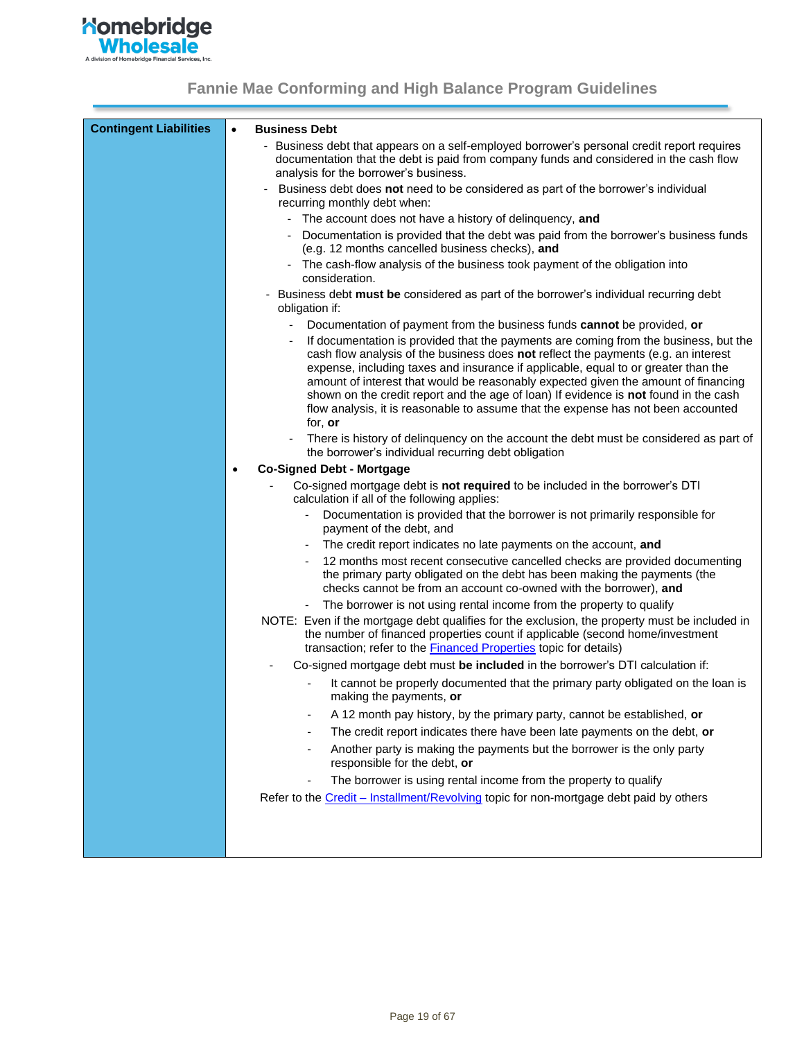| Contingent Liabilities | • **Business Debt**<br>- Business debt that appears on a self-employed borrower's personal credit report requires documentation that the debt is paid from company funds and considered in the cash flow analysis for the borrower's business.<br>- Business debt does **not** need to be considered as part of the borrower's individual recurring monthly debt when:<br>&nbsp;&nbsp;- The account does not have a history of delinquency, **and**<br>&nbsp;&nbsp;- Documentation is provided that the debt was paid from the borrower's business funds (e.g. 12 months cancelled business checks), **and**<br>&nbsp;&nbsp;- The cash-flow analysis of the business took payment of the obligation into consideration.<br>- Business debt **must be** considered as part of the borrower's individual recurring debt obligation if:<br>&nbsp;&nbsp;- Documentation of payment from the business funds **cannot** be provided, **or**<br>&nbsp;&nbsp;- If documentation is provided that the payments are coming from the business, but the cash flow analysis of the business does **not** reflect the payments (e.g. an interest expense, including taxes and insurance if applicable, equal to or greater than the amount of interest that would be reasonably expected given the amount of financing shown on the credit report and the age of loan) If evidence is **not** found in the cash flow analysis, it is reasonable to assume that the expense has not been accounted for, **or**<br>&nbsp;&nbsp;- There is history of delinquency on the account the debt must be considered as part of the borrower's individual recurring debt obligation<br>• **Co-Signed Debt - Mortgage**<br>- Co-signed mortgage debt is **not required** to be included in the borrower's DTI calculation if all of the following applies:<br>&nbsp;&nbsp;- Documentation is provided that the borrower is not primarily responsible for payment of the debt, and<br>&nbsp;&nbsp;- The credit report indicates no late payments on the account, **and**<br>&nbsp;&nbsp;- 12 months most recent consecutive cancelled checks are provided documenting the primary party obligated on the debt has been making the payments (the checks cannot be from an account co-owned with the borrower), **and**<br>&nbsp;&nbsp;- The borrower is not using rental income from the property to qualify<br>NOTE: Even if the mortgage debt qualifies for the exclusion, the property must be included in the number of financed properties count if applicable (second home/investment transaction; refer to the Financed Properties topic for details)<br>- Co-signed mortgage debt must **be included** in the borrower's DTI calculation if:<br>&nbsp;&nbsp;- It cannot be properly documented that the primary party obligated on the loan is making the payments, **or**<br>&nbsp;&nbsp;- A 12 month pay history, by the primary party, cannot be established, **or**<br>&nbsp;&nbsp;- The credit report indicates there have been late payments on the debt, **or**<br>&nbsp;&nbsp;- Another party is making the payments but the borrower is the only party responsible for the debt, **or**<br>&nbsp;&nbsp;- The borrower is using rental income from the property to qualify<br>Refer to the Credit – Installment/Revolving topic for non-mortgage debt paid by others |
|---|---|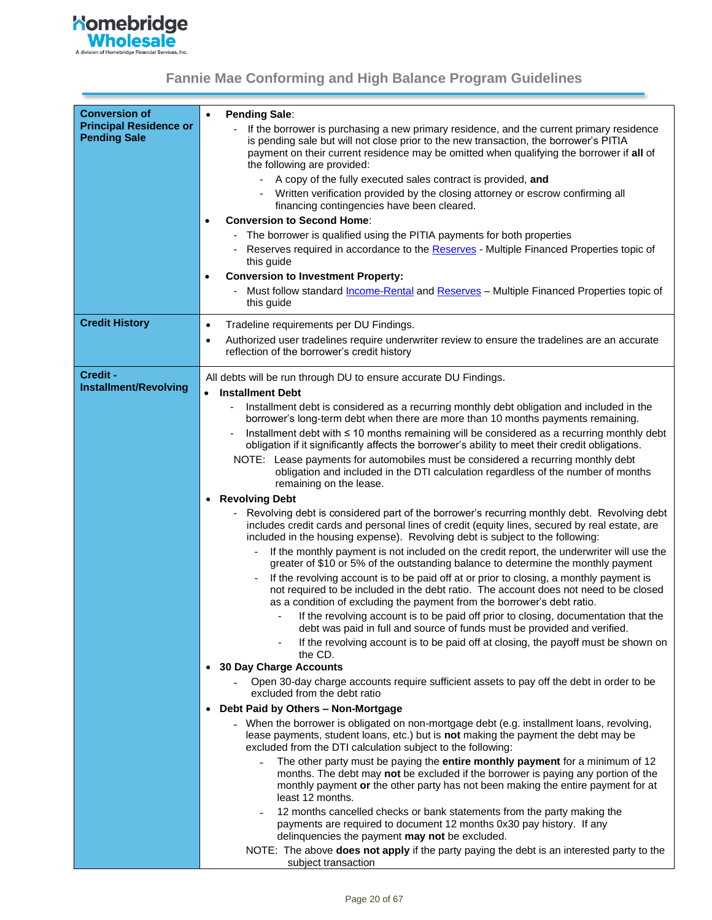| | |
|---|---|
| **Conversion of Principal Residence or Pending Sale** | • **Pending Sale**:<br>- If the borrower is purchasing a new primary residence, and the current primary residence is pending sale but will not close prior to the new transaction, the borrower's PITIA payment on their current residence may be omitted when qualifying the borrower if **all** of the following are provided:<br>&nbsp;&nbsp;- A copy of the fully executed sales contract is provided, **and**<br>&nbsp;&nbsp;- Written verification provided by the closing attorney or escrow confirming all financing contingencies have been cleared.<br>• **Conversion to Second Home**:<br>- The borrower is qualified using the PITIA payments for both properties<br>- Reserves required in accordance to the Reserves - Multiple Financed Properties topic of this guide<br>• **Conversion to Investment Property:**<br>- Must follow standard Income-Rental and Reserves – Multiple Financed Properties topic of this guide |
| **Credit History** | • Tradeline requirements per DU Findings.<br>• Authorized user tradelines require underwriter review to ensure the tradelines are an accurate reflection of the borrower's credit history |
| **Credit - Installment/Revolving** | All debts will be run through DU to ensure accurate DU Findings.<br>• **Installment Debt**<br>- Installment debt is considered as a recurring monthly debt obligation and included in the borrower's long-term debt when there are more than 10 months payments remaining.<br>- Installment debt with ≤ 10 months remaining will be considered as a recurring monthly debt obligation if it significantly affects the borrower's ability to meet their credit obligations.<br>NOTE: Lease payments for automobiles must be considered a recurring monthly debt obligation and included in the DTI calculation regardless of the number of months remaining on the lease.<br>• **Revolving Debt**<br>- Revolving debt is considered part of the borrower's recurring monthly debt. Revolving debt includes credit cards and personal lines of credit (equity lines, secured by real estate, are included in the housing expense). Revolving debt is subject to the following:<br>&nbsp;&nbsp;- If the monthly payment is not included on the credit report, the underwriter will use the greater of $10 or 5% of the outstanding balance to determine the monthly payment<br>&nbsp;&nbsp;- If the revolving account is to be paid off at or prior to closing, a monthly payment is not required to be included in the debt ratio. The account does not need to be closed as a condition of excluding the payment from the borrower's debt ratio.<br>&nbsp;&nbsp;&nbsp;&nbsp;- If the revolving account is to be paid off prior to closing, documentation that the debt was paid in full and source of funds must be provided and verified.<br>&nbsp;&nbsp;&nbsp;&nbsp;- If the revolving account is to be paid off at closing, the payoff must be shown on the CD.<br>• **30 Day Charge Accounts**<br>- Open 30-day charge accounts require sufficient assets to pay off the debt in order to be excluded from the debt ratio<br>• **Debt Paid by Others – Non-Mortgage**<br>- When the borrower is obligated on non-mortgage debt (e.g. installment loans, revolving, lease payments, student loans, etc.) but is **not** making the payment the debt may be excluded from the DTI calculation subject to the following:<br>&nbsp;&nbsp;- The other party must be paying the **entire monthly payment** for a minimum of 12 months. The debt may **not** be excluded if the borrower is paying any portion of the monthly payment **or** the other party has not been making the entire payment for at least 12 months.<br>&nbsp;&nbsp;- 12 months cancelled checks or bank statements from the party making the payments are required to document 12 months 0x30 pay history. If any delinquencies the payment **may not** be excluded.<br>NOTE: The above **does not apply** if the party paying the debt is an interested party to the subject transaction |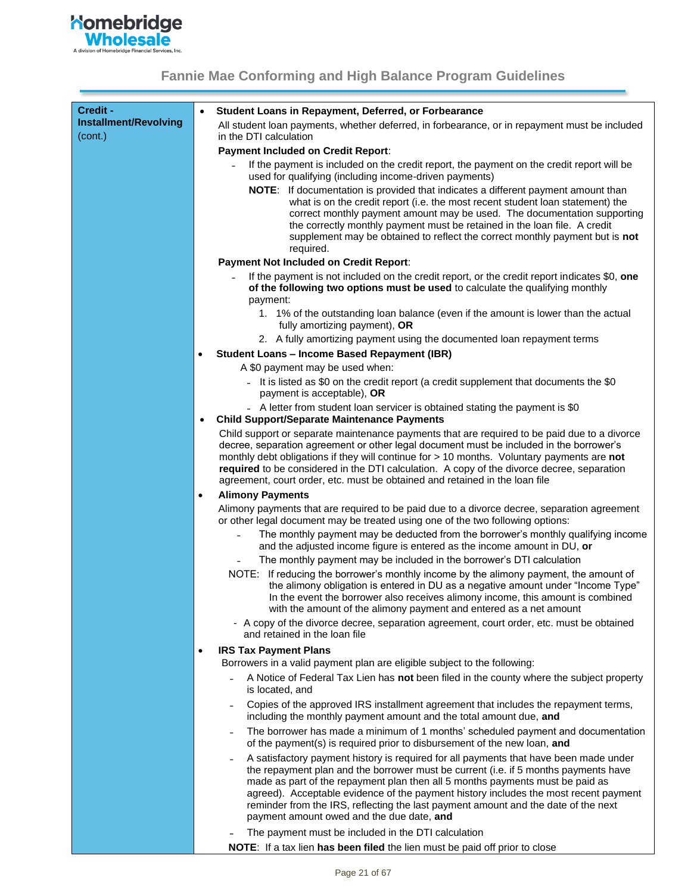# Fannie Mae Conforming and High Balance Program Guidelines

**Credit - Installment/Revolving** (cont.)

- **Student Loans in Repayment, Deferred, or Forbearance**

  All student loan payments, whether deferred, in forbearance, or in repayment must be included in the DTI calculation

  **Payment Included on Credit Report**:

  - If the payment is included on the credit report, the payment on the credit report will be used for qualifying (including income-driven payments)

    **NOTE**: If documentation is provided that indicates a different payment amount than what is on the credit report (i.e. the most recent student loan statement) the correct monthly payment amount may be used. The documentation supporting the correctly monthly payment must be retained in the loan file. A credit supplement may be obtained to reflect the correct monthly payment but is **not** required.

  **Payment Not Included on Credit Report**:

  - If the payment is not included on the credit report, or the credit report indicates $0, **one of the following two options must be used** to calculate the qualifying monthly payment:
    1. 1% of the outstanding loan balance (even if the amount is lower than the actual fully amortizing payment), **OR**
    2. A fully amortizing payment using the documented loan repayment terms

- **Student Loans – Income Based Repayment (IBR)**

  A $0 payment may be used when:

  - It is listed as $0 on the credit report (a credit supplement that documents the $0 payment is acceptable), **OR**
  - A letter from student loan servicer is obtained stating the payment is $0

- **Child Support/Separate Maintenance Payments**

  Child support or separate maintenance payments that are required to be paid due to a divorce decree, separation agreement or other legal document must be included in the borrower's monthly debt obligations if they will continue for > 10 months. Voluntary payments are **not required** to be considered in the DTI calculation. A copy of the divorce decree, separation agreement, court order, etc. must be obtained and retained in the loan file

- **Alimony Payments**

  Alimony payments that are required to be paid due to a divorce decree, separation agreement or other legal document may be treated using one of the two following options:

  - The monthly payment may be deducted from the borrower's monthly qualifying income and the adjusted income figure is entered as the income amount in DU, **or**
  - The monthly payment may be included in the borrower's DTI calculation

  NOTE: If reducing the borrower's monthly income by the alimony payment, the amount of the alimony obligation is entered in DU as a negative amount under "Income Type" In the event the borrower also receives alimony income, this amount is combined with the amount of the alimony payment and entered as a net amount

  - A copy of the divorce decree, separation agreement, court order, etc. must be obtained and retained in the loan file

- **IRS Tax Payment Plans**

  Borrowers in a valid payment plan are eligible subject to the following:

  - A Notice of Federal Tax Lien has **not** been filed in the county where the subject property is located, and
  - Copies of the approved IRS installment agreement that includes the repayment terms, including the monthly payment amount and the total amount due, **and**
  - The borrower has made a minimum of 1 months' scheduled payment and documentation of the payment(s) is required prior to disbursement of the new loan, **and**
  - A satisfactory payment history is required for all payments that have been made under the repayment plan and the borrower must be current (i.e. if 5 months payments have made as part of the repayment plan then all 5 months payments must be paid as agreed). Acceptable evidence of the payment history includes the most recent payment reminder from the IRS, reflecting the last payment amount and the date of the next payment amount owed and the due date, **and**
  - The payment must be included in the DTI calculation

  **NOTE**: If a tax lien **has been filed** the lien must be paid off prior to close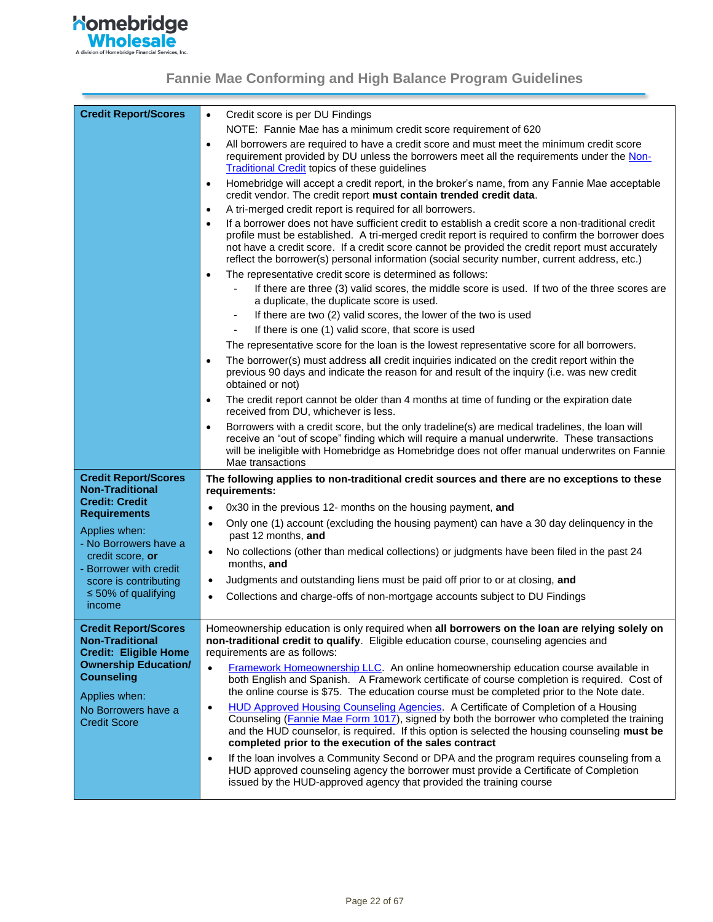## Fannie Mae Conforming and High Balance Program Guidelines

| | |
|---|---|
| **Credit Report/Scores** | • Credit score is per DU Findings<br>NOTE: Fannie Mae has a minimum credit score requirement of 620<br>• All borrowers are required to have a credit score and must meet the minimum credit score requirement provided by DU unless the borrowers meet all the requirements under the Non-Traditional Credit topics of these guidelines<br>• Homebridge will accept a credit report, in the broker's name, from any Fannie Mae acceptable credit vendor. The credit report **must contain trended credit data**.<br>• A tri-merged credit report is required for all borrowers.<br>• If a borrower does not have sufficient credit to establish a credit score a non-traditional credit profile must be established. A tri-merged credit report is required to confirm the borrower does not have a credit score. If a credit score cannot be provided the credit report must accurately reflect the borrower(s) personal information (social security number, current address, etc.)<br>• The representative credit score is determined as follows:<br>- If there are three (3) valid scores, the middle score is used. If two of the three scores are a duplicate, the duplicate score is used.<br>- If there are two (2) valid scores, the lower of the two is used<br>- If there is one (1) valid score, that score is used<br>The representative score for the loan is the lowest representative score for all borrowers.<br>• The borrower(s) must address **all** credit inquiries indicated on the credit report within the previous 90 days and indicate the reason for and result of the inquiry (i.e. was new credit obtained or not)<br>• The credit report cannot be older than 4 months at time of funding or the expiration date received from DU, whichever is less.<br>• Borrowers with a credit score, but the only tradeline(s) are medical tradelines, the loan will receive an "out of scope" finding which will require a manual underwrite. These transactions will be ineligible with Homebridge as Homebridge does not offer manual underwrites on Fannie Mae transactions |
| **Credit Report/Scores Non-Traditional Credit: Credit Requirements**<br>Applies when:<br>- No Borrowers have a credit score, **or**<br>- Borrower with credit score is contributing ≤ 50% of qualifying income | **The following applies to non-traditional credit sources and there are no exceptions to these requirements:**<br>• 0x30 in the previous 12- months on the housing payment, **and**<br>• Only one (1) account (excluding the housing payment) can have a 30 day delinquency in the past 12 months, **and**<br>• No collections (other than medical collections) or judgments have been filed in the past 24 months, **and**<br>• Judgments and outstanding liens must be paid off prior to or at closing, **and**<br>• Collections and charge-offs of non-mortgage accounts subject to DU Findings |
| **Credit Report/Scores Non-Traditional Credit: Eligible Home Ownership Education/ Counseling**<br>Applies when:<br>No Borrowers have a Credit Score | Homeownership education is only required when **all borrowers on the loan are relying solely on non-traditional credit to qualify**. Eligible education course, counseling agencies and requirements are as follows:<br>• Framework Homeownership LLC. An online homeownership education course available in both English and Spanish. A Framework certificate of course completion is required. Cost of the online course is $75. The education course must be completed prior to the Note date.<br>• HUD Approved Housing Counseling Agencies. A Certificate of Completion of a Housing Counseling (Fannie Mae Form 1017), signed by both the borrower who completed the training and the HUD counselor, is required. If this option is selected the housing counseling **must be completed prior to the execution of the sales contract**<br>• If the loan involves a Community Second or DPA and the program requires counseling from a HUD approved counseling agency the borrower must provide a Certificate of Completion issued by the HUD-approved agency that provided the training course |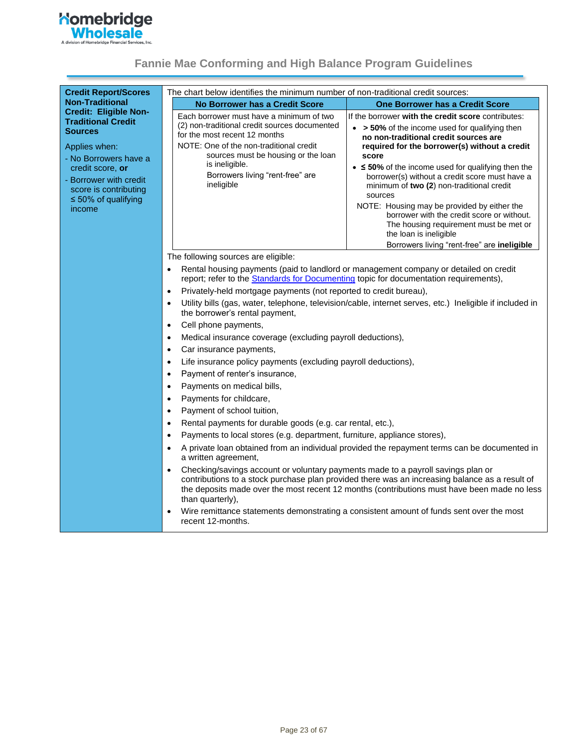## Fannie Mae Conforming and High Balance Program Guidelines

**Credit Report/Scores Non-Traditional Credit: Eligible Non-Traditional Credit Sources**

Applies when:

- No Borrowers have a credit score, **or**
- Borrower with credit score is contributing ≤ 50% of qualifying income

The chart below identifies the minimum number of non-traditional credit sources:

| No Borrower has a Credit Score | One Borrower has a Credit Score |
|---|---|
| Each borrower must have a minimum of two (2) non-traditional credit sources documented for the most recent 12 months<br>NOTE: One of the non-traditional credit sources must be housing or the loan is ineligible.<br>Borrowers living “rent-free” are ineligible | If the borrower **with the credit score** contributes:<br>• **> 50%** of the income used for qualifying then **no non-traditional credit sources are required for the borrower(s) without a credit score**<br>• **≤ 50%** of the income used for qualifying then the borrower(s) without a credit score must have a minimum of **two (2**) non-traditional credit sources<br>NOTE: Housing may be provided by either the borrower with the credit score or without. The housing requirement must be met or the loan is ineligible<br>Borrowers living “rent-free” are **ineligible** |

The following sources are eligible:

- Rental housing payments (paid to landlord or management company or detailed on credit report; refer to the Standards for Documenting topic for documentation requirements),
- Privately-held mortgage payments (not reported to credit bureau),
- Utility bills (gas, water, telephone, television/cable, internet serves, etc.) Ineligible if included in the borrower's rental payment,
- Cell phone payments,
- Medical insurance coverage (excluding payroll deductions),
- Car insurance payments,
- Life insurance policy payments (excluding payroll deductions),
- Payment of renter's insurance,
- Payments on medical bills,
- Payments for childcare,
- Payment of school tuition,
- Rental payments for durable goods (e.g. car rental, etc.),
- Payments to local stores (e.g. department, furniture, appliance stores),
- A private loan obtained from an individual provided the repayment terms can be documented in a written agreement,
- Checking/savings account or voluntary payments made to a payroll savings plan or contributions to a stock purchase plan provided there was an increasing balance as a result of the deposits made over the most recent 12 months (contributions must have been made no less than quarterly),
- Wire remittance statements demonstrating a consistent amount of funds sent over the most recent 12-months.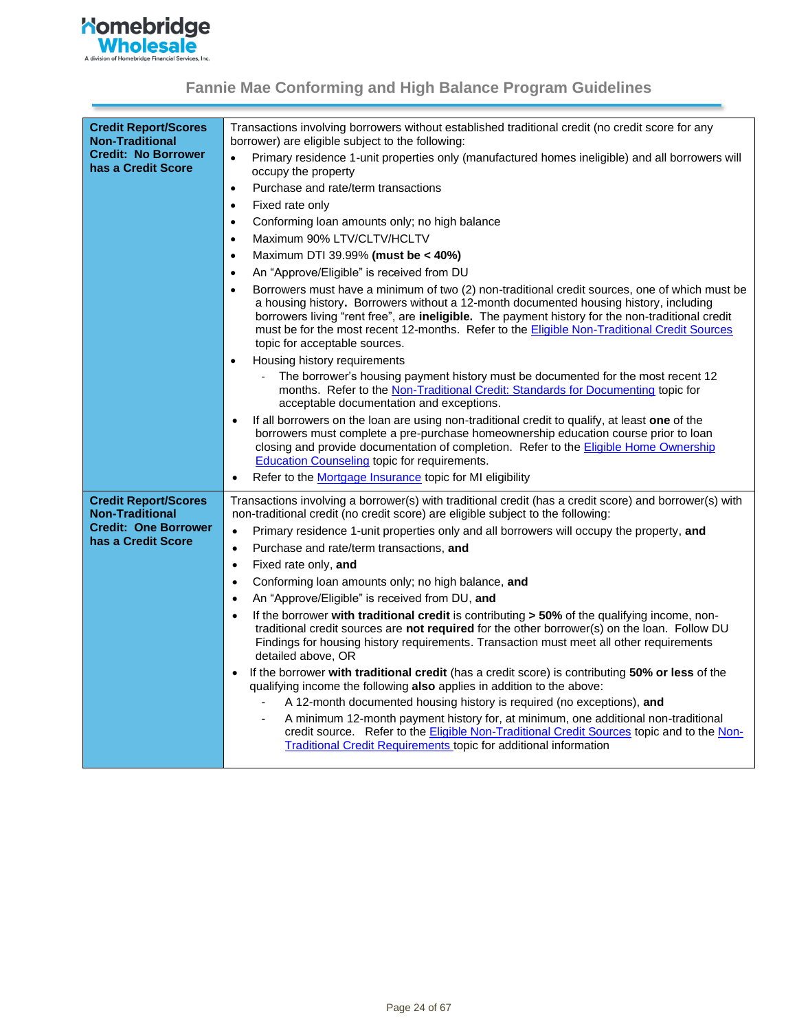## Fannie Mae Conforming and High Balance Program Guidelines

| | |
|---|---|
| **Credit Report/Scores Non-Traditional Credit: No Borrower has a Credit Score** | Transactions involving borrowers without established traditional credit (no credit score for any borrower) are eligible subject to the following:<br>• Primary residence 1-unit properties only (manufactured homes ineligible) and all borrowers will occupy the property<br>• Purchase and rate/term transactions<br>• Fixed rate only<br>• Conforming loan amounts only; no high balance<br>• Maximum 90% LTV/CLTV/HCLTV<br>• Maximum DTI 39.99% **(must be < 40%)**<br>• An "Approve/Eligible" is received from DU<br>• Borrowers must have a minimum of two (2) non-traditional credit sources, one of which must be a housing history**.** Borrowers without a 12-month documented housing history, including borrowers living "rent free", are **ineligible.** The payment history for the non-traditional credit must be for the most recent 12-months. Refer to the Eligible Non-Traditional Credit Sources topic for acceptable sources.<br>• Housing history requirements<br>&nbsp;&nbsp;- The borrower's housing payment history must be documented for the most recent 12 months. Refer to the Non-Traditional Credit: Standards for Documenting topic for acceptable documentation and exceptions.<br>• If all borrowers on the loan are using non-traditional credit to qualify, at least **one** of the borrowers must complete a pre-purchase homeownership education course prior to loan closing and provide documentation of completion. Refer to the Eligible Home Ownership Education Counseling topic for requirements.<br>• Refer to the Mortgage Insurance topic for MI eligibility |
| **Credit Report/Scores Non-Traditional Credit: One Borrower has a Credit Score** | Transactions involving a borrower(s) with traditional credit (has a credit score) and borrower(s) with non-traditional credit (no credit score) are eligible subject to the following:<br>• Primary residence 1-unit properties only and all borrowers will occupy the property, **and**<br>• Purchase and rate/term transactions, **and**<br>• Fixed rate only, **and**<br>• Conforming loan amounts only; no high balance, **and**<br>• An "Approve/Eligible" is received from DU, **and**<br>• If the borrower **with traditional credit** is contributing **> 50%** of the qualifying income, non-traditional credit sources are **not required** for the other borrower(s) on the loan. Follow DU Findings for housing history requirements. Transaction must meet all other requirements detailed above, OR<br>• If the borrower **with traditional credit** (has a credit score) is contributing **50% or less** of the qualifying income the following **also** applies in addition to the above:<br>&nbsp;&nbsp;- A 12-month documented housing history is required (no exceptions), **and**<br>&nbsp;&nbsp;- A minimum 12-month payment history for, at minimum, one additional non-traditional credit source. Refer to the Eligible Non-Traditional Credit Sources topic and to the Non-Traditional Credit Requirements topic for additional information |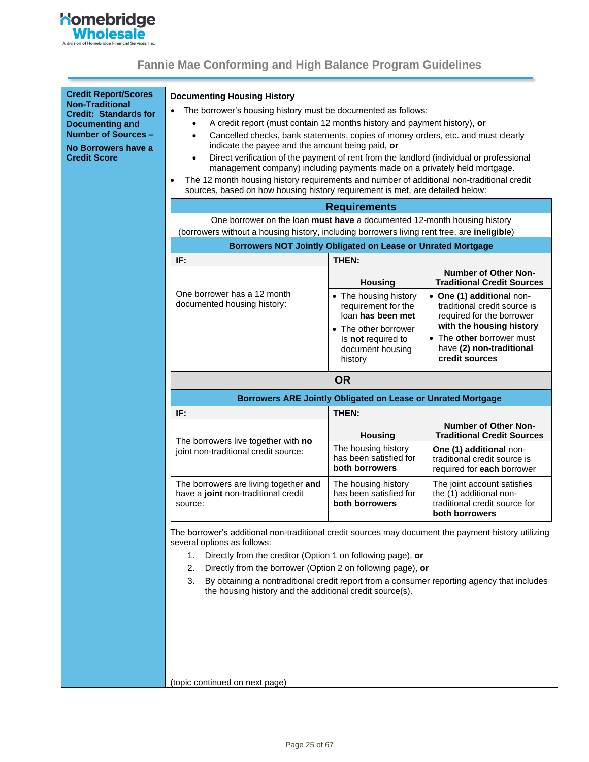**Credit Report/Scores Non-Traditional Credit: Standards for Documenting and Number of Sources –**

**No Borrowers have a Credit Score**

**Documenting Housing History**

- The borrower's housing history must be documented as follows:
  - A credit report (must contain 12 months history and payment history), **or**
  - Cancelled checks, bank statements, copies of money orders, etc. and must clearly indicate the payee and the amount being paid, **or**
  - Direct verification of the payment of rent from the landlord (individual or professional management company) including payments made on a privately held mortgage.
- The 12 month housing history requirements and number of additional non-traditional credit sources, based on how housing history requirement is met, are detailed below:

| **Requirements** | | |
|---|---|---|
| One borrower on the loan **must have** a documented 12-month housing history (borrowers without a housing history, including borrowers living rent free, are **ineligible**) | | |
| **Borrowers NOT Jointly Obligated on Lease or Unrated Mortgage** | | |
| **IF:** | **THEN:** | |
| | **Housing** | **Number of Other Non-Traditional Credit Sources** |
| One borrower has a 12 month documented housing history: | • The housing history requirement for the loan **has been met**<br>• The other borrower Is **not** required to document housing history | • **One (1) additional** non-traditional credit source is required for the borrower **with the housing history**<br>• The **other** borrower must have **(2) non-traditional credit sources** |
| **OR** | | |
| **Borrowers ARE Jointly Obligated on Lease or Unrated Mortgage** | | |
| **IF:** | **THEN:** | |
| | **Housing** | **Number of Other Non-Traditional Credit Sources** |
| The borrowers live together with **no** joint non-traditional credit source: | The housing history has been satisfied for **both borrowers** | **One (1) additional** non-traditional credit source is required for **each** borrower |
| The borrowers are living together **and** have a **joint** non-traditional credit source: | The housing history has been satisfied for **both borrowers** | The joint account satisfies the (1) additional non-traditional credit source for **both borrowers** |

The borrower's additional non-traditional credit sources may document the payment history utilizing several options as follows:

1. Directly from the creditor (Option 1 on following page), **or**
2. Directly from the borrower (Option 2 on following page), **or**
3. By obtaining a nontraditional credit report from a consumer reporting agency that includes the housing history and the additional credit source(s).

(topic continued on next page)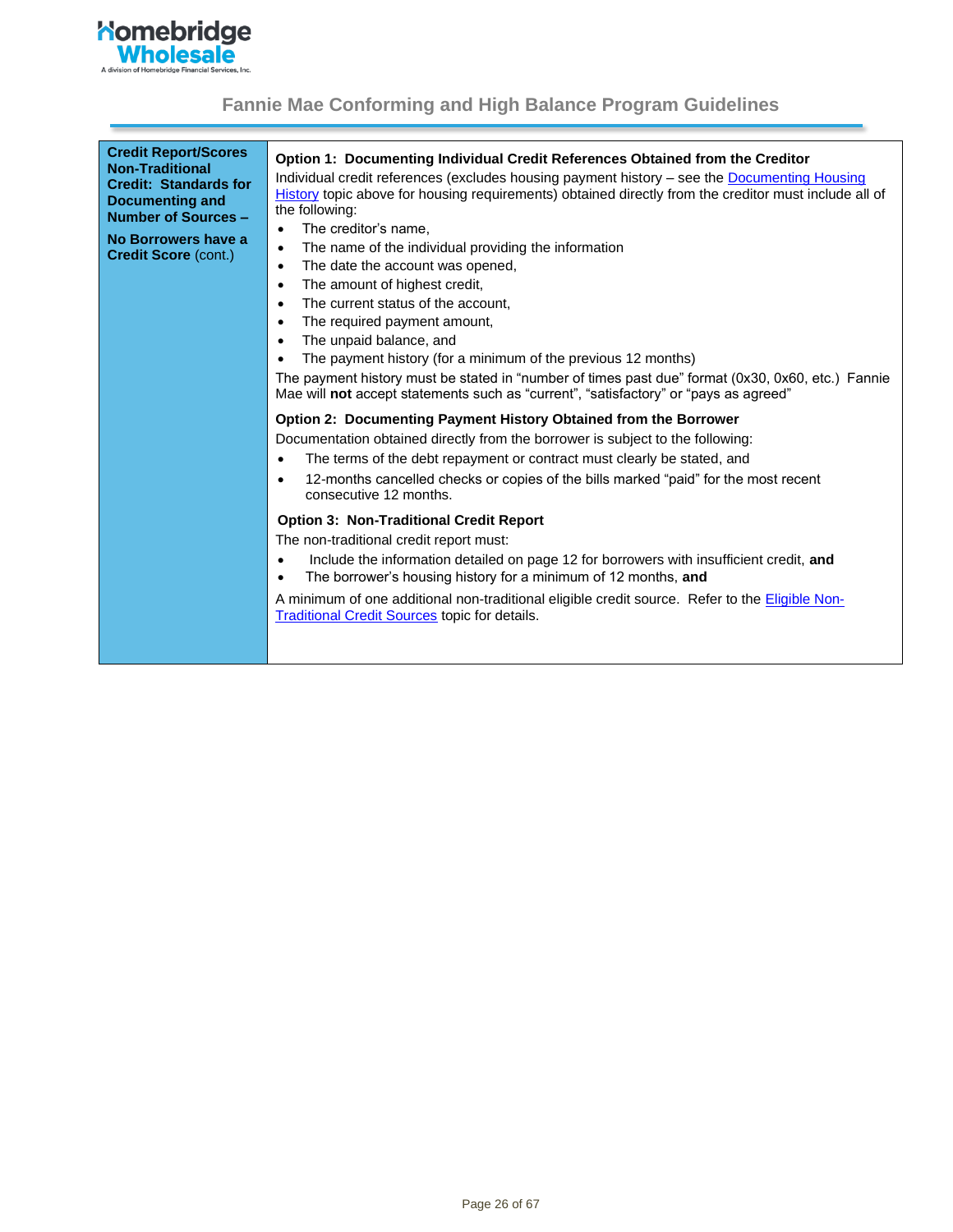| **Credit Report/Scores Non-Traditional Credit: Standards for Documenting and Number of Sources –**<br><br>**No Borrowers have a Credit Score** (cont.) | **Option 1: Documenting Individual Credit References Obtained from the Creditor**<br>Individual credit references (excludes housing payment history – see the Documenting Housing History topic above for housing requirements) obtained directly from the creditor must include all of the following:<br>• The creditor's name,<br>• The name of the individual providing the information<br>• The date the account was opened,<br>• The amount of highest credit,<br>• The current status of the account,<br>• The required payment amount,<br>• The unpaid balance, and<br>• The payment history (for a minimum of the previous 12 months)<br>The payment history must be stated in "number of times past due" format (0x30, 0x60, etc.) Fannie Mae will **not** accept statements such as "current", "satisfactory" or "pays as agreed"<br><br>**Option 2: Documenting Payment History Obtained from the Borrower**<br>Documentation obtained directly from the borrower is subject to the following:<br>• The terms of the debt repayment or contract must clearly be stated, and<br>• 12-months cancelled checks or copies of the bills marked "paid" for the most recent consecutive 12 months.<br><br>**Option 3: Non-Traditional Credit Report**<br>The non-traditional credit report must:<br>• Include the information detailed on page 12 for borrowers with insufficient credit, **and**<br>• The borrower's housing history for a minimum of 12 months, **and**<br><br>A minimum of one additional non-traditional eligible credit source. Refer to the Eligible Non-Traditional Credit Sources topic for details. |
|---|---|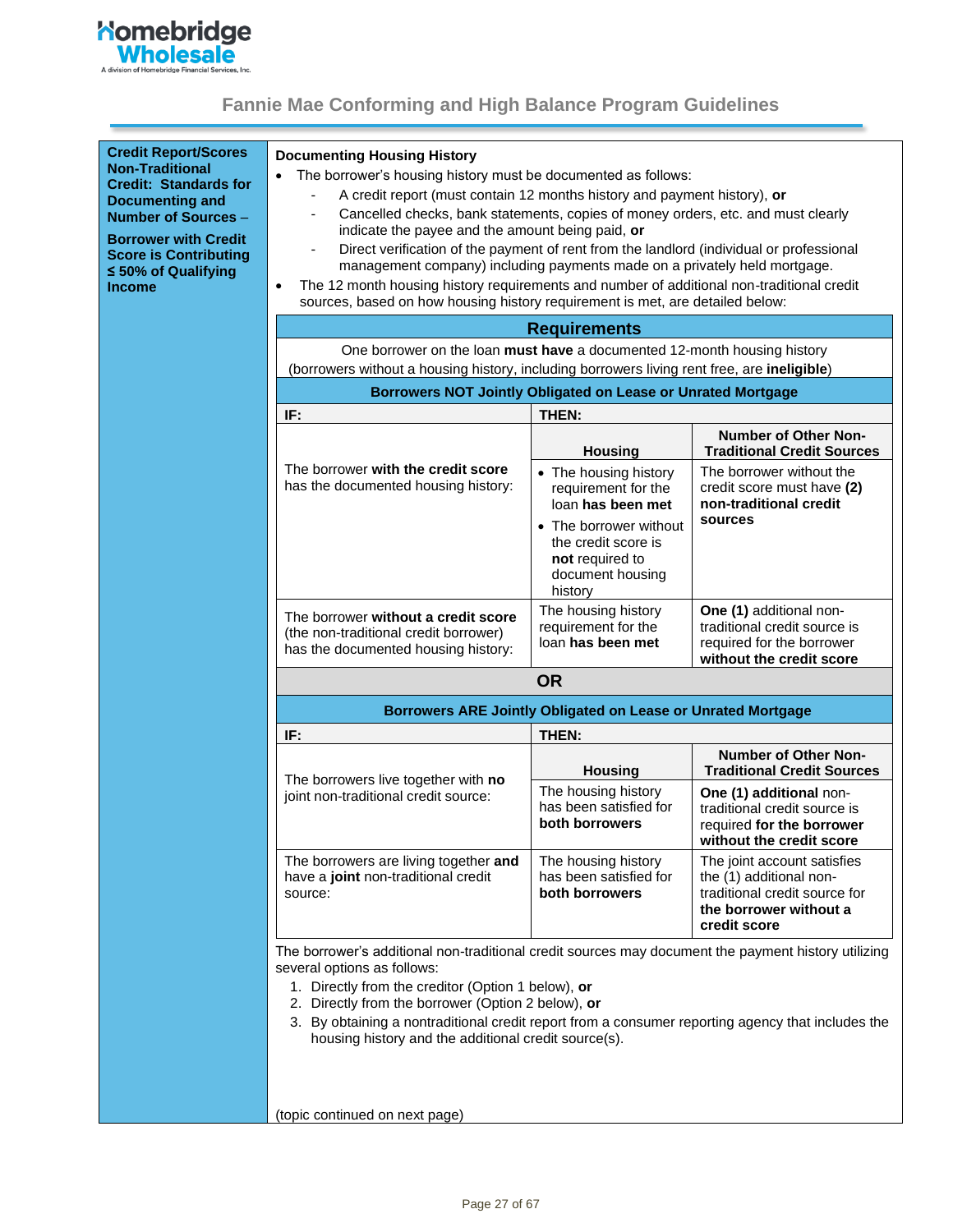**Credit Report/Scores Non-Traditional Credit: Standards for Documenting and Number of Sources –**

**Borrower with Credit Score is Contributing ≤ 50% of Qualifying Income**

**Documenting Housing History**

- The borrower's housing history must be documented as follows:
  - A credit report (must contain 12 months history and payment history), **or**
  - Cancelled checks, bank statements, copies of money orders, etc. and must clearly indicate the payee and the amount being paid, **or**
  - Direct verification of the payment of rent from the landlord (individual or professional management company) including payments made on a privately held mortgage.
- The 12 month housing history requirements and number of additional non-traditional credit sources, based on how housing history requirement is met, are detailed below:

| **Requirements** | | |
|---|---|---|
| One borrower on the loan **must have** a documented 12-month housing history (borrowers without a housing history, including borrowers living rent free, are **ineligible**) | | |
| **Borrowers NOT Jointly Obligated on Lease or Unrated Mortgage** | | |
| **IF:** | **THEN:** | |
| | **Housing** | **Number of Other Non-Traditional Credit Sources** |
| The borrower **with the credit score** has the documented housing history: | • The housing history requirement for the loan **has been met**<br>• The borrower without the credit score is **not** required to document housing history | The borrower without the credit score must have **(2) non-traditional credit sources** |
| The borrower **without a credit score** (the non-traditional credit borrower) has the documented housing history: | The housing history requirement for the loan **has been met** | **One (1)** additional non-traditional credit source is required for the borrower **without the credit score** |
| **OR** | | |
| **Borrowers ARE Jointly Obligated on Lease or Unrated Mortgage** | | |
| **IF:** | **THEN:** | |
| | **Housing** | **Number of Other Non-Traditional Credit Sources** |
| The borrowers live together with **no** joint non-traditional credit source: | The housing history has been satisfied for **both borrowers** | **One (1) additional** non-traditional credit source is required **for the borrower without the credit score** |
| The borrowers are living together **and** have a **joint** non-traditional credit source: | The housing history has been satisfied for **both borrowers** | The joint account satisfies the (1) additional non-traditional credit source for **the borrower without a credit score** |

The borrower's additional non-traditional credit sources may document the payment history utilizing several options as follows:

1. Directly from the creditor (Option 1 below), **or**
2. Directly from the borrower (Option 2 below), **or**
3. By obtaining a nontraditional credit report from a consumer reporting agency that includes the housing history and the additional credit source(s).

(topic continued on next page)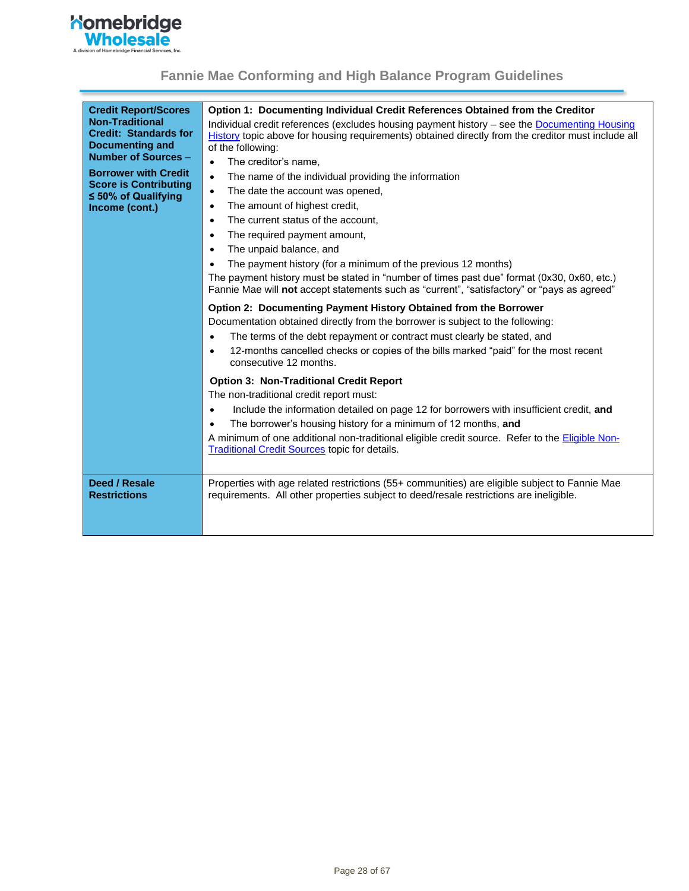| | |
|---|---|
| **Credit Report/Scores Non-Traditional Credit: Standards for Documenting and Number of Sources –** <br><br> **Borrower with Credit Score is Contributing ≤ 50% of Qualifying Income (cont.)** | **Option 1: Documenting Individual Credit References Obtained from the Creditor** <br> Individual credit references (excludes housing payment history – see the Documenting Housing History topic above for housing requirements) obtained directly from the creditor must include all of the following: <br> • The creditor's name, <br> • The name of the individual providing the information <br> • The date the account was opened, <br> • The amount of highest credit, <br> • The current status of the account, <br> • The required payment amount, <br> • The unpaid balance, and <br> • The payment history (for a minimum of the previous 12 months) <br> The payment history must be stated in "number of times past due" format (0x30, 0x60, etc.) Fannie Mae will **not** accept statements such as "current", "satisfactory" or "pays as agreed" <br><br> **Option 2: Documenting Payment History Obtained from the Borrower** <br> Documentation obtained directly from the borrower is subject to the following: <br> • The terms of the debt repayment or contract must clearly be stated, and <br> • 12-months cancelled checks or copies of the bills marked "paid" for the most recent consecutive 12 months. <br><br> **Option 3: Non-Traditional Credit Report** <br> The non-traditional credit report must: <br> • Include the information detailed on page 12 for borrowers with insufficient credit, **and** <br> • The borrower's housing history for a minimum of 12 months, **and** <br> A minimum of one additional non-traditional eligible credit source. Refer to the Eligible Non-Traditional Credit Sources topic for details. |
| **Deed / Resale Restrictions** | Properties with age related restrictions (55+ communities) are eligible subject to Fannie Mae requirements. All other properties subject to deed/resale restrictions are ineligible. |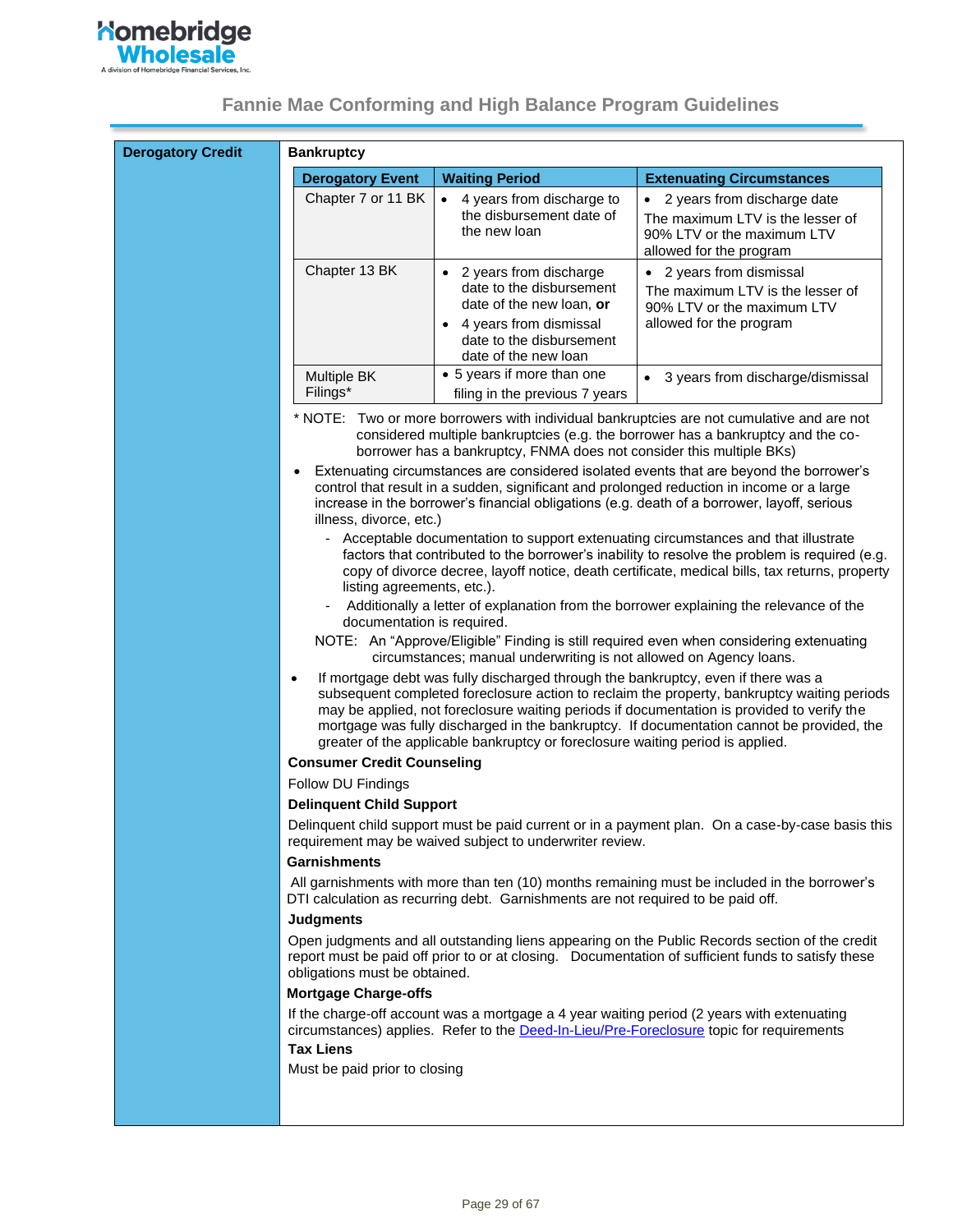## Derogatory Credit

### Bankruptcy

| Derogatory Event | Waiting Period | Extenuating Circumstances |
|---|---|---|
| Chapter 7 or 11 BK | • 4 years from discharge to the disbursement date of the new loan | • 2 years from discharge date<br>The maximum LTV is the lesser of 90% LTV or the maximum LTV allowed for the program |
| Chapter 13 BK | • 2 years from discharge date to the disbursement date of the new loan, **or**<br>• 4 years from dismissal date to the disbursement date of the new loan | • 2 years from dismissal<br>The maximum LTV is the lesser of 90% LTV or the maximum LTV allowed for the program |
| Multiple BK Filings* | • 5 years if more than one filing in the previous 7 years | • 3 years from discharge/dismissal |

\* NOTE: Two or more borrowers with individual bankruptcies are not cumulative and are not considered multiple bankruptcies (e.g. the borrower has a bankruptcy and the co-borrower has a bankruptcy, FNMA does not consider this multiple BKs)

- Extenuating circumstances are considered isolated events that are beyond the borrower's control that result in a sudden, significant and prolonged reduction in income or a large increase in the borrower's financial obligations (e.g. death of a borrower, layoff, serious illness, divorce, etc.)
  - Acceptable documentation to support extenuating circumstances and that illustrate factors that contributed to the borrower's inability to resolve the problem is required (e.g. copy of divorce decree, layoff notice, death certificate, medical bills, tax returns, property listing agreements, etc.).
  - Additionally a letter of explanation from the borrower explaining the relevance of the documentation is required.

  NOTE: An "Approve/Eligible" Finding is still required even when considering extenuating circumstances; manual underwriting is not allowed on Agency loans.
- If mortgage debt was fully discharged through the bankruptcy, even if there was a subsequent completed foreclosure action to reclaim the property, bankruptcy waiting periods may be applied, not foreclosure waiting periods if documentation is provided to verify the mortgage was fully discharged in the bankruptcy. If documentation cannot be provided, the greater of the applicable bankruptcy or foreclosure waiting period is applied.

### Consumer Credit Counseling

Follow DU Findings

### Delinquent Child Support

Delinquent child support must be paid current or in a payment plan. On a case-by-case basis this requirement may be waived subject to underwriter review.

### Garnishments

All garnishments with more than ten (10) months remaining must be included in the borrower's DTI calculation as recurring debt. Garnishments are not required to be paid off.

### Judgments

Open judgments and all outstanding liens appearing on the Public Records section of the credit report must be paid off prior to or at closing. Documentation of sufficient funds to satisfy these obligations must be obtained.

### Mortgage Charge-offs

If the charge-off account was a mortgage a 4 year waiting period (2 years with extenuating circumstances) applies. Refer to the Deed-In-Lieu/Pre-Foreclosure topic for requirements

### Tax Liens

Must be paid prior to closing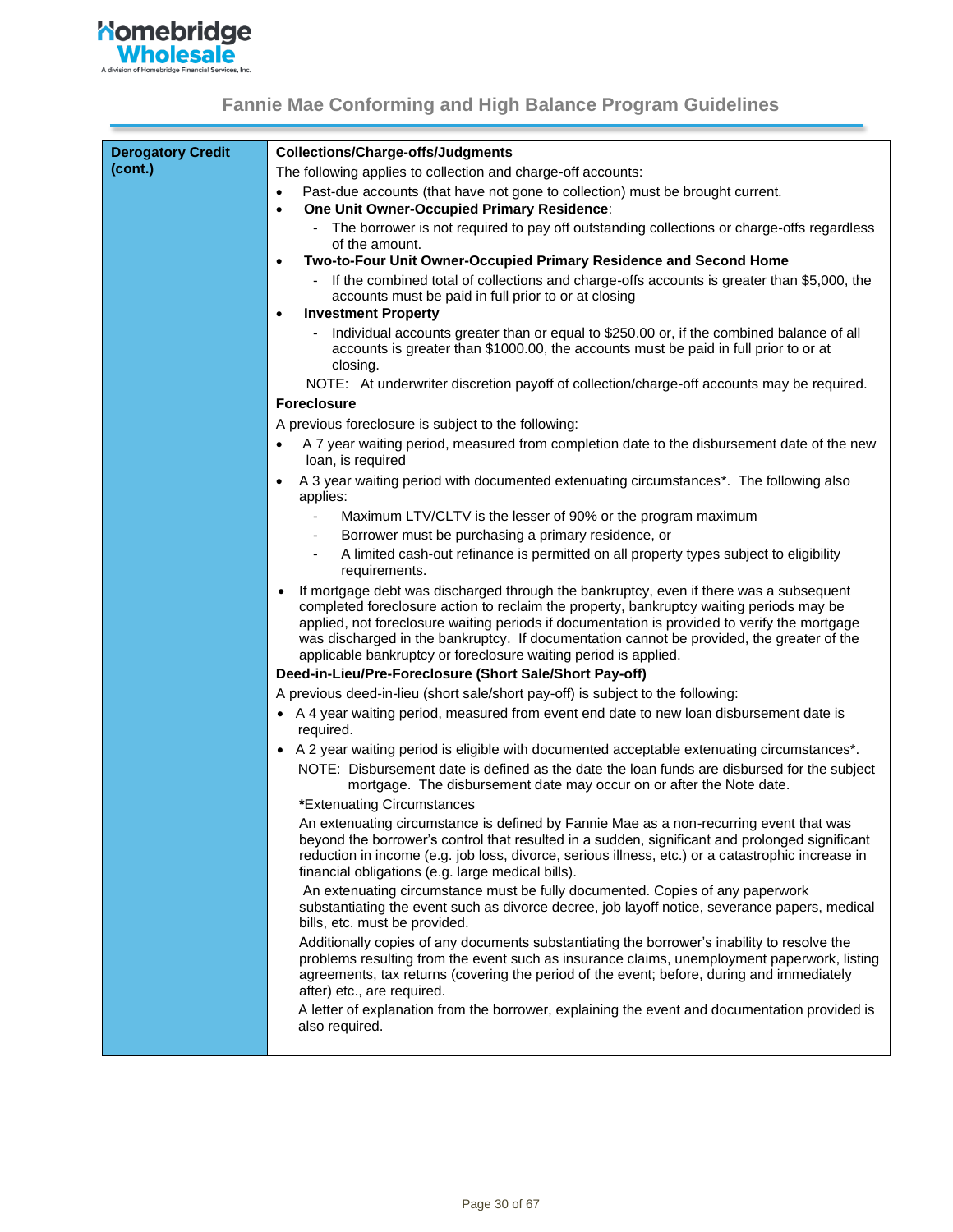| Derogatory Credit (cont.) | **Collections/Charge-offs/Judgments**<br>The following applies to collection and charge-off accounts:<br>• Past-due accounts (that have not gone to collection) must be brought current.<br>• **One Unit Owner-Occupied Primary Residence**:<br>&nbsp;&nbsp;- The borrower is not required to pay off outstanding collections or charge-offs regardless of the amount.<br>• **Two-to-Four Unit Owner-Occupied Primary Residence and Second Home**<br>&nbsp;&nbsp;- If the combined total of collections and charge-offs accounts is greater than $5,000, the accounts must be paid in full prior to or at closing<br>• **Investment Property**<br>&nbsp;&nbsp;- Individual accounts greater than or equal to $250.00 or, if the combined balance of all accounts is greater than $1000.00, the accounts must be paid in full prior to or at closing.<br>NOTE: At underwriter discretion payoff of collection/charge-off accounts may be required.<br>**Foreclosure**<br>A previous foreclosure is subject to the following:<br>• A 7 year waiting period, measured from completion date to the disbursement date of the new loan, is required<br>• A 3 year waiting period with documented extenuating circumstances*. The following also applies:<br>&nbsp;&nbsp;- Maximum LTV/CLTV is the lesser of 90% or the program maximum<br>&nbsp;&nbsp;- Borrower must be purchasing a primary residence, or<br>&nbsp;&nbsp;- A limited cash-out refinance is permitted on all property types subject to eligibility requirements.<br>• If mortgage debt was discharged through the bankruptcy, even if there was a subsequent completed foreclosure action to reclaim the property, bankruptcy waiting periods may be applied, not foreclosure waiting periods if documentation is provided to verify the mortgage was discharged in the bankruptcy. If documentation cannot be provided, the greater of the applicable bankruptcy or foreclosure waiting period is applied.<br>**Deed-in-Lieu/Pre-Foreclosure (Short Sale/Short Pay-off)**<br>A previous deed-in-lieu (short sale/short pay-off) is subject to the following:<br>• A 4 year waiting period, measured from event end date to new loan disbursement date is required.<br>• A 2 year waiting period is eligible with documented acceptable extenuating circumstances*.<br>NOTE: Disbursement date is defined as the date the loan funds are disbursed for the subject mortgage. The disbursement date may occur on or after the Note date.<br>***Extenuating Circumstances**<br>An extenuating circumstance is defined by Fannie Mae as a non-recurring event that was beyond the borrower's control that resulted in a sudden, significant and prolonged significant reduction in income (e.g. job loss, divorce, serious illness, etc.) or a catastrophic increase in financial obligations (e.g. large medical bills).<br>An extenuating circumstance must be fully documented. Copies of any paperwork substantiating the event such as divorce decree, job layoff notice, severance papers, medical bills, etc. must be provided.<br>Additionally copies of any documents substantiating the borrower's inability to resolve the problems resulting from the event such as insurance claims, unemployment paperwork, listing agreements, tax returns (covering the period of the event; before, during and immediately after) etc., are required.<br>A letter of explanation from the borrower, explaining the event and documentation provided is also required. |
|---|---|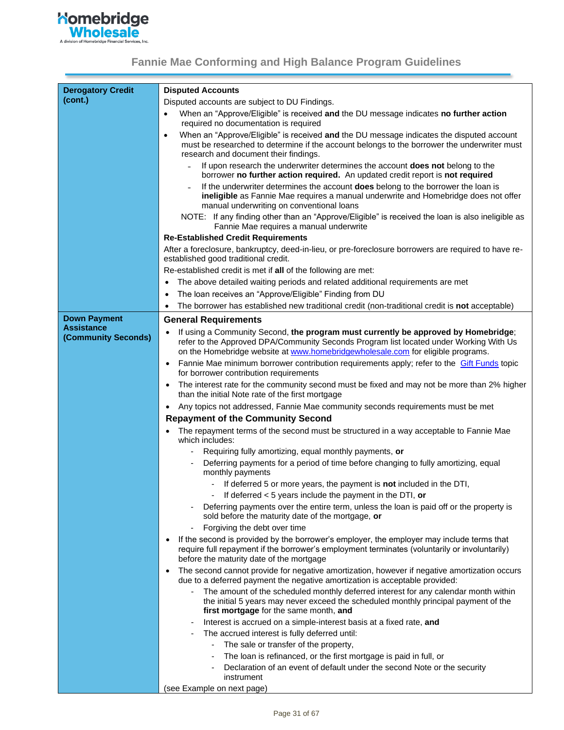# Fannie Mae Conforming and High Balance Program Guidelines

| | |
|---|---|
| **Derogatory Credit (cont.)** | **Disputed Accounts**<br>Disputed accounts are subject to DU Findings.<br>• When an "Approve/Eligible" is received **and** the DU message indicates **no further action** required no documentation is required<br>• When an "Approve/Eligible" is received **and** the DU message indicates the disputed account must be researched to determine if the account belongs to the borrower the underwriter must research and document their findings.<br>&nbsp;&nbsp;&nbsp;&nbsp;- If upon research the underwriter determines the account **does not** belong to the borrower **no further action required.** An updated credit report is **not required**<br>&nbsp;&nbsp;&nbsp;&nbsp;- If the underwriter determines the account **does** belong to the borrower the loan is **ineligible** as Fannie Mae requires a manual underwrite and Homebridge does not offer manual underwriting on conventional loans<br>NOTE: If any finding other than an "Approve/Eligible" is received the loan is also ineligible as Fannie Mae requires a manual underwrite<br>**Re-Established Credit Requirements**<br>After a foreclosure, bankruptcy, deed-in-lieu, or pre-foreclosure borrowers are required to have re-established good traditional credit.<br>Re-established credit is met if **all** of the following are met:<br>• The above detailed waiting periods and related additional requirements are met<br>• The loan receives an "Approve/Eligible" Finding from DU<br>• The borrower has established new traditional credit (non-traditional credit is **not** acceptable) |
| **Down Payment Assistance (Community Seconds)** | **General Requirements**<br>• If using a Community Second, **the program must currently be approved by Homebridge**; refer to the Approved DPA/Community Seconds Program list located under Working With Us on the Homebridge website at www.homebridgewholesale.com for eligible programs.<br>• Fannie Mae minimum borrower contribution requirements apply; refer to the Gift Funds topic for borrower contribution requirements<br>• The interest rate for the community second must be fixed and may not be more than 2% higher than the initial Note rate of the first mortgage<br>• Any topics not addressed, Fannie Mae community seconds requirements must be met<br>**Repayment of the Community Second**<br>• The repayment terms of the second must be structured in a way acceptable to Fannie Mae which includes:<br>&nbsp;&nbsp;&nbsp;&nbsp;- Requiring fully amortizing, equal monthly payments, **or**<br>&nbsp;&nbsp;&nbsp;&nbsp;- Deferring payments for a period of time before changing to fully amortizing, equal monthly payments<br>&nbsp;&nbsp;&nbsp;&nbsp;&nbsp;&nbsp;&nbsp;&nbsp;- If deferred 5 or more years, the payment is **not** included in the DTI,<br>&nbsp;&nbsp;&nbsp;&nbsp;&nbsp;&nbsp;&nbsp;&nbsp;- If deferred < 5 years include the payment in the DTI, **or**<br>&nbsp;&nbsp;&nbsp;&nbsp;- Deferring payments over the entire term, unless the loan is paid off or the property is sold before the maturity date of the mortgage, **or**<br>&nbsp;&nbsp;&nbsp;&nbsp;- Forgiving the debt over time<br>• If the second is provided by the borrower's employer, the employer may include terms that require full repayment if the borrower's employment terminates (voluntarily or involuntarily) before the maturity date of the mortgage<br>• The second cannot provide for negative amortization, however if negative amortization occurs due to a deferred payment the negative amortization is acceptable provided:<br>&nbsp;&nbsp;&nbsp;&nbsp;- The amount of the scheduled monthly deferred interest for any calendar month within the initial 5 years may never exceed the scheduled monthly principal payment of the **first mortgage** for the same month, **and**<br>&nbsp;&nbsp;&nbsp;&nbsp;- Interest is accrued on a simple-interest basis at a fixed rate, **and**<br>&nbsp;&nbsp;&nbsp;&nbsp;- The accrued interest is fully deferred until:<br>&nbsp;&nbsp;&nbsp;&nbsp;&nbsp;&nbsp;&nbsp;&nbsp;- The sale or transfer of the property,<br>&nbsp;&nbsp;&nbsp;&nbsp;&nbsp;&nbsp;&nbsp;&nbsp;- The loan is refinanced, or the first mortgage is paid in full, or<br>&nbsp;&nbsp;&nbsp;&nbsp;&nbsp;&nbsp;&nbsp;&nbsp;- Declaration of an event of default under the second Note or the security instrument<br>(see Example on next page) |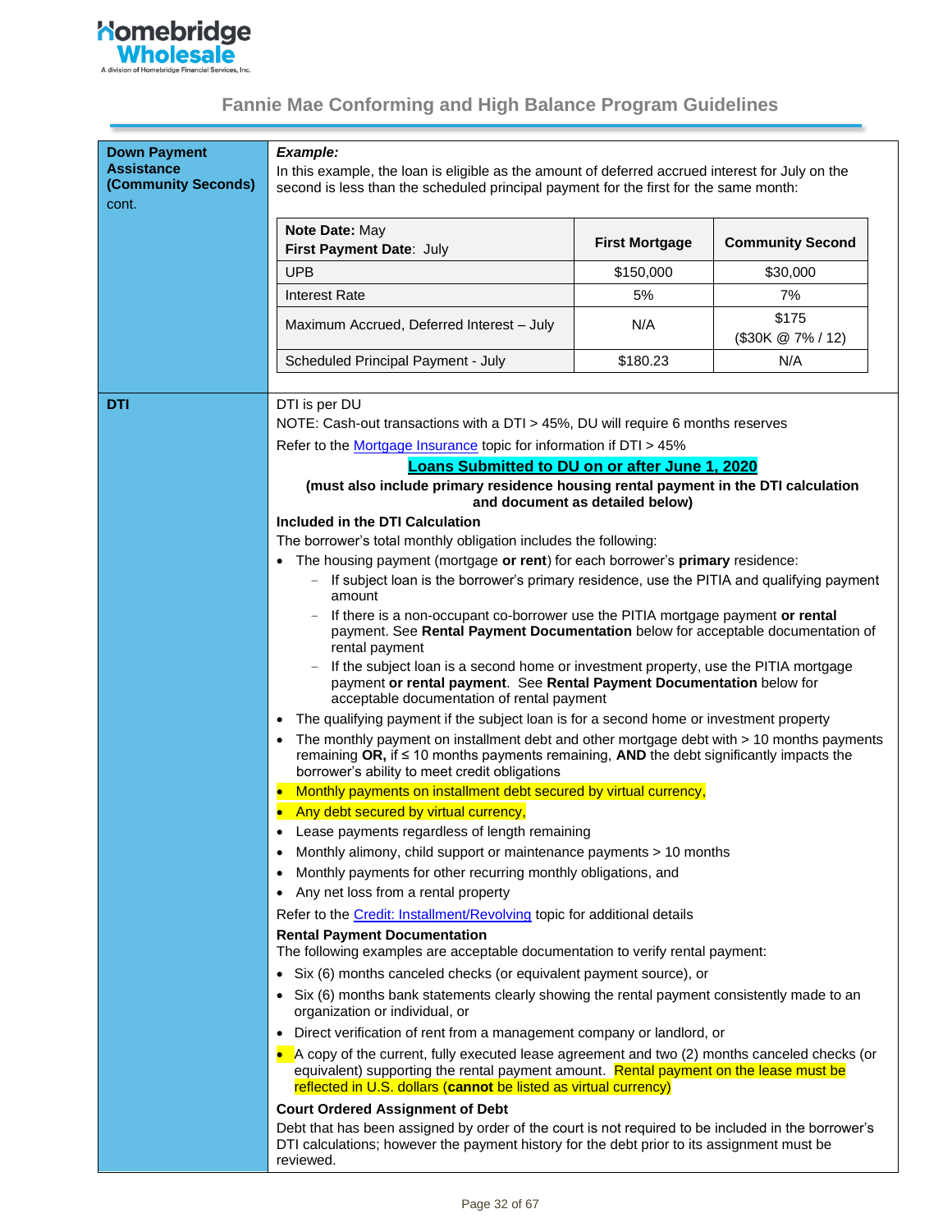## Down Payment Assistance (Community Seconds) cont.

***Example:***

In this example, the loan is eligible as the amount of deferred accrued interest for July on the second is less than the scheduled principal payment for the first for the same month:

| **Note Date:** May **First Payment Date**: July | **First Mortgage** | **Community Second** |
|---|---|---|
| UPB | $150,000 | $30,000 |
| Interest Rate | 5% | 7% |
| Maximum Accrued, Deferred Interest – July | N/A | $175 ($30K @ 7% / 12) |
| Scheduled Principal Payment - July | $180.23 | N/A |

## DTI

DTI is per DU

NOTE: Cash-out transactions with a DTI > 45%, DU will require 6 months reserves

Refer to the Mortgage Insurance topic for information if DTI > 45%

**Loans Submitted to DU on or after June 1, 2020**

**(must also include primary residence housing rental payment in the DTI calculation and document as detailed below)**

**Included in the DTI Calculation**

The borrower's total monthly obligation includes the following:

- The housing payment (mortgage **or rent**) for each borrower's **primary** residence:
  - If subject loan is the borrower's primary residence, use the PITIA and qualifying payment amount
  - If there is a non-occupant co-borrower use the PITIA mortgage payment **or rental** payment. See **Rental Payment Documentation** below for acceptable documentation of rental payment
  - If the subject loan is a second home or investment property, use the PITIA mortgage payment **or rental payment**. See **Rental Payment Documentation** below for acceptable documentation of rental payment
- The qualifying payment if the subject loan is for a second home or investment property
- The monthly payment on installment debt and other mortgage debt with > 10 months payments remaining **OR,** if ≤ 10 months payments remaining, **AND** the debt significantly impacts the borrower's ability to meet credit obligations
- Monthly payments on installment debt secured by virtual currency,
- Any debt secured by virtual currency,
- Lease payments regardless of length remaining
- Monthly alimony, child support or maintenance payments > 10 months
- Monthly payments for other recurring monthly obligations, and
- Any net loss from a rental property

Refer to the Credit: Installment/Revolving topic for additional details

**Rental Payment Documentation**

The following examples are acceptable documentation to verify rental payment:

- Six (6) months canceled checks (or equivalent payment source), or
- Six (6) months bank statements clearly showing the rental payment consistently made to an organization or individual, or
- Direct verification of rent from a management company or landlord, or
- A copy of the current, fully executed lease agreement and two (2) months canceled checks (or equivalent) supporting the rental payment amount. Rental payment on the lease must be reflected in U.S. dollars (**cannot** be listed as virtual currency)

**Court Ordered Assignment of Debt**

Debt that has been assigned by order of the court is not required to be included in the borrower's DTI calculations; however the payment history for the debt prior to its assignment must be reviewed.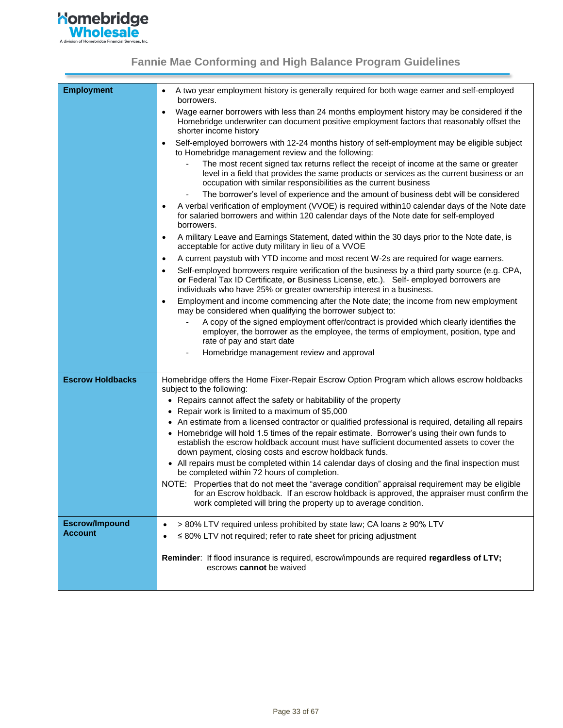## Fannie Mae Conforming and High Balance Program Guidelines

| | |
|---|---|
| **Employment** | • A two year employment history is generally required for both wage earner and self-employed borrowers.<br>• Wage earner borrowers with less than 24 months employment history may be considered if the Homebridge underwriter can document positive employment factors that reasonably offset the shorter income history<br>• Self-employed borrowers with 12-24 months history of self-employment may be eligible subject to Homebridge management review and the following:<br>&nbsp;&nbsp;&nbsp;- The most recent signed tax returns reflect the receipt of income at the same or greater level in a field that provides the same products or services as the current business or an occupation with similar responsibilities as the current business<br>&nbsp;&nbsp;&nbsp;- The borrower's level of experience and the amount of business debt will be considered<br>• A verbal verification of employment (VVOE) is required within10 calendar days of the Note date for salaried borrowers and within 120 calendar days of the Note date for self-employed borrowers.<br>• A military Leave and Earnings Statement, dated within the 30 days prior to the Note date, is acceptable for active duty military in lieu of a VVOE<br>• A current paystub with YTD income and most recent W-2s are required for wage earners.<br>• Self-employed borrowers require verification of the business by a third party source (e.g. CPA, **or** Federal Tax ID Certificate, **or** Business License, etc.). Self- employed borrowers are individuals who have 25% or greater ownership interest in a business.<br>• Employment and income commencing after the Note date; the income from new employment may be considered when qualifying the borrower subject to:<br>&nbsp;&nbsp;&nbsp;- A copy of the signed employment offer/contract is provided which clearly identifies the employer, the borrower as the employee, the terms of employment, position, type and rate of pay and start date<br>&nbsp;&nbsp;&nbsp;- Homebridge management review and approval |
| **Escrow Holdbacks** | Homebridge offers the Home Fixer-Repair Escrow Option Program which allows escrow holdbacks subject to the following:<br>• Repairs cannot affect the safety or habitability of the property<br>• Repair work is limited to a maximum of $5,000<br>• An estimate from a licensed contractor or qualified professional is required, detailing all repairs<br>• Homebridge will hold 1.5 times of the repair estimate. Borrower's using their own funds to establish the escrow holdback account must have sufficient documented assets to cover the down payment, closing costs and escrow holdback funds.<br>• All repairs must be completed within 14 calendar days of closing and the final inspection must be completed within 72 hours of completion.<br>NOTE: Properties that do not meet the "average condition" appraisal requirement may be eligible for an Escrow holdback. If an escrow holdback is approved, the appraiser must confirm the work completed will bring the property up to average condition. |
| **Escrow/Impound Account** | • > 80% LTV required unless prohibited by state law; CA loans ≥ 90% LTV<br>• ≤ 80% LTV not required; refer to rate sheet for pricing adjustment<br><br>**Reminder**: If flood insurance is required, escrow/impounds are required **regardless of LTV;** escrows **cannot** be waived |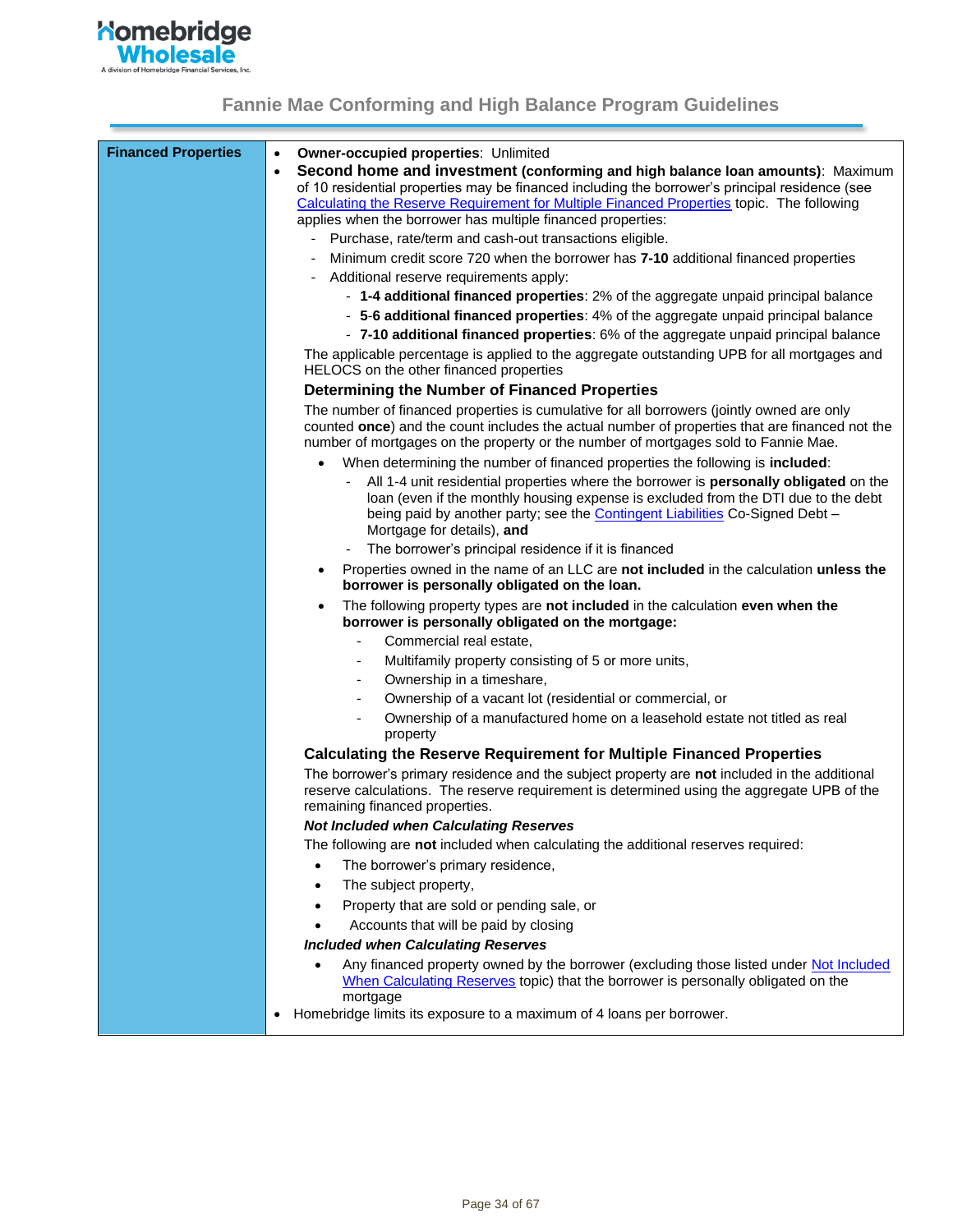## Fannie Mae Conforming and High Balance Program Guidelines

| | |
|---|---|
| **Financed Properties** | • **Owner-occupied properties**: Unlimited<br>• **Second home and investment (conforming and high balance loan amounts)**: Maximum of 10 residential properties may be financed including the borrower's principal residence (see Calculating the Reserve Requirement for Multiple Financed Properties topic. The following applies when the borrower has multiple financed properties:<br>  - Purchase, rate/term and cash-out transactions eligible.<br>  - Minimum credit score 720 when the borrower has **7-10** additional financed properties<br>  - Additional reserve requirements apply:<br>    - **1-4 additional financed properties**: 2% of the aggregate unpaid principal balance<br>    - **5-6 additional financed properties**: 4% of the aggregate unpaid principal balance<br>    - **7-10 additional financed properties**: 6% of the aggregate unpaid principal balance<br>The applicable percentage is applied to the aggregate outstanding UPB for all mortgages and HELOCS on the other financed properties<br>**Determining the Number of Financed Properties**<br>The number of financed properties is cumulative for all borrowers (jointly owned are only counted **once**) and the count includes the actual number of properties that are financed not the number of mortgages on the property or the number of mortgages sold to Fannie Mae.<br>• When determining the number of financed properties the following is **included**:<br>  - All 1-4 unit residential properties where the borrower is **personally obligated** on the loan (even if the monthly housing expense is excluded from the DTI due to the debt being paid by another party; see the Contingent Liabilities Co-Signed Debt – Mortgage for details), **and**<br>  - The borrower's principal residence if it is financed<br>• Properties owned in the name of an LLC are **not included** in the calculation **unless the borrower is personally obligated on the loan.**<br>• The following property types are **not included** in the calculation **even when the borrower is personally obligated on the mortgage:**<br>  - Commercial real estate,<br>  - Multifamily property consisting of 5 or more units,<br>  - Ownership in a timeshare,<br>  - Ownership of a vacant lot (residential or commercial, or<br>  - Ownership of a manufactured home on a leasehold estate not titled as real property<br>**Calculating the Reserve Requirement for Multiple Financed Properties**<br>The borrower's primary residence and the subject property are **not** included in the additional reserve calculations. The reserve requirement is determined using the aggregate UPB of the remaining financed properties.<br>***Not Included when Calculating Reserves***<br>The following are **not** included when calculating the additional reserves required:<br>• The borrower's primary residence,<br>• The subject property,<br>• Property that are sold or pending sale, or<br>• Accounts that will be paid by closing<br>***Included when Calculating Reserves***<br>• Any financed property owned by the borrower (excluding those listed under Not Included When Calculating Reserves topic) that the borrower is personally obligated on the mortgage<br>• Homebridge limits its exposure to a maximum of 4 loans per borrower. |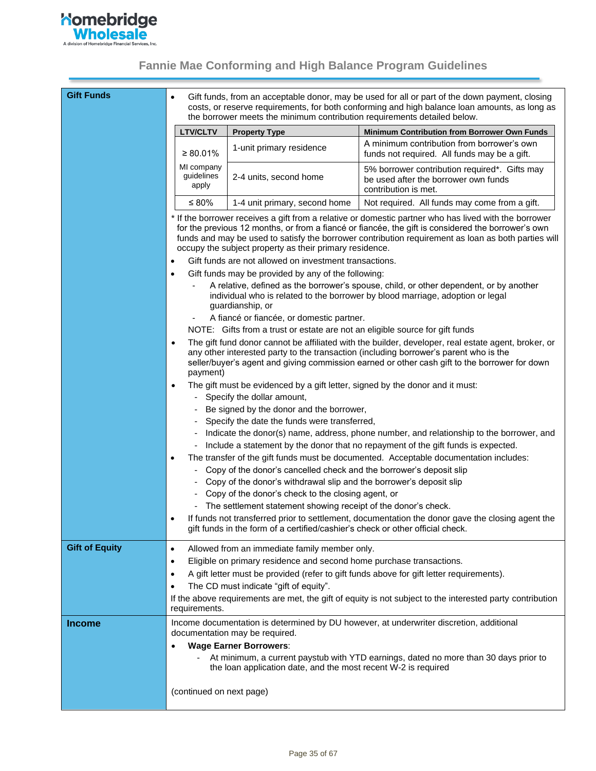## Fannie Mae Conforming and High Balance Program Guidelines

### Gift Funds

- Gift funds, from an acceptable donor, may be used for all or part of the down payment, closing costs, or reserve requirements, for both conforming and high balance loan amounts, as long as the borrower meets the minimum contribution requirements detailed below.

| LTV/CLTV | Property Type | Minimum Contribution from Borrower Own Funds |
|---|---|---|
| ≥ 80.01% | 1-unit primary residence | A minimum contribution from borrower's own funds not required. All funds may be a gift. |
| MI company guidelines apply | 2-4 units, second home | 5% borrower contribution required*. Gifts may be used after the borrower own funds contribution is met. |
| ≤ 80% | 1-4 unit primary, second home | Not required. All funds may come from a gift. |

\* If the borrower receives a gift from a relative or domestic partner who has lived with the borrower for the previous 12 months, or from a fiancé or fiancée, the gift is considered the borrower's own funds and may be used to satisfy the borrower contribution requirement as loan as both parties will occupy the subject property as their primary residence.

- Gift funds are not allowed on investment transactions.
- Gift funds may be provided by any of the following:
  - A relative, defined as the borrower's spouse, child, or other dependent, or by another individual who is related to the borrower by blood marriage, adoption or legal guardianship, or
  - A fiancé or fiancée, or domestic partner.

  NOTE: Gifts from a trust or estate are not an eligible source for gift funds
- The gift fund donor cannot be affiliated with the builder, developer, real estate agent, broker, or any other interested party to the transaction (including borrower's parent who is the seller/buyer's agent and giving commission earned or other cash gift to the borrower for down payment)
- The gift must be evidenced by a gift letter, signed by the donor and it must:
  - Specify the dollar amount,
  - Be signed by the donor and the borrower,
  - Specify the date the funds were transferred,
  - Indicate the donor(s) name, address, phone number, and relationship to the borrower, and
  - Include a statement by the donor that no repayment of the gift funds is expected.
- The transfer of the gift funds must be documented. Acceptable documentation includes:
  - Copy of the donor's cancelled check and the borrower's deposit slip
  - Copy of the donor's withdrawal slip and the borrower's deposit slip
  - Copy of the donor's check to the closing agent, or
  - The settlement statement showing receipt of the donor's check.
- If funds not transferred prior to settlement, documentation the donor gave the closing agent the gift funds in the form of a certified/cashier's check or other official check.

### Gift of Equity

- Allowed from an immediate family member only.
- Eligible on primary residence and second home purchase transactions.
- A gift letter must be provided (refer to gift funds above for gift letter requirements).
- The CD must indicate "gift of equity".

If the above requirements are met, the gift of equity is not subject to the interested party contribution requirements.

### Income

Income documentation is determined by DU however, at underwriter discretion, additional documentation may be required.

- **Wage Earner Borrowers**:
  - At minimum, a current paystub with YTD earnings, dated no more than 30 days prior to the loan application date, and the most recent W-2 is required

(continued on next page)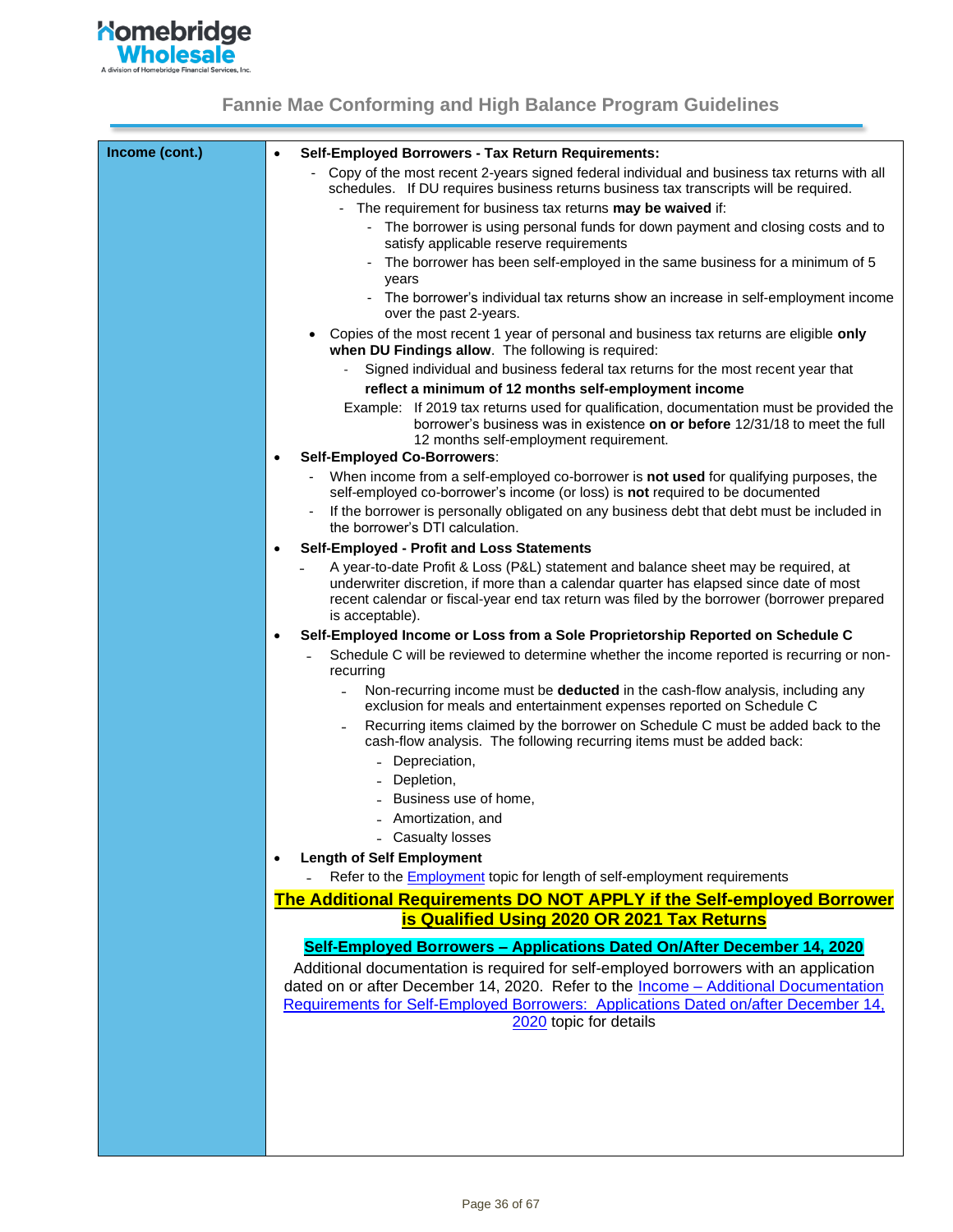# Fannie Mae Conforming and High Balance Program Guidelines

| Income (cont.) | Content |
|---|---|
| **Income (cont.)** | |

**Income (cont.)**

- **Self-Employed Borrowers - Tax Return Requirements:**
  - Copy of the most recent 2-years signed federal individual and business tax returns with all schedules. If DU requires business returns business tax transcripts will be required.
    - The requirement for business tax returns **may be waived** if:
      - The borrower is using personal funds for down payment and closing costs and to satisfy applicable reserve requirements
      - The borrower has been self-employed in the same business for a minimum of 5 years
      - The borrower's individual tax returns show an increase in self-employment income over the past 2-years.
  - Copies of the most recent 1 year of personal and business tax returns are eligible **only when DU Findings allow**. The following is required:
    - Signed individual and business federal tax returns for the most recent year that **reflect a minimum of 12 months self-employment income**

    Example: If 2019 tax returns used for qualification, documentation must be provided the borrower's business was in existence **on or before** 12/31/18 to meet the full 12 months self-employment requirement.
- **Self-Employed Co-Borrowers**:
  - When income from a self-employed co-borrower is **not used** for qualifying purposes, the self-employed co-borrower's income (or loss) is **not** required to be documented
  - If the borrower is personally obligated on any business debt that debt must be included in the borrower's DTI calculation.
- **Self-Employed - Profit and Loss Statements**
  - A year-to-date Profit & Loss (P&L) statement and balance sheet may be required, at underwriter discretion, if more than a calendar quarter has elapsed since date of most recent calendar or fiscal-year end tax return was filed by the borrower (borrower prepared is acceptable).
- **Self-Employed Income or Loss from a Sole Proprietorship Reported on Schedule C**
  - Schedule C will be reviewed to determine whether the income reported is recurring or non-recurring
    - Non-recurring income must be **deducted** in the cash-flow analysis, including any exclusion for meals and entertainment expenses reported on Schedule C
    - Recurring items claimed by the borrower on Schedule C must be added back to the cash-flow analysis. The following recurring items must be added back:
      - Depreciation,
      - Depletion,
      - Business use of home,
      - Amortization, and
      - Casualty losses
- **Length of Self Employment**
  - Refer to the Employment topic for length of self-employment requirements

**The Additional Requirements DO NOT APPLY if the Self-employed Borrower is Qualified Using 2020 OR 2021 Tax Returns**

**Self-Employed Borrowers – Applications Dated On/After December 14, 2020**

Additional documentation is required for self-employed borrowers with an application dated on or after December 14, 2020. Refer to the Income – Additional Documentation Requirements for Self-Employed Borrowers: Applications Dated on/after December 14, 2020 topic for details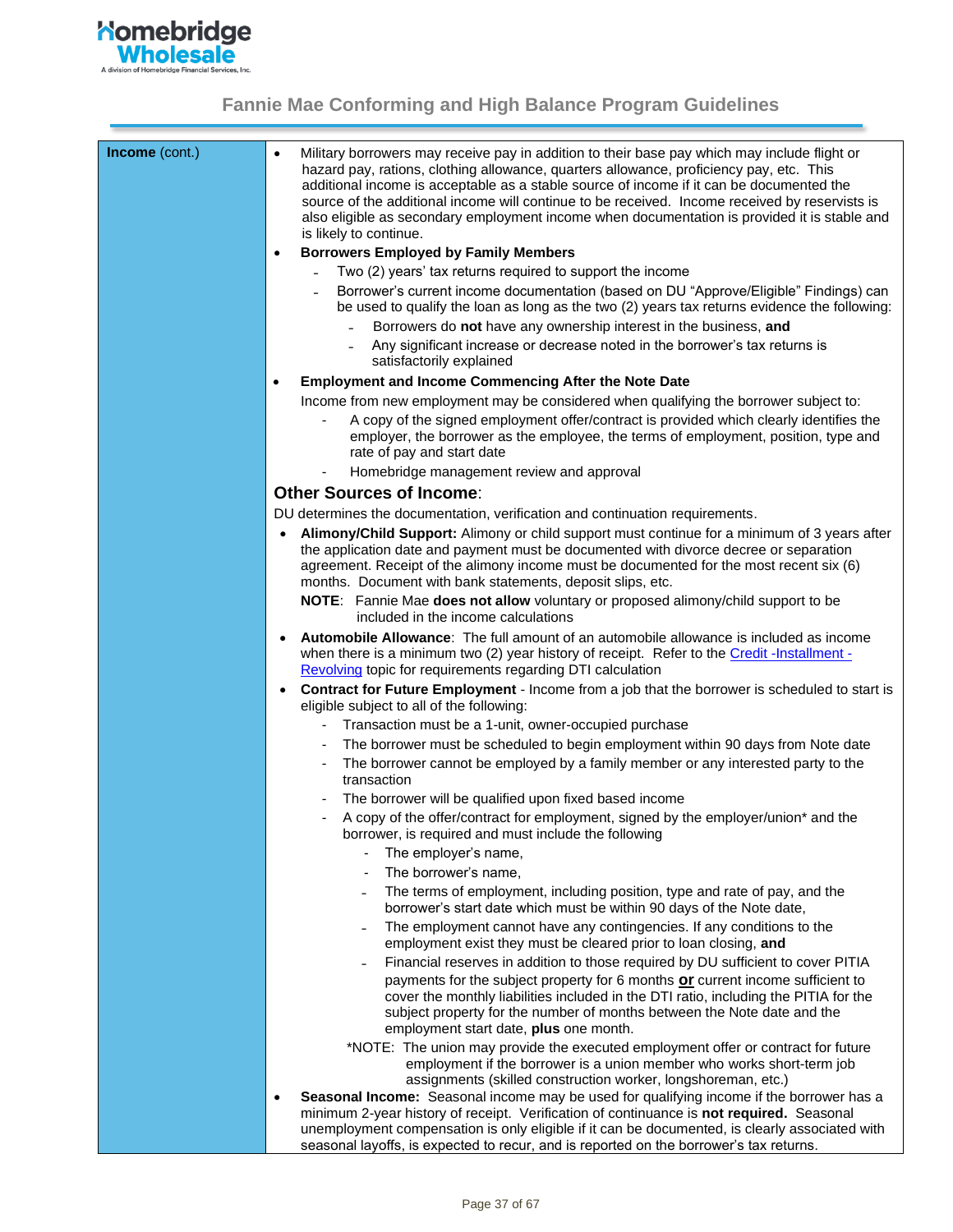| Income (cont.) | |
|---|---|

**Income** (cont.)

- Military borrowers may receive pay in addition to their base pay which may include flight or hazard pay, rations, clothing allowance, quarters allowance, proficiency pay, etc. This additional income is acceptable as a stable source of income if it can be documented the source of the additional income will continue to be received. Income received by reservists is also eligible as secondary employment income when documentation is provided it is stable and is likely to continue.
- **Borrowers Employed by Family Members**
  - Two (2) years' tax returns required to support the income
  - Borrower's current income documentation (based on DU "Approve/Eligible" Findings) can be used to qualify the loan as long as the two (2) years tax returns evidence the following:
    - Borrowers do **not** have any ownership interest in the business, **and**
    - Any significant increase or decrease noted in the borrower's tax returns is satisfactorily explained
- **Employment and Income Commencing After the Note Date**

  Income from new employment may be considered when qualifying the borrower subject to:
  - A copy of the signed employment offer/contract is provided which clearly identifies the employer, the borrower as the employee, the terms of employment, position, type and rate of pay and start date
  - Homebridge management review and approval

## Other Sources of Income:

DU determines the documentation, verification and continuation requirements.

- **Alimony/Child Support:** Alimony or child support must continue for a minimum of 3 years after the application date and payment must be documented with divorce decree or separation agreement. Receipt of the alimony income must be documented for the most recent six (6) months. Document with bank statements, deposit slips, etc.

  **NOTE**: Fannie Mae **does not allow** voluntary or proposed alimony/child support to be included in the income calculations
- **Automobile Allowance**: The full amount of an automobile allowance is included as income when there is a minimum two (2) year history of receipt. Refer to the Credit -Installment - Revolving topic for requirements regarding DTI calculation
- **Contract for Future Employment** - Income from a job that the borrower is scheduled to start is eligible subject to all of the following:
  - Transaction must be a 1-unit, owner-occupied purchase
  - The borrower must be scheduled to begin employment within 90 days from Note date
  - The borrower cannot be employed by a family member or any interested party to the transaction
  - The borrower will be qualified upon fixed based income
  - A copy of the offer/contract for employment, signed by the employer/union* and the borrower, is required and must include the following
    - The employer's name,
    - The borrower's name,
    - The terms of employment, including position, type and rate of pay, and the borrower's start date which must be within 90 days of the Note date,
    - The employment cannot have any contingencies. If any conditions to the employment exist they must be cleared prior to loan closing, **and**
    - Financial reserves in addition to those required by DU sufficient to cover PITIA payments for the subject property for 6 months **or** current income sufficient to cover the monthly liabilities included in the DTI ratio, including the PITIA for the subject property for the number of months between the Note and the employment start date, **plus** one month.

  *NOTE: The union may provide the executed employment offer or contract for future employment if the borrower is a union member who works short-term job assignments (skilled construction worker, longshoreman, etc.)
- **Seasonal Income:** Seasonal income may be used for qualifying income if the borrower has a minimum 2-year history of receipt. Verification of continuance is **not required.** Seasonal unemployment compensation is only eligible if it can be documented, is clearly associated with seasonal layoffs, is expected to recur, and is reported on the borrower's tax returns.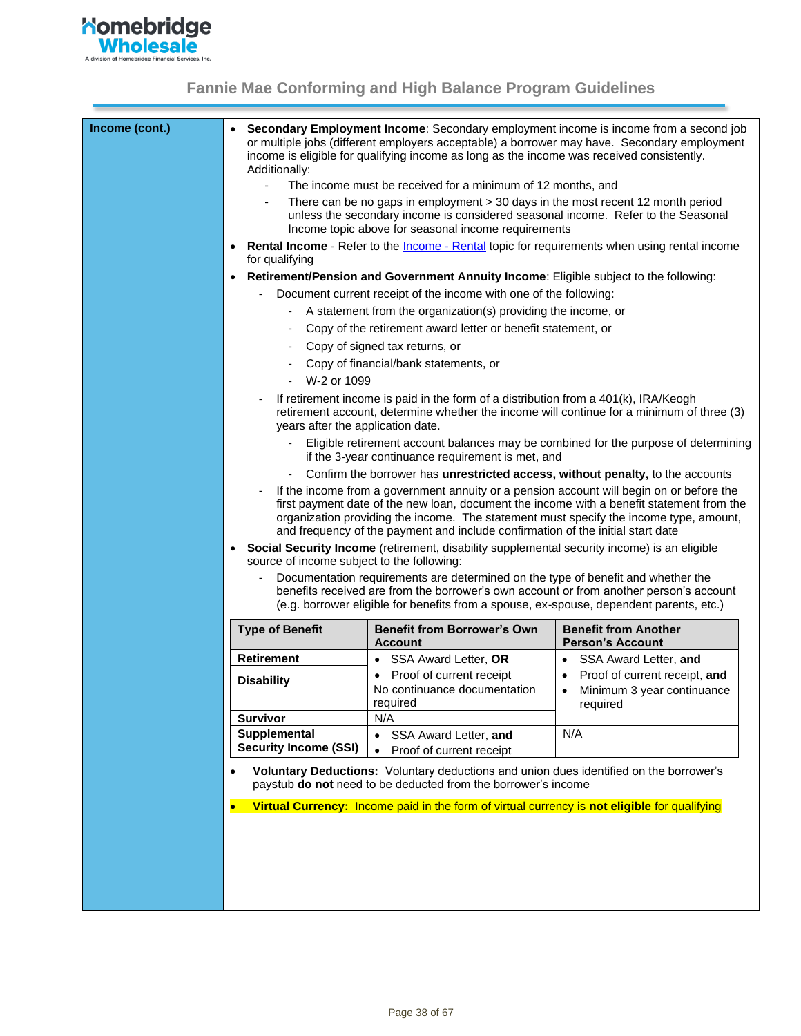## Income (cont.)

- **Secondary Employment Income**: Secondary employment income is income from a second job or multiple jobs (different employers acceptable) a borrower may have. Secondary employment income is eligible for qualifying income as long as the income was received consistently. Additionally:
  - The income must be received for a minimum of 12 months, and
  - There can be no gaps in employment > 30 days in the most recent 12 month period unless the secondary income is considered seasonal income. Refer to the Seasonal Income topic above for seasonal income requirements
- **Rental Income** - Refer to the Income - Rental topic for requirements when using rental income for qualifying
- **Retirement/Pension and Government Annuity Income**: Eligible subject to the following:
  - Document current receipt of the income with one of the following:
    - A statement from the organization(s) providing the income, or
    - Copy of the retirement award letter or benefit statement, or
    - Copy of signed tax returns, or
    - Copy of financial/bank statements, or
    - W-2 or 1099
  - If retirement income is paid in the form of a distribution from a 401(k), IRA/Keogh retirement account, determine whether the income will continue for a minimum of three (3) years after the application date.
    - Eligible retirement account balances may be combined for the purpose of determining if the 3-year continuance requirement is met, and
    - Confirm the borrower has **unrestricted access, without penalty,** to the accounts
  - If the income from a government annuity or a pension account will begin on or before the first payment date of the new loan, document the income with a benefit statement from the organization providing the income. The statement must specify the income type, amount, and frequency of the payment and include confirmation of the initial start date
- **Social Security Income** (retirement, disability supplemental security income) is an eligible source of income subject to the following:
  - Documentation requirements are determined on the type of benefit and whether the benefits received are from the borrower's own account or from another person's account (e.g. borrower eligible for benefits from a spouse, ex-spouse, dependent parents, etc.)

| Type of Benefit | Benefit from Borrower's Own Account | Benefit from Another Person's Account |
|---|---|---|
| Retirement | • SSA Award Letter, **OR** | • SSA Award Letter, **and** |
| Disability | • Proof of current receipt<br>No continuance documentation required | • Proof of current receipt, **and**<br>• Minimum 3 year continuance required |
| Survivor | N/A | |
| Supplemental Security Income (SSI) | • SSA Award Letter, **and**<br>• Proof of current receipt | N/A |

- **Voluntary Deductions:** Voluntary deductions and union dues identified on the borrower's paystub **do not** need to be deducted from the borrower's income
- **Virtual Currency:** Income paid in the form of virtual currency is **not eligible** for qualifying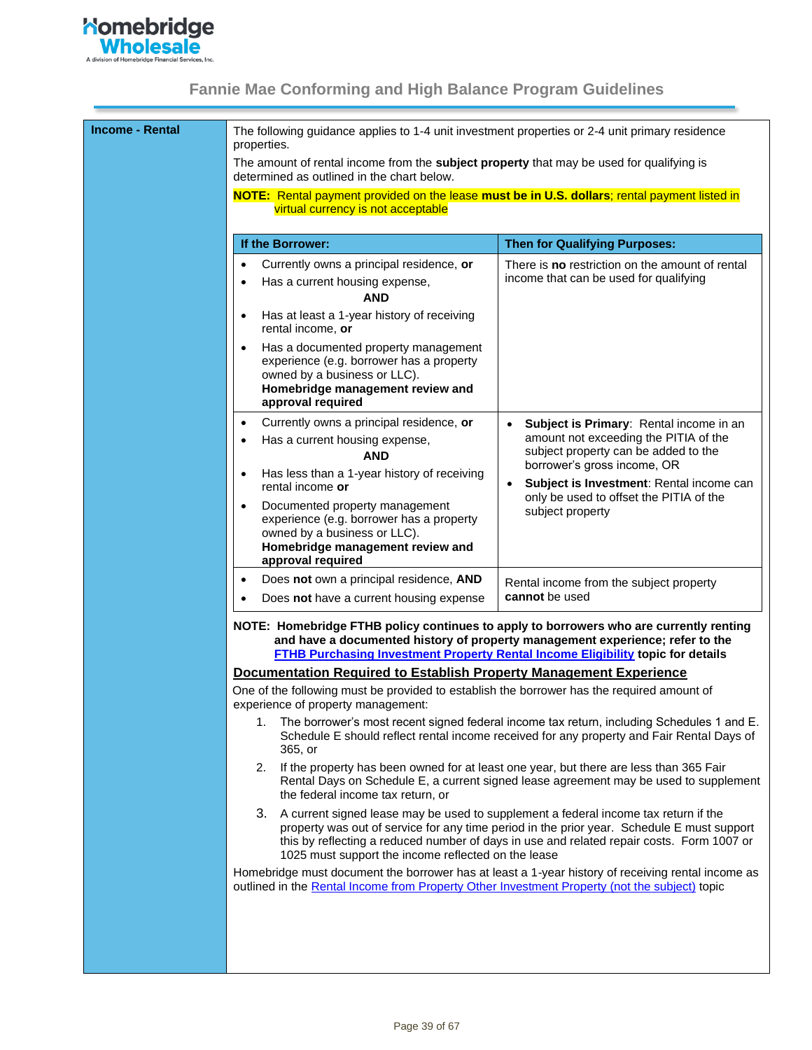## Income - Rental

The following guidance applies to 1-4 unit investment properties or 2-4 unit primary residence properties.

The amount of rental income from the **subject property** that may be used for qualifying is determined as outlined in the chart below.

**NOTE:** Rental payment provided on the lease **must be in U.S. dollars**; rental payment listed in virtual currency is not acceptable

| If the Borrower: | Then for Qualifying Purposes: |
|---|---|
| • Currently owns a principal residence, **or**<br>• Has a current housing expense,<br>**AND**<br>• Has at least a 1-year history of receiving rental income, **or**<br>• Has a documented property management experience (e.g. borrower has a property owned by a business or LLC). **Homebridge management review and approval required** | There is **no** restriction on the amount of rental income that can be used for qualifying |
| • Currently owns a principal residence, **or**<br>• Has a current housing expense,<br>**AND**<br>• Has less than a 1-year history of receiving rental income **or**<br>• Documented property management experience (e.g. borrower has a property owned by a business or LLC). **Homebridge management review and approval required** | • **Subject is Primary**: Rental income in an amount not exceeding the PITIA of the subject property can be added to the borrower's gross income, OR<br>• **Subject is Investment**: Rental income can only be used to offset the PITIA of the subject property |
| • Does **not** own a principal residence, **AND**<br>• Does **not** have a current housing expense | Rental income from the subject property **cannot** be used |

**NOTE: Homebridge FTHB policy continues to apply to borrowers who are currently renting and have a documented history of property management experience; refer to the FTHB Purchasing Investment Property Rental Income Eligibility topic for details**

### Documentation Required to Establish Property Management Experience

One of the following must be provided to establish the borrower has the required amount of experience of property management:

1. The borrower's most recent signed federal income tax return, including Schedules 1 and E. Schedule E should reflect rental income received for any property and Fair Rental Days of 365, or
2. If the property has been owned for at least one year, but there are less than 365 Fair Rental Days on Schedule E, a current signed lease agreement may be used to supplement the federal income tax return, or
3. A current signed lease may be used to supplement a federal income tax return if the property was out of service for any time period in the prior year. Schedule E must support this by reflecting a reduced number of days in use and related repair costs. Form 1007 or 1025 must support the income reflected on the lease

Homebridge must document the borrower has at least a 1-year history of receiving rental income as outlined in the Rental Income from Property Other Investment Property (not the subject) topic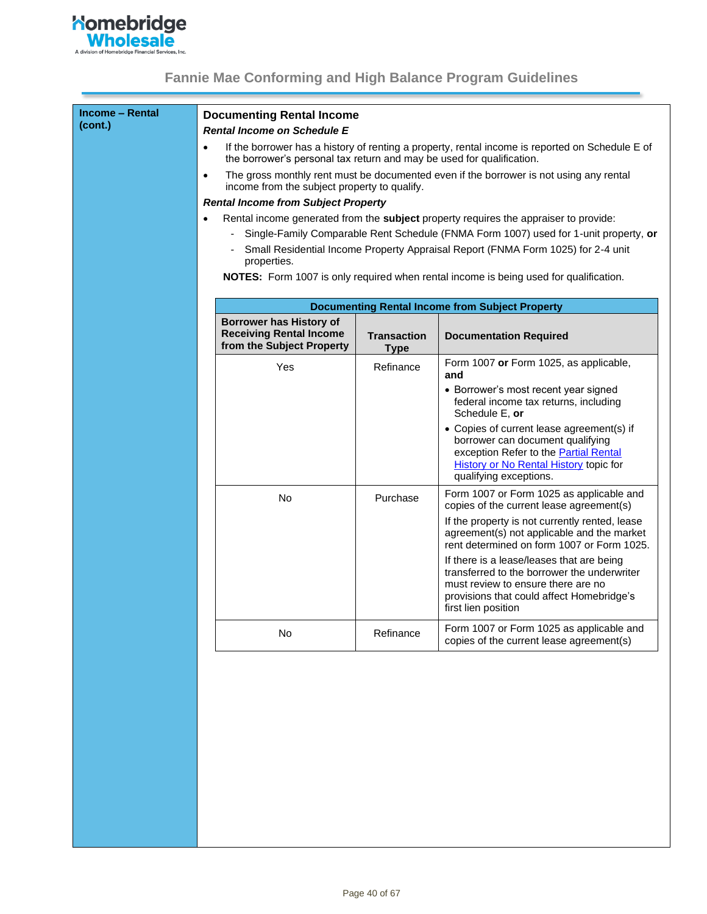**Income – Rental (cont.)**

## Documenting Rental Income

***Rental Income on Schedule E***

- If the borrower has a history of renting a property, rental income is reported on Schedule E of the borrower's personal tax return and may be used for qualification.
- The gross monthly rent must be documented even if the borrower is not using any rental income from the subject property to qualify.

***Rental Income from Subject Property***

- Rental income generated from the **subject** property requires the appraiser to provide:
  - Single-Family Comparable Rent Schedule (FNMA Form 1007) used for 1-unit property, **or**
  - Small Residential Income Property Appraisal Report (FNMA Form 1025) for 2-4 unit properties.

  **NOTES:** Form 1007 is only required when rental income is being used for qualification.

| Documenting Rental Income from Subject Property | | |
|---|---|---|
| **Borrower has History of Receiving Rental Income from the Subject Property** | **Transaction Type** | **Documentation Required** |
| Yes | Refinance | Form 1007 **or** Form 1025, as applicable, **and**<br>• Borrower's most recent year signed federal income tax returns, including Schedule E, **or**<br>• Copies of current lease agreement(s) if borrower can document qualifying exception Refer to the Partial Rental History or No Rental History topic for qualifying exceptions. |
| No | Purchase | Form 1007 or Form 1025 as applicable and copies of the current lease agreement(s)<br>If the property is not currently rented, lease agreement(s) not applicable and the market rent determined on form 1007 or Form 1025.<br>If there is a lease/leases that are being transferred to the borrower the underwriter must review to ensure there are no provisions that could affect Homebridge's first lien position |
| No | Refinance | Form 1007 or Form 1025 as applicable and copies of the current lease agreement(s) |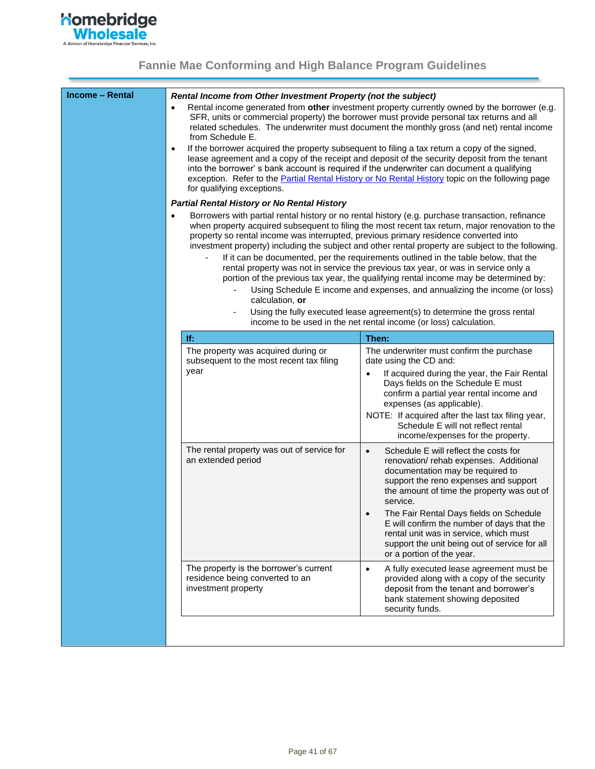## Income – Rental

***Rental Income from Other Investment Property (not the subject)***

- Rental income generated from **other** investment property currently owned by the borrower (e.g. SFR, units or commercial property) the borrower must provide personal tax returns and all related schedules. The underwriter must document the monthly gross (and net) rental income from Schedule E.
- If the borrower acquired the property subsequent to filing a tax return a copy of the signed, lease agreement and a copy of the receipt and deposit of the security deposit from the tenant into the borrower' s bank account is required if the underwriter can document a qualifying exception. Refer to the Partial Rental History or No Rental History topic on the following page for qualifying exceptions.

***Partial Rental History or No Rental History***

- Borrowers with partial rental history or no rental history (e.g. purchase transaction, refinance when property acquired subsequent to filing the most recent tax return, major renovation to the property so rental income was interrupted, previous primary residence converted into investment property) including the subject and other rental property are subject to the following.
  - If it can be documented, per the requirements outlined in the table below, that the rental property was not in service the previous tax year, or was in service only a portion of the previous tax year, the qualifying rental income may be determined by:
    - Using Schedule E income and expenses, and annualizing the income (or loss) calculation, **or**
    - Using the fully executed lease agreement(s) to determine the gross rental income to be used in the net rental income (or loss) calculation.

| If: | Then: |
|---|---|
| The property was acquired during or subsequent to the most recent tax filing year | The underwriter must confirm the purchase date using the CD and:<br>• If acquired during the year, the Fair Rental Days fields on the Schedule E must confirm a partial year rental income and expenses (as applicable).<br>NOTE: If acquired after the last tax filing year, Schedule E will not reflect rental income/expenses for the property. |
| The rental property was out of service for an extended period | • Schedule E will reflect the costs for renovation/ rehab expenses. Additional documentation may be required to support the reno expenses and support the amount of time the property was out of service.<br>• The Fair Rental Days fields on Schedule E will confirm the number of days that the rental unit was in service, which must support the unit being out of service for all or a portion of the year. |
| The property is the borrower's current residence being converted to an investment property | • A fully executed lease agreement must be provided along with a copy of the security deposit from the tenant and borrower's bank statement showing deposited security funds. |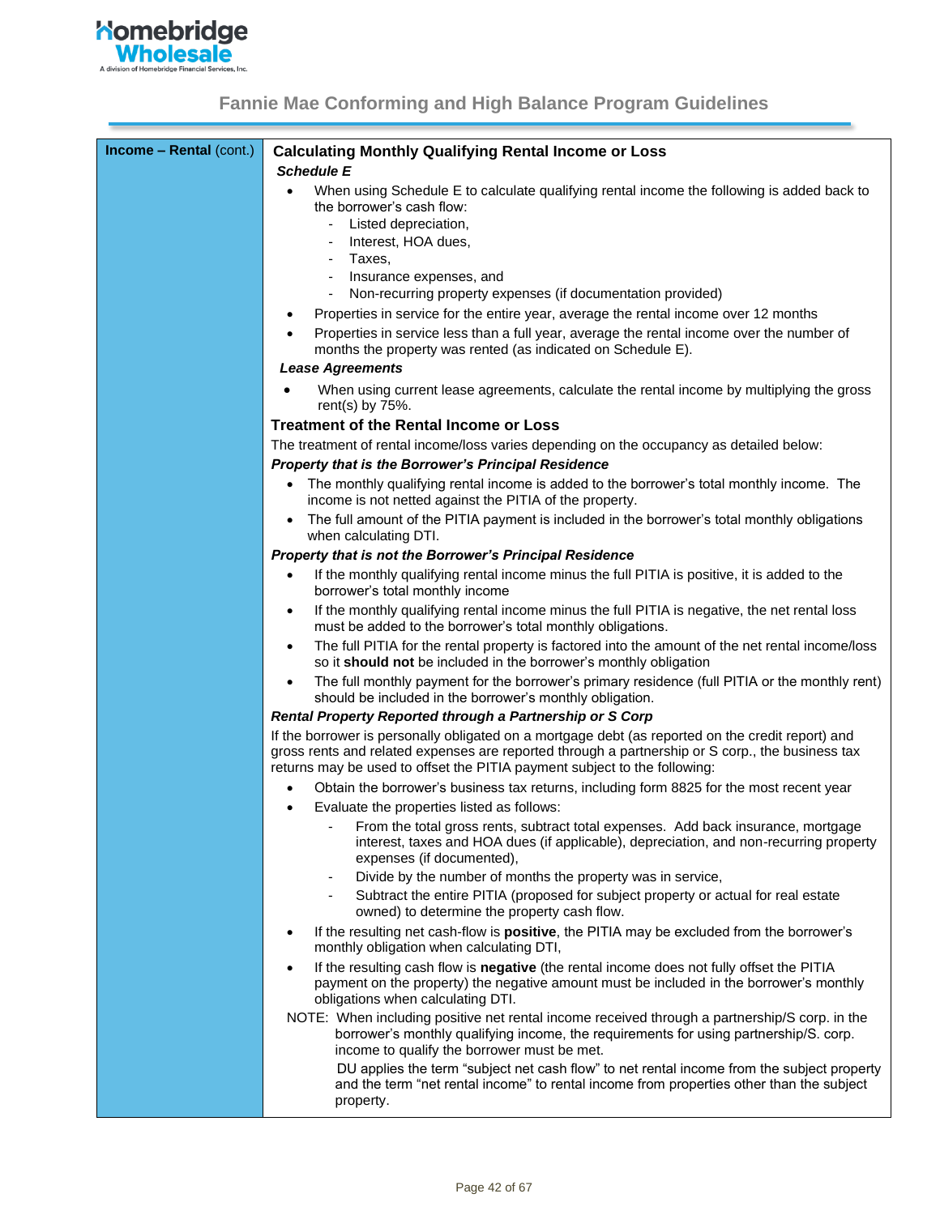**Income – Rental** (cont.)

## Calculating Monthly Qualifying Rental Income or Loss

***Schedule E***

- When using Schedule E to calculate qualifying rental income the following is added back to the borrower's cash flow:
  - Listed depreciation,
  - Interest, HOA dues,
  - Taxes,
  - Insurance expenses, and
  - Non-recurring property expenses (if documentation provided)
- Properties in service for the entire year, average the rental income over 12 months
- Properties in service less than a full year, average the rental income over the number of months the property was rented (as indicated on Schedule E).

***Lease Agreements***

- When using current lease agreements, calculate the rental income by multiplying the gross rent(s) by 75%.

## Treatment of the Rental Income or Loss

The treatment of rental income/loss varies depending on the occupancy as detailed below:

***Property that is the Borrower's Principal Residence***

- The monthly qualifying rental income is added to the borrower's total monthly income. The income is not netted against the PITIA of the property.
- The full amount of the PITIA payment is included in the borrower's total monthly obligations when calculating DTI.

***Property that is not the Borrower's Principal Residence***

- If the monthly qualifying rental income minus the full PITIA is positive, it is added to the borrower's total monthly income
- If the monthly qualifying rental income minus the full PITIA is negative, the net rental loss must be added to the borrower's total monthly obligations.
- The full PITIA for the rental property is factored into the amount of the net rental income/loss so it **should not** be included in the borrower's monthly obligation
- The full monthly payment for the borrower's primary residence (full PITIA or the monthly rent) should be included in the borrower's monthly obligation.

***Rental Property Reported through a Partnership or S Corp***

If the borrower is personally obligated on a mortgage debt (as reported on the credit report) and gross rents and related expenses are reported through a partnership or S corp., the business tax returns may be used to offset the PITIA payment subject to the following:

- Obtain the borrower's business tax returns, including form 8825 for the most recent year
- Evaluate the properties listed as follows:
  - From the total gross rents, subtract total expenses. Add back insurance, mortgage interest, taxes and HOA dues (if applicable), depreciation, and non-recurring property expenses (if documented),
  - Divide by the number of months the property was in service,
  - Subtract the entire PITIA (proposed for subject property or actual for real estate owned) to determine the property cash flow.
- If the resulting net cash-flow is **positive**, the PITIA may be excluded from the borrower's monthly obligation when calculating DTI,
- If the resulting cash flow is **negative** (the rental income does not fully offset the PITIA payment on the property) the negative amount must be included in the borrower's monthly obligations when calculating DTI.

NOTE: When including positive net rental income received through a partnership/S corp. in the borrower's monthly qualifying income, the requirements for using partnership/S. corp. income to qualify the borrower must be met.

DU applies the term "subject net cash flow" to net rental income from the subject property and the term "net rental income" to rental income from properties other than the subject property.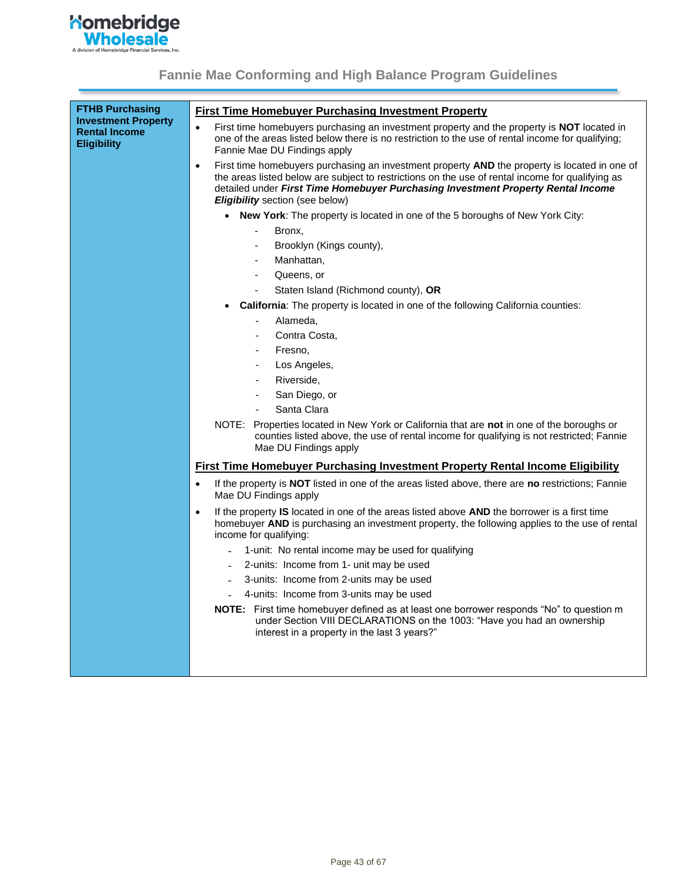| FTHB Purchasing Investment Property Rental Income Eligibility | **First Time Homebuyer Purchasing Investment Property**<br><br>• First time homebuyers purchasing an investment property and the property is **NOT** located in one of the areas listed below there is no restriction to the use of rental income for qualifying; Fannie Mae DU Findings apply<br>• First time homebuyers purchasing an investment property **AND** the property is located in one of the areas listed below are subject to restrictions on the use of rental income for qualifying as detailed under ***First Time Homebuyer Purchasing Investment Property Rental Income Eligibility*** section (see below)<br>  • **New York**: The property is located in one of the 5 boroughs of New York City:<br>    - Bronx,<br>    - Brooklyn (Kings county),<br>    - Manhattan,<br>    - Queens, or<br>    - Staten Island (Richmond county), **OR**<br>  • **California**: The property is located in one of the following California counties:<br>    - Alameda,<br>    - Contra Costa,<br>    - Fresno,<br>    - Los Angeles,<br>    - Riverside,<br>    - San Diego, or<br>    - Santa Clara<br><br>NOTE: Properties located in New York or California that are **not** in one of the boroughs or counties listed above, the use of rental income for qualifying is not restricted; Fannie Mae DU Findings apply<br><br>**First Time Homebuyer Purchasing Investment Property Rental Income Eligibility**<br><br>• If the property is **NOT** listed in one of the areas listed above, there are **no** restrictions; Fannie Mae DU Findings apply<br>• If the property **IS** located in one of the areas listed above **AND** the borrower is a first time homebuyer **AND** is purchasing an investment property, the following applies to the use of rental income for qualifying:<br>  - 1-unit: No rental income may be used for qualifying<br>  - 2-units: Income from 1- unit may be used<br>  - 3-units: Income from 2-units may be used<br>  - 4-units: Income from 3-units may be used<br><br>**NOTE:** First time homebuyer defined as at least one borrower responds "No" to question m under Section VIII DECLARATIONS on the 1003: "Have you had an ownership interest in a property in the last 3 years?" |
|---|---|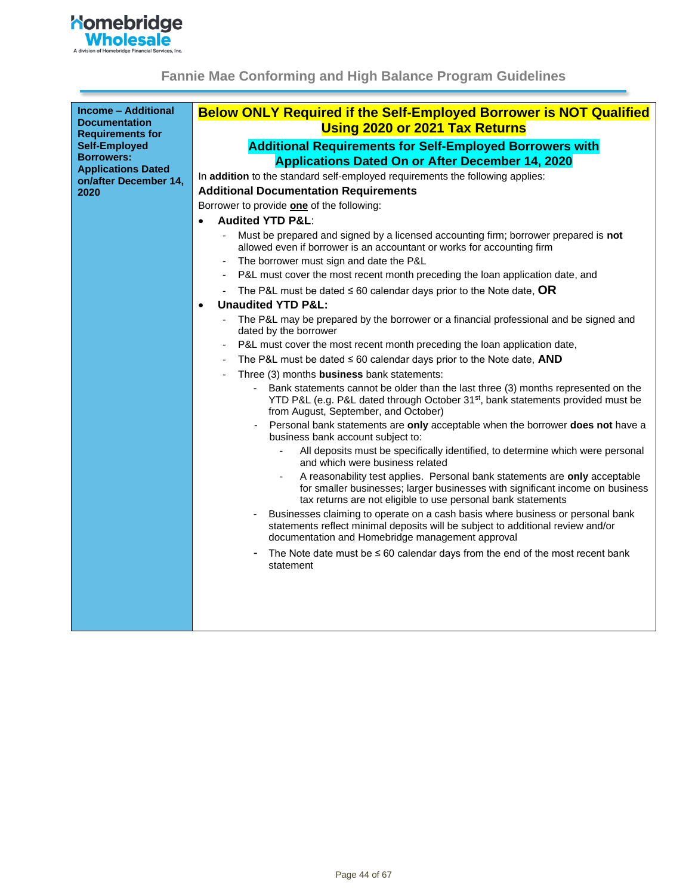## Fannie Mae Conforming and High Balance Program Guidelines

| Income – Additional Documentation Requirements for Self-Employed Borrowers: Applications Dated on/after December 14, 2020 | **Below ONLY Required if the Self-Employed Borrower is NOT Qualified Using 2020 or 2021 Tax Returns**<br><br>**Additional Requirements for Self-Employed Borrowers with Applications Dated On or After December 14, 2020**<br><br>In **addition** to the standard self-employed requirements the following applies:<br><br>**Additional Documentation Requirements**<br><br>Borrower to provide **one** of the following:<br><br>• **Audited YTD P&L**:<br>  - Must be prepared and signed by a licensed accounting firm; borrower prepared is **not** allowed even if borrower is an accountant or works for accounting firm<br>  - The borrower must sign and date the P&L<br>  - P&L must cover the most recent month preceding the loan application date, and<br>  - The P&L must be dated ≤ 60 calendar days prior to the Note date, **OR**<br><br>• **Unaudited YTD P&L:**<br>  - The P&L may be prepared by the borrower or a financial professional and be signed and dated by the borrower<br>  - P&L must cover the most recent month preceding the loan application date,<br>  - The P&L must be dated ≤ 60 calendar days prior to the Note date, **AND**<br>  - Three (3) months **business** bank statements:<br>    - Bank statements cannot be older than the last three (3) months represented on the YTD P&L (e.g. P&L dated through October 31st, bank statements provided must be from August, September, and October)<br>    - Personal bank statements are **only** acceptable when the borrower **does not** have a business bank account subject to:<br>      - All deposits must be specifically identified, to determine which were personal and which were business related<br>      - A reasonability test applies. Personal bank statements are **only** acceptable for smaller businesses; larger businesses with significant income on business tax returns are not eligible to use personal bank statements<br>    - Businesses claiming to operate on a cash basis where business or personal bank statements reflect minimal deposits will be subject to additional review and/or documentation and Homebridge management approval<br>    - The Note date must be ≤ 60 calendar days from the end of the most recent bank statement |
|---|---|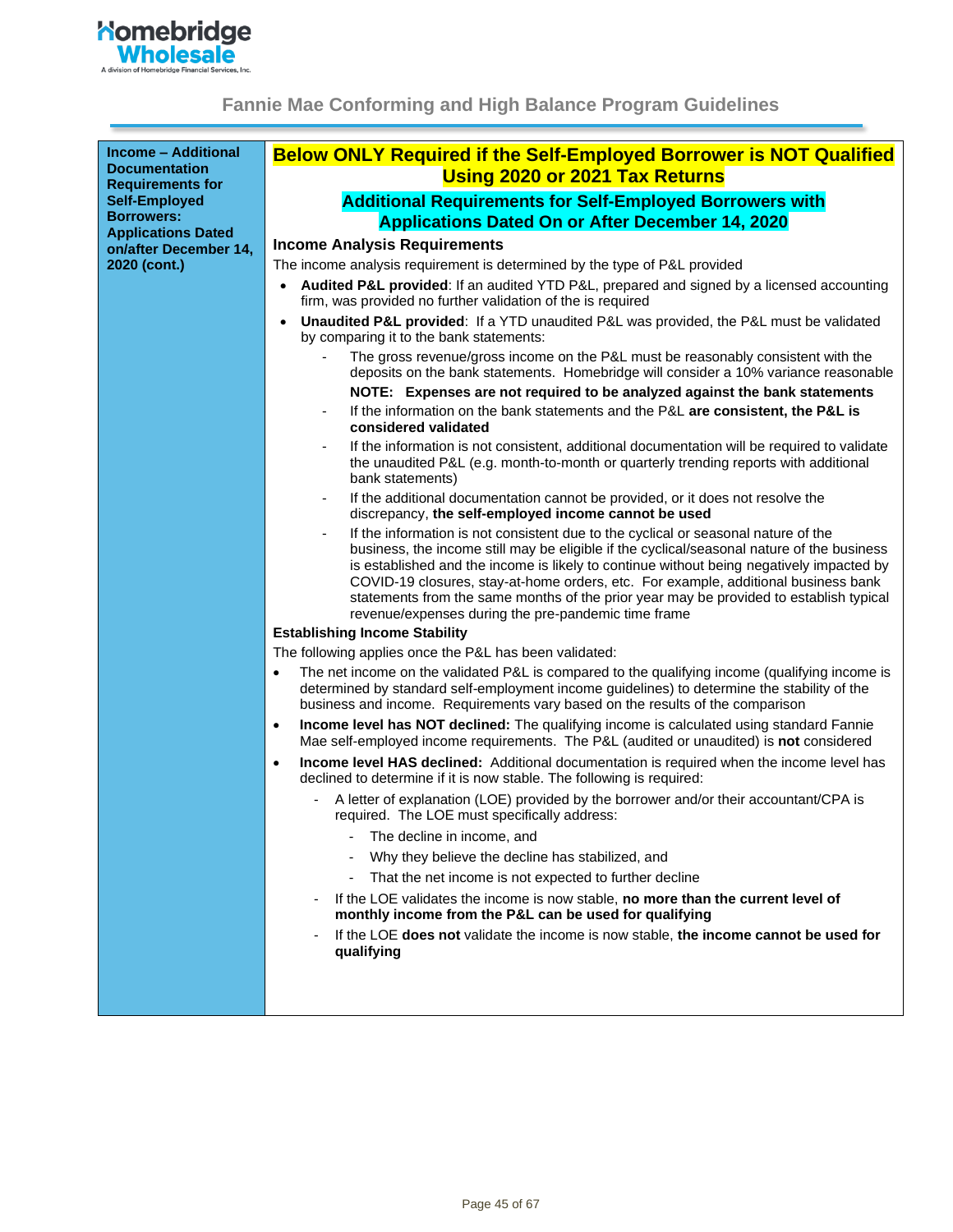Fannie Mae Conforming and High Balance Program Guidelines

| Income – Additional Documentation Requirements for Self-Employed Borrowers: Applications Dated on/after December 14, 2020 (cont.) | **Below ONLY Required if the Self-Employed Borrower is NOT Qualified Using 2020 or 2021 Tax Returns**<br><br>**Additional Requirements for Self-Employed Borrowers with Applications Dated On or After December 14, 2020**<br><br>**Income Analysis Requirements**<br>The income analysis requirement is determined by the type of P&L provided<br>• **Audited P&L provided**: If an audited YTD P&L, prepared and signed by a licensed accounting firm, was provided no further validation of the is required<br>• **Unaudited P&L provided**: If a YTD unaudited P&L was provided, the P&L must be validated by comparing it to the bank statements:<br>  - The gross revenue/gross income on the P&L must be reasonably consistent with the deposits on the bank statements. Homebridge will consider a 10% variance reasonable<br>  **NOTE: Expenses are not required to be analyzed against the bank statements**<br>  - If the information on the bank statements and the P&L **are consistent, the P&L is considered validated**<br>  - If the information is not consistent, additional documentation will be required to validate the unaudited P&L (e.g. month-to-month or quarterly trending reports with additional bank statements)<br>  - If the additional documentation cannot be provided, or it does not resolve the discrepancy, **the self-employed income cannot be used**<br>  - If the information is not consistent due to the cyclical or seasonal nature of the business, the income still may be eligible if the cyclical/seasonal nature of the business is established and the income is likely to continue without being negatively impacted by COVID-19 closures, stay-at-home orders, etc. For example, additional business bank statements from the same months of the prior year may be provided to establish typical revenue/expenses during the pre-pandemic time frame<br><br>**Establishing Income Stability**<br>The following applies once the P&L has been validated:<br>• The net income on the validated P&L is compared to the qualifying income (qualifying income is determined by standard self-employment income guidelines) to determine the stability of the business and income. Requirements vary based on the results of the comparison<br>• **Income level has NOT declined:** The qualifying income is calculated using standard Fannie Mae self-employed income requirements. The P&L (audited or unaudited) is **not** considered<br>• **Income level HAS declined:** Additional documentation is required when the income level has declined to determine if it is now stable. The following is required:<br>  - A letter of explanation (LOE) provided by the borrower and/or their accountant/CPA is required. The LOE must specifically address:<br>    - The decline in income, and<br>    - Why they believe the decline has stabilized, and<br>    - That the net income is not expected to further decline<br>  - If the LOE validates the income is now stable, **no more than the current level of monthly income from the P&L can be used for qualifying**<br>  - If the LOE **does not** validate the income is now stable, **the income cannot be used for qualifying** |
|---|---|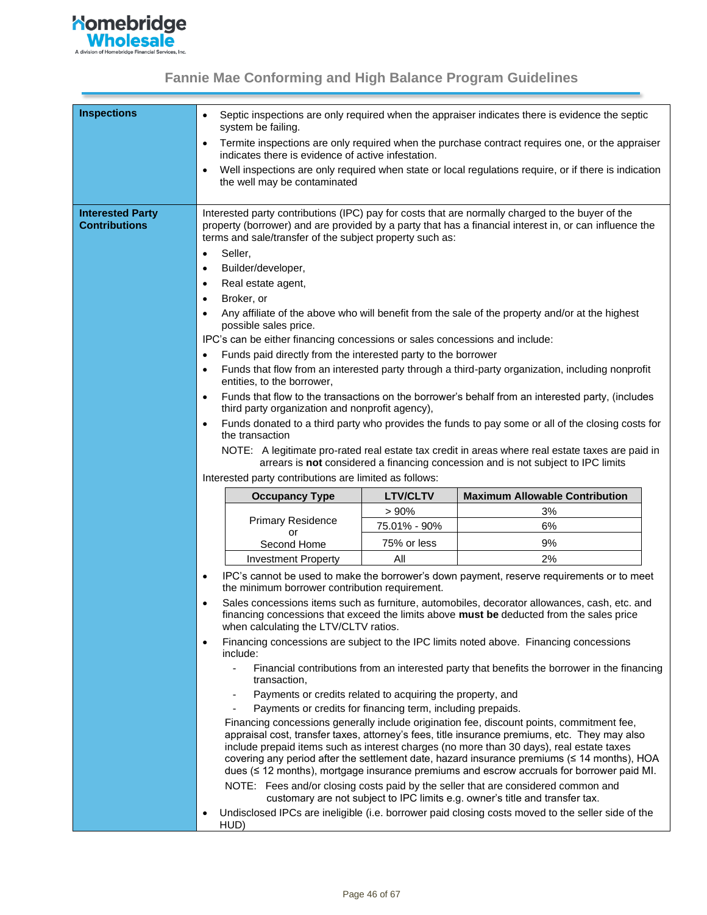## Fannie Mae Conforming and High Balance Program Guidelines

### Inspections

- Septic inspections are only required when the appraiser indicates there is evidence the septic system be failing.
- Termite inspections are only required when the purchase contract requires one, or the appraiser indicates there is evidence of active infestation.
- Well inspections are only required when state or local regulations require, or if there is indication the well may be contaminated

### Interested Party Contributions

Interested party contributions (IPC) pay for costs that are normally charged to the buyer of the property (borrower) and are provided by a party that has a financial interest in, or can influence the terms and sale/transfer of the subject property such as:

- Seller,
- Builder/developer,
- Real estate agent,
- Broker, or
- Any affiliate of the above who will benefit from the sale of the property and/or at the highest possible sales price.

IPC's can be either financing concessions or sales concessions and include:

- Funds paid directly from the interested party to the borrower
- Funds that flow from an interested party through a third-party organization, including nonprofit entities, to the borrower,
- Funds that flow to the transactions on the borrower's behalf from an interested party, (includes third party organization and nonprofit agency),
- Funds donated to a third party who provides the funds to pay some or all of the closing costs for the transaction

NOTE: A legitimate pro-rated real estate tax credit in areas where real estate taxes are paid in arrears is **not** considered a financing concession and is not subject to IPC limits

Interested party contributions are limited as follows:

| Occupancy Type | LTV/CLTV | Maximum Allowable Contribution |
|---|---|---|
| Primary Residence or Second Home | > 90% | 3% |
| | 75.01% - 90% | 6% |
| | 75% or less | 9% |
| Investment Property | All | 2% |

- IPC's cannot be used to make the borrower's down payment, reserve requirements or to meet the minimum borrower contribution requirement.
- Sales concessions items such as furniture, automobiles, decorator allowances, cash, etc. and financing concessions that exceed the limits above **must be** deducted from the sales price when calculating the LTV/CLTV ratios.
- Financing concessions are subject to the IPC limits noted above. Financing concessions include:
  - Financial contributions from an interested party that benefits the borrower in the financing transaction,
  - Payments or credits related to acquiring the property, and
  - Payments or credits for financing term, including prepaids.

  Financing concessions generally include origination fee, discount points, commitment fee, appraisal cost, transfer taxes, attorney's fees, title insurance premiums, etc. They may also include prepaid items such as interest charges (no more than 30 days), real estate taxes covering any period after the settlement date, hazard insurance premiums (≤ 14 months), HOA dues (≤ 12 months), mortgage insurance premiums and escrow accruals for borrower paid MI.

  NOTE: Fees and/or closing costs paid by the seller that are considered common and customary are not subject to IPC limits e.g. owner's title and transfer tax.
- Undisclosed IPCs are ineligible (i.e. borrower paid closing costs moved to the seller side of the HUD)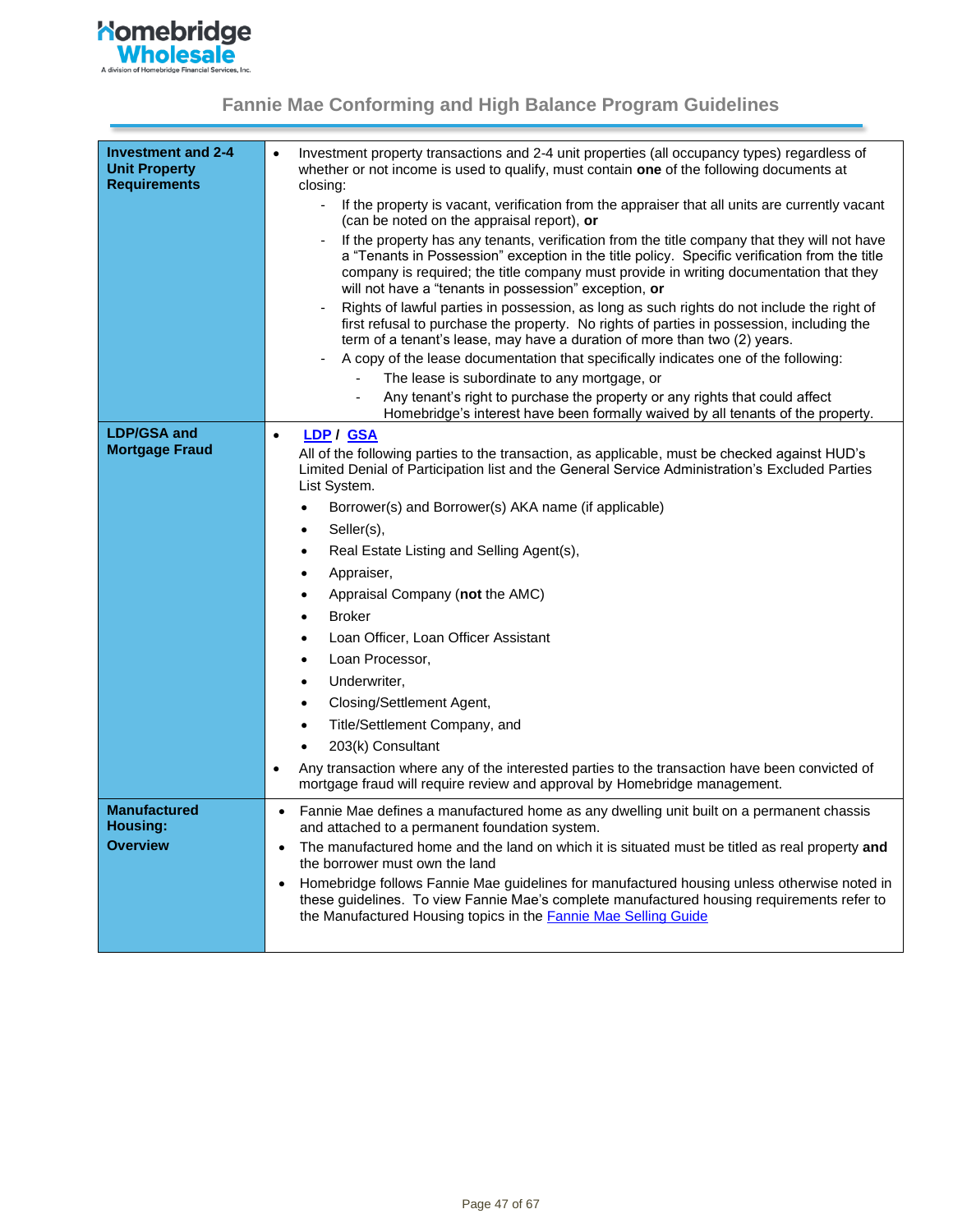| | |
|---|---|
| **Investment and 2-4 Unit Property Requirements** | • Investment property transactions and 2-4 unit properties (all occupancy types) regardless of whether or not income is used to qualify, must contain **one** of the following documents at closing:<br>- If the property is vacant, verification from the appraiser that all units are currently vacant (can be noted on the appraisal report), **or**<br>- If the property has any tenants, verification from the title company that they will not have a "Tenants in Possession" exception in the title policy. Specific verification from the title company is required; the title company must provide in writing documentation that they will not have a "tenants in possession" exception, **or**<br>- Rights of lawful parties in possession, as long as such rights do not include the right of first refusal to purchase the property. No rights of parties in possession, including the term of a tenant's lease, may have a duration of more than two (2) years.<br>- A copy of the lease documentation that specifically indicates one of the following:<br>&nbsp;&nbsp;&nbsp;&nbsp;- The lease is subordinate to any mortgage, or<br>&nbsp;&nbsp;&nbsp;&nbsp;- Any tenant's right to purchase the property or any rights that could affect Homebridge's interest have been formally waived by all tenants of the property. |
| **LDP/GSA and Mortgage Fraud** | • **LDP / GSA**<br>All of the following parties to the transaction, as applicable, must be checked against HUD's Limited Denial of Participation list and the General Service Administration's Excluded Parties List System.<br>• Borrower(s) and Borrower(s) AKA name (if applicable)<br>• Seller(s),<br>• Real Estate Listing and Selling Agent(s),<br>• Appraiser,<br>• Appraisal Company (**not** the AMC)<br>• Broker<br>• Loan Officer, Loan Officer Assistant<br>• Loan Processor,<br>• Underwriter,<br>• Closing/Settlement Agent,<br>• Title/Settlement Company, and<br>• 203(k) Consultant<br>• Any transaction where any of the interested parties to the transaction have been convicted of mortgage fraud will require review and approval by Homebridge management. |
| **Manufactured Housing: Overview** | • Fannie Mae defines a manufactured home as any dwelling unit built on a permanent chassis and attached to a permanent foundation system.<br>• The manufactured home and the land on which it is situated must be titled as real property **and** the borrower must own the land<br>• Homebridge follows Fannie Mae guidelines for manufactured housing unless otherwise noted in these guidelines. To view Fannie Mae's complete manufactured housing requirements refer to the Manufactured Housing topics in the Fannie Mae Selling Guide |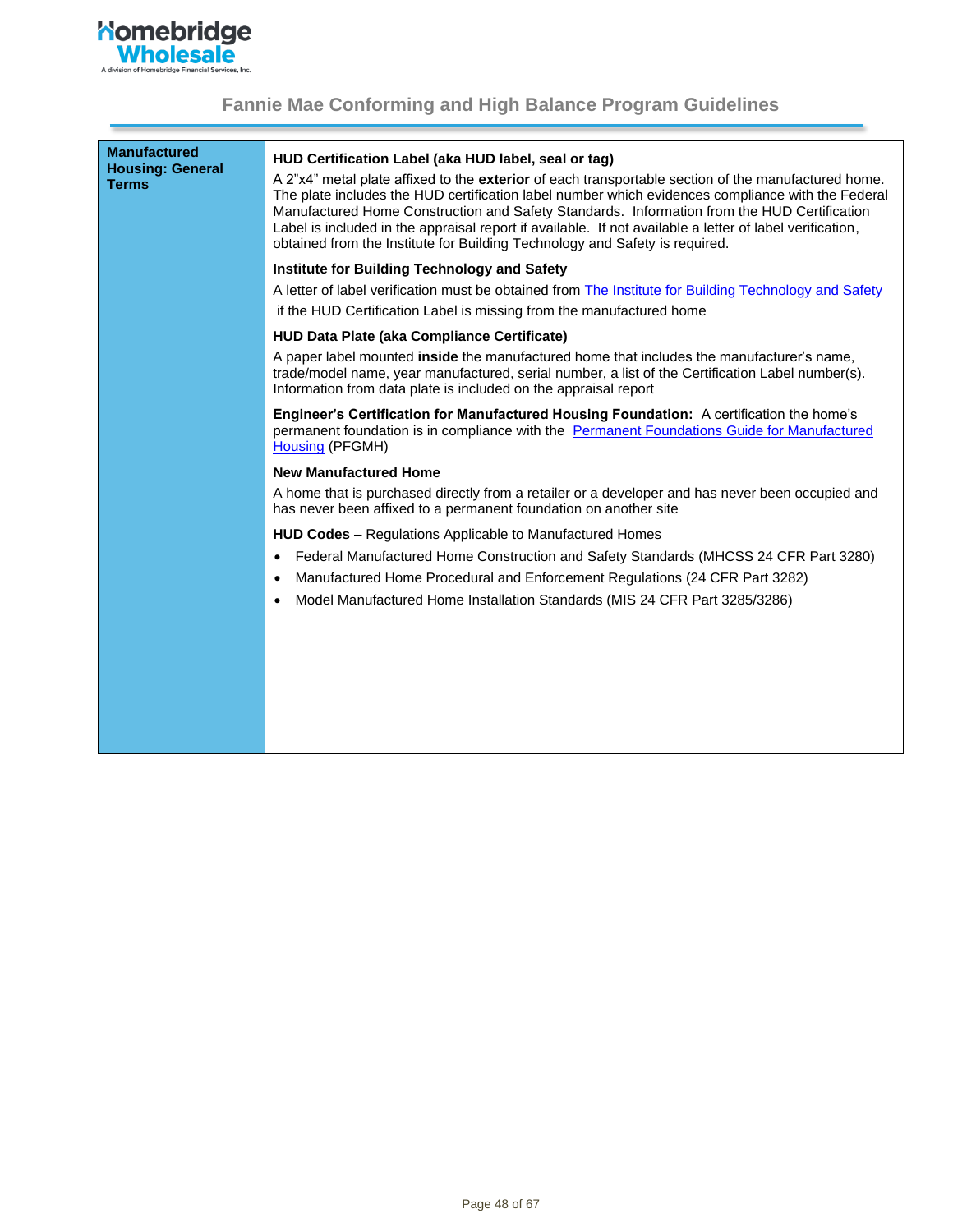# Fannie Mae Conforming and High Balance Program Guidelines

| | |
|---|---|
| **Manufactured Housing: General Terms** | **HUD Certification Label (aka HUD label, seal or tag)**<br>A 2"x4" metal plate affixed to the **exterior** of each transportable section of the manufactured home. The plate includes the HUD certification label number which evidences compliance with the Federal Manufactured Home Construction and Safety Standards. Information from the HUD Certification Label is included in the appraisal report if available. If not available a letter of label verification, obtained from the Institute for Building Technology and Safety is required.<br><br>**Institute for Building Technology and Safety**<br>A letter of label verification must be obtained from The Institute for Building Technology and Safety if the HUD Certification Label is missing from the manufactured home<br><br>**HUD Data Plate (aka Compliance Certificate)**<br>A paper label mounted **inside** the manufactured home that includes the manufacturer's name, trade/model name, year manufactured, serial number, a list of the Certification Label number(s). Information from data plate is included on the appraisal report<br><br>**Engineer's Certification for Manufactured Housing Foundation:** A certification the home's permanent foundation is in compliance with the Permanent Foundations Guide for Manufactured Housing (PFGMH)<br><br>**New Manufactured Home**<br>A home that is purchased directly from a retailer or a developer and has never been occupied and has never been affixed to a permanent foundation on another site<br><br>**HUD Codes** – Regulations Applicable to Manufactured Homes<br>• Federal Manufactured Home Construction and Safety Standards (MHCSS 24 CFR Part 3280)<br>• Manufactured Home Procedural and Enforcement Regulations (24 CFR Part 3282)<br>• Model Manufactured Home Installation Standards (MIS 24 CFR Part 3285/3286) |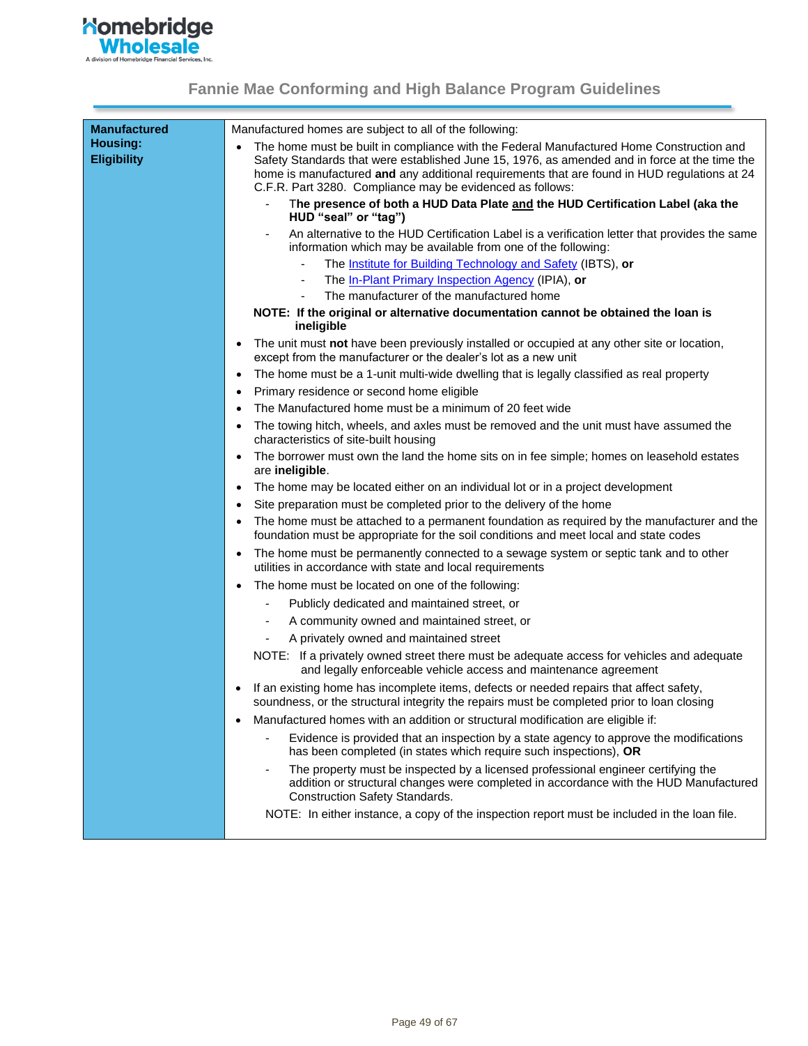## Fannie Mae Conforming and High Balance Program Guidelines

**Manufactured Housing: Eligibility**

Manufactured homes are subject to all of the following:

- The home must be built in compliance with the Federal Manufactured Home Construction and Safety Standards that were established June 15, 1976, as amended and in force at the time the home is manufactured **and** any additional requirements that are found in HUD regulations at 24 C.F.R. Part 3280. Compliance may be evidenced as follows:
  - T**he presence of both a HUD Data Plate <u>and</u> the HUD Certification Label (aka the HUD "seal" or "tag")**
  - An alternative to the HUD Certification Label is a verification letter that provides the same information which may be available from one of the following:
    - The Institute for Building Technology and Safety (IBTS), **or**
    - The In-Plant Primary Inspection Agency (IPIA), **or**
    - The manufacturer of the manufactured home

  **NOTE: If the original or alternative documentation cannot be obtained the loan is ineligible**
- The unit must **not** have been previously installed or occupied at any other site or location, except from the manufacturer or the dealer's lot as a new unit
- The home must be a 1-unit multi-wide dwelling that is legally classified as real property
- Primary residence or second home eligible
- The Manufactured home must be a minimum of 20 feet wide
- The towing hitch, wheels, and axles must be removed and the unit must have assumed the characteristics of site-built housing
- The borrower must own the land the home sits on in fee simple; homes on leasehold estates are **ineligible**.
- The home may be located either on an individual lot or in a project development
- Site preparation must be completed prior to the delivery of the home
- The home must be attached to a permanent foundation as required by the manufacturer and the foundation must be appropriate for the soil conditions and meet local and state codes
- The home must be permanently connected to a sewage system or septic tank and to other utilities in accordance with state and local requirements
- The home must be located on one of the following:
  - Publicly dedicated and maintained street, or
  - A community owned and maintained street, or
  - A privately owned and maintained street

  NOTE: If a privately owned street there must be adequate access for vehicles and adequate and legally enforceable vehicle access and maintenance agreement
- If an existing home has incomplete items, defects or needed repairs that affect safety, soundness, or the structural integrity the repairs must be completed prior to loan closing
- Manufactured homes with an addition or structural modification are eligible if:
  - Evidence is provided that an inspection by a state agency to approve the modifications has been completed (in states which require such inspections), **OR**
  - The property must be inspected by a licensed professional engineer certifying the addition or structural changes were completed in accordance with the HUD Manufactured Construction Safety Standards.

  NOTE: In either instance, a copy of the inspection report must be included in the loan file.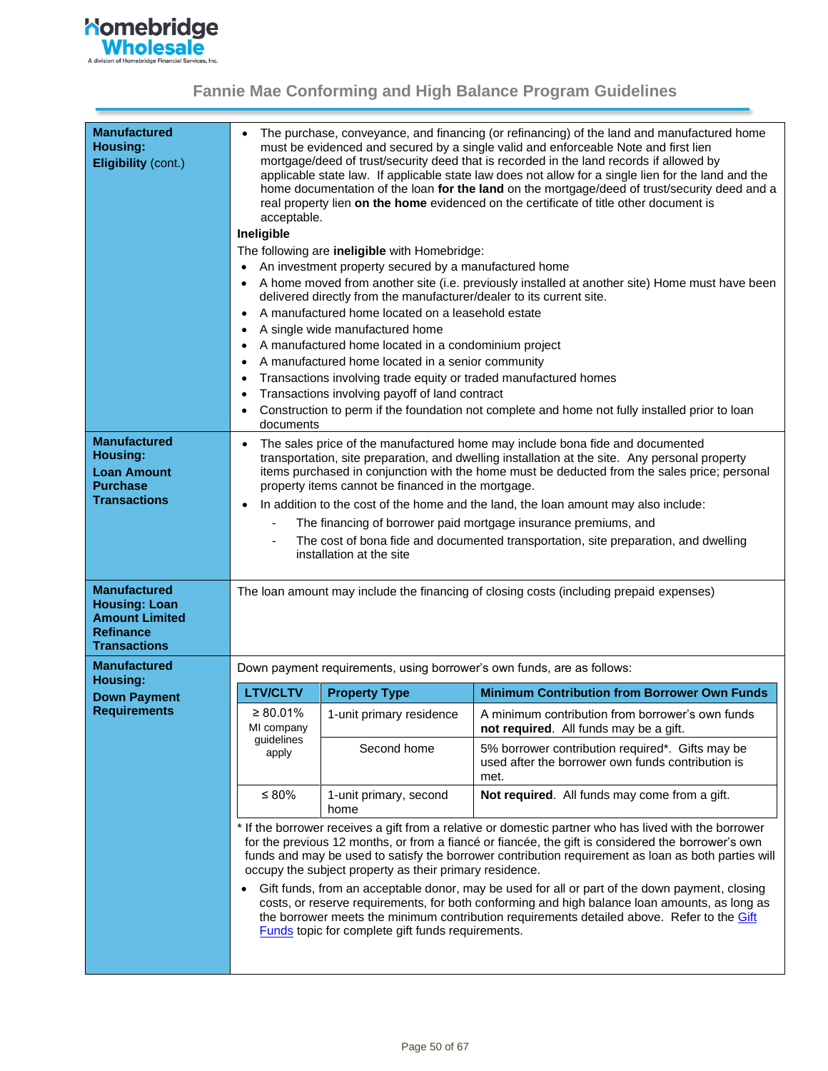## Fannie Mae Conforming and High Balance Program Guidelines

**Manufactured Housing: Eligibility** (cont.)

- The purchase, conveyance, and financing (or refinancing) of the land and manufactured home must be evidenced and secured by a single valid and enforceable Note and first lien mortgage/deed of trust/security deed that is recorded in the land records if allowed by applicable state law. If applicable state law does not allow for a single lien for the land and the home documentation of the loan **for the land** on the mortgage/deed of trust/security deed and a real property lien **on the home** evidenced on the certificate of title other document is acceptable.

**Ineligible**

The following are **ineligible** with Homebridge:

- An investment property secured by a manufactured home
- A home moved from another site (i.e. previously installed at another site) Home must have been delivered directly from the manufacturer/dealer to its current site.
- A manufactured home located on a leasehold estate
- A single wide manufactured home
- A manufactured home located in a condominium project
- A manufactured home located in a senior community
- Transactions involving trade equity or traded manufactured homes
- Transactions involving payoff of land contract
- Construction to perm if the foundation not complete and home not fully installed prior to loan documents

**Manufactured Housing: Loan Amount Purchase Transactions**

- The sales price of the manufactured home may include bona fide and documented transportation, site preparation, and dwelling installation at the site. Any personal property items purchased in conjunction with the home must be deducted from the sales price; personal property items cannot be financed in the mortgage.
- In addition to the cost of the home and the land, the loan amount may also include:
  - The financing of borrower paid mortgage insurance premiums, and
  - The cost of bona fide and documented transportation, site preparation, and dwelling installation at the site

**Manufactured Housing: Loan Amount Limited Refinance Transactions**

The loan amount may include the financing of closing costs (including prepaid expenses)

**Manufactured Housing: Down Payment Requirements**

Down payment requirements, using borrower's own funds, are as follows:

| LTV/CLTV | Property Type | Minimum Contribution from Borrower Own Funds |
|---|---|---|
| ≥ 80.01% MI company guidelines apply | 1-unit primary residence | A minimum contribution from borrower's own funds **not required**. All funds may be a gift. |
| | Second home | 5% borrower contribution required*. Gifts may be used after the borrower own funds contribution is met. |
| ≤ 80% | 1-unit primary, second home | **Not required**. All funds may come from a gift. |

* If the borrower receives a gift from a relative or domestic partner who has lived with the borrower for the previous 12 months, or from a fiancé or fiancée, the gift is considered the borrower's own funds and may be used to satisfy the borrower contribution requirement as loan as both parties will occupy the subject property as their primary residence.

- Gift funds, from an acceptable donor, may be used for all or part of the down payment, closing costs, or reserve requirements, for both conforming and high balance loan amounts, as long as the borrower meets the minimum contribution requirements detailed above. Refer to the Gift Funds topic for complete gift funds requirements.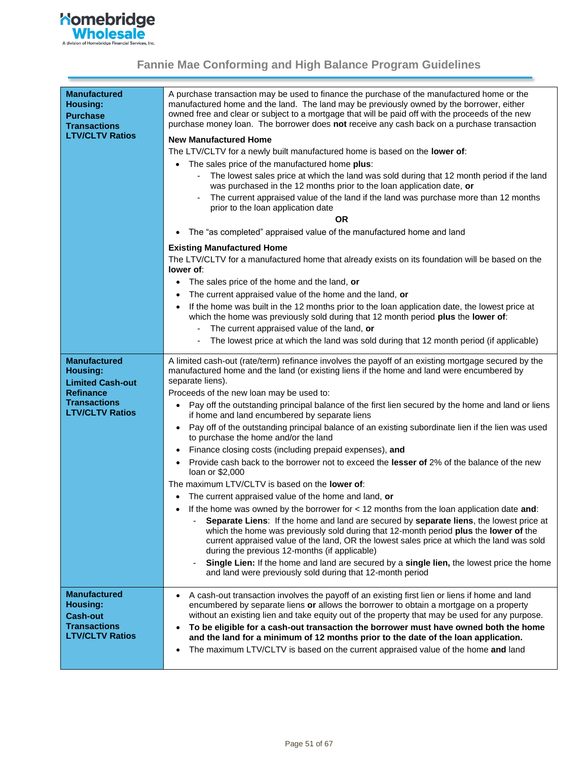## Fannie Mae Conforming and High Balance Program Guidelines

| | |
|---|---|
| **Manufactured Housing: Purchase Transactions LTV/CLTV Ratios** | A purchase transaction may be used to finance the purchase of the manufactured home or the manufactured home and the land. The land may be previously owned by the borrower, either owned free and clear or subject to a mortgage that will be paid off with the proceeds of the new purchase money loan. The borrower does **not** receive any cash back on a purchase transaction<br><br>**New Manufactured Home**<br>The LTV/CLTV for a newly built manufactured home is based on the **lower of**:<br>• The sales price of the manufactured home **plus**:<br>&nbsp;&nbsp;- The lowest sales price at which the land was sold during that 12 month period if the land was purchased in the 12 months prior to the loan application date, **or**<br>&nbsp;&nbsp;- The current appraised value of the land if the land was purchase more than 12 months prior to the loan application date<br>**OR**<br>• The "as completed" appraised value of the manufactured home and land<br><br>**Existing Manufactured Home**<br>The LTV/CLTV for a manufactured home that already exists on its foundation will be based on the **lower of**:<br>• The sales price of the home and the land, **or**<br>• The current appraised value of the home and the land, **or**<br>• If the home was built in the 12 months prior to the loan application date, the lowest price at which the home was previously sold during that 12 month period **plus** the **lower of**:<br>&nbsp;&nbsp;- The current appraised value of the land, **or**<br>&nbsp;&nbsp;- The lowest price at which the land was sold during that 12 month period (if applicable) |
| **Manufactured Housing: Limited Cash-out Refinance Transactions LTV/CLTV Ratios** | A limited cash-out (rate/term) refinance involves the payoff of an existing mortgage secured by the manufactured home and the land (or existing liens if the home and land were encumbered by separate liens).<br>Proceeds of the new loan may be used to:<br>• Pay off the outstanding principal balance of the first lien secured by the home and land or liens if home and land encumbered by separate liens<br>• Pay off of the outstanding principal balance of an existing subordinate lien if the lien was used to purchase the home and/or the land<br>• Finance closing costs (including prepaid expenses), **and**<br>• Provide cash back to the borrower not to exceed the **lesser of** 2% of the balance of the new loan or $2,000<br>The maximum LTV/CLTV is based on the **lower of**:<br>• The current appraised value of the home and land, **or**<br>• If the home was owned by the borrower for < 12 months from the loan application date **and**:<br>&nbsp;&nbsp;- **Separate Liens**: If the home and land are secured by **separate liens**, the lowest price at which the home was previously sold during that 12-month period **plus** the **lower of** the current appraised value of the land, OR the lowest sales price at which the land was sold during the previous 12-months (if applicable)<br>&nbsp;&nbsp;- **Single Lien:** If the home and land are secured by a **single lien,** the lowest price the home and land were previously sold during that 12-month period |
| **Manufactured Housing: Cash-out Transactions LTV/CLTV Ratios** | • A cash-out transaction involves the payoff of an existing first lien or liens if home and land encumbered by separate liens **or** allows the borrower to obtain a mortgage on a property without an existing lien and take equity out of the property that may be used for any purpose.<br>• **To be eligible for a cash-out transaction the borrower must have owned both the home and the land for a minimum of 12 months prior to the date of the loan application.**<br>• The maximum LTV/CLTV is based on the current appraised value of the home **and** land |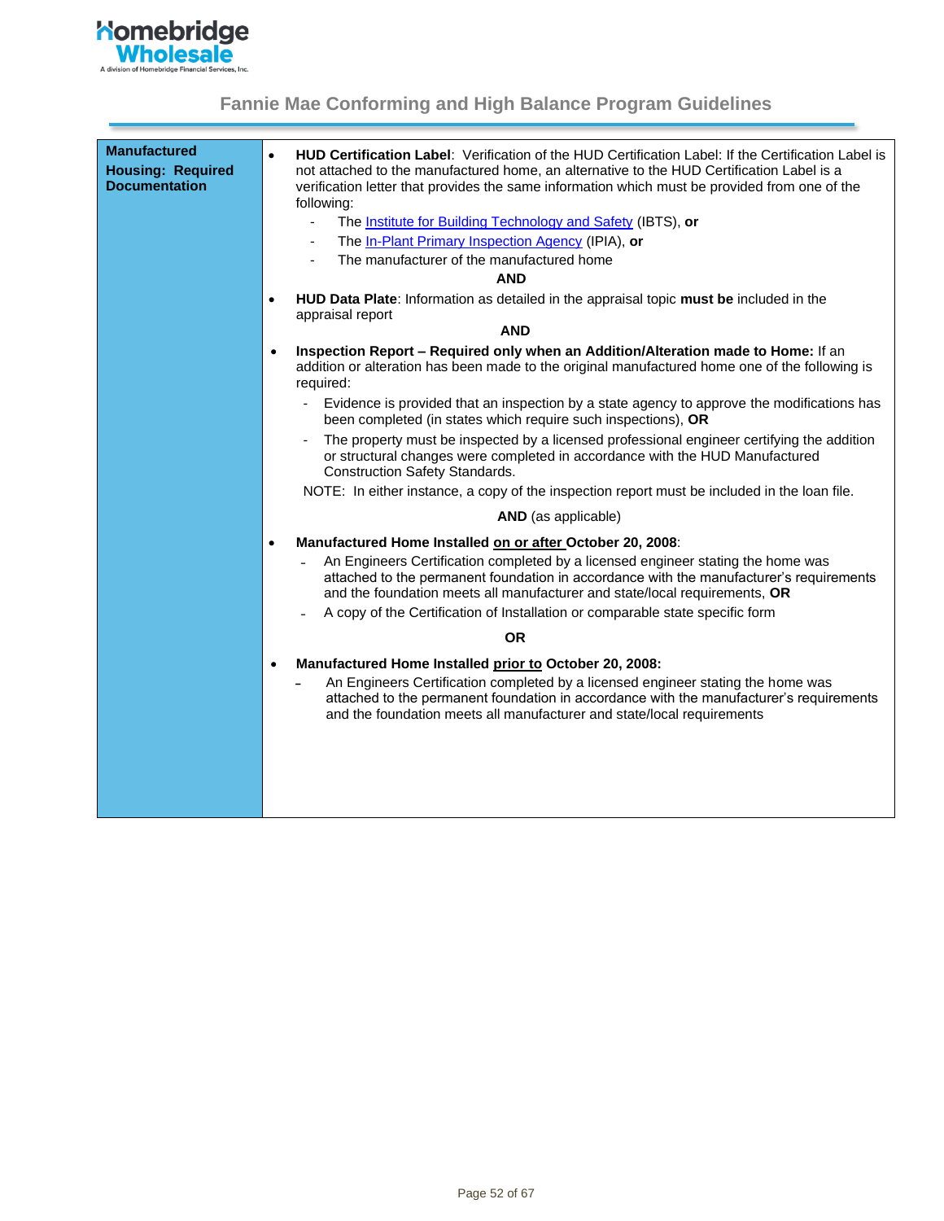| Manufactured Housing: Required Documentation | • **HUD Certification Label**: Verification of the HUD Certification Label: If the Certification Label is not attached to the manufactured home, an alternative to the HUD Certification Label is a verification letter that provides the same information which must be provided from one of the following:<br>- The Institute for Building Technology and Safety (IBTS), **or**<br>- The In-Plant Primary Inspection Agency (IPIA), **or**<br>- The manufacturer of the manufactured home<br>**AND**<br>• **HUD Data Plate**: Information as detailed in the appraisal topic **must be** included in the appraisal report<br>**AND**<br>• **Inspection Report – Required only when an Addition/Alteration made to Home:** If an addition or alteration has been made to the original manufactured home one of the following is required:<br>- Evidence is provided that an inspection by a state agency to approve the modifications has been completed (in states which require such inspections), **OR**<br>- The property must be inspected by a licensed professional engineer certifying the addition or structural changes were completed in accordance with the HUD Manufactured Construction Safety Standards.<br>NOTE: In either instance, a copy of the inspection report must be included in the loan file.<br>**AND** (as applicable)<br>• **Manufactured Home Installed on or after October 20, 2008**:<br>- An Engineers Certification completed by a licensed engineer stating the home was attached to the permanent foundation in accordance with the manufacturer's requirements and the foundation meets all manufacturer and state/local requirements, **OR**<br>- A copy of the Certification of Installation or comparable state specific form<br>**OR**<br>• **Manufactured Home Installed prior to October 20, 2008:**<br>- An Engineers Certification completed by a licensed engineer stating the home was attached to the permanent foundation in accordance with the manufacturer's requirements and the foundation meets all manufacturer and state/local requirements |
|---|---|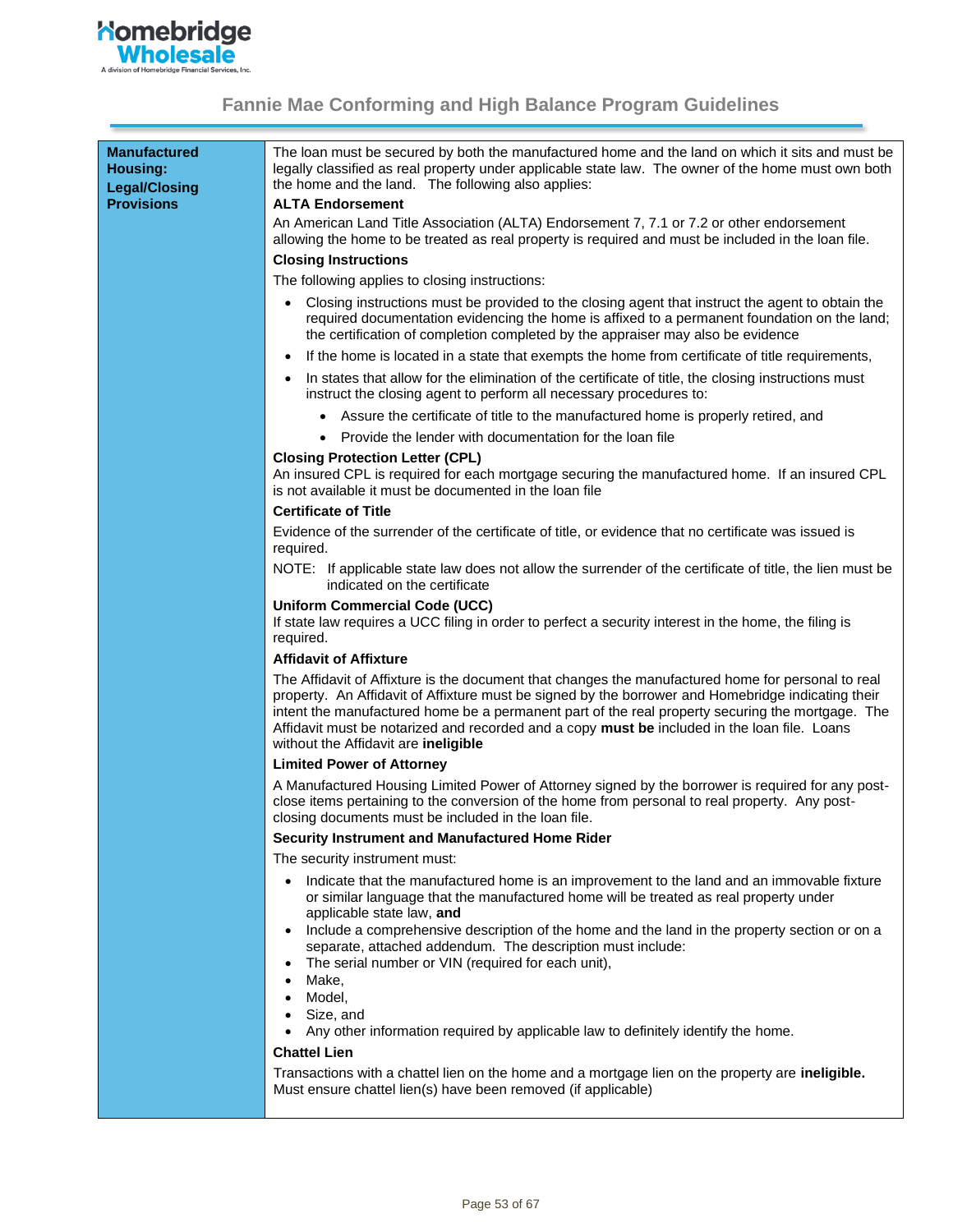# Fannie Mae Conforming and High Balance Program Guidelines

| Manufactured Housing: Legal/Closing Provisions | The loan must be secured by both the manufactured home and the land on which it sits and must be legally classified as real property under applicable state law. The owner of the home must own both the home and the land. The following also applies:<br><br>**ALTA Endorsement**<br>An American Land Title Association (ALTA) Endorsement 7, 7.1 or 7.2 or other endorsement allowing the home to be treated as real property is required and must be included in the loan file.<br><br>**Closing Instructions**<br>The following applies to closing instructions:<br>• Closing instructions must be provided to the closing agent that instruct the agent to obtain the required documentation evidencing the home is affixed to a permanent foundation on the land; the certification of completion completed by the appraiser may also be evidence<br>• If the home is located in a state that exempts the home from certificate of title requirements,<br>• In states that allow for the elimination of the certificate of title, the closing instructions must instruct the closing agent to perform all necessary procedures to:<br>&nbsp;&nbsp;&nbsp;&nbsp;• Assure the certificate of title to the manufactured home is properly retired, and<br>&nbsp;&nbsp;&nbsp;&nbsp;• Provide the lender with documentation for the loan file<br><br>**Closing Protection Letter (CPL)**<br>An insured CPL is required for each mortgage securing the manufactured home. If an insured CPL is not available it must be documented in the loan file<br><br>**Certificate of Title**<br>Evidence of the surrender of the certificate of title, or evidence that no certificate was issued is required.<br>NOTE: If applicable state law does not allow the surrender of the certificate of title, the lien must be indicated on the certificate<br><br>**Uniform Commercial Code (UCC)**<br>If state law requires a UCC filing in order to perfect a security interest in the home, the filing is required.<br><br>**Affidavit of Affixture**<br>The Affidavit of Affixture is the document that changes the manufactured home for personal to real property. An Affidavit of Affixture must be signed by the borrower and Homebridge indicating their intent the manufactured home be a permanent part of the real property securing the mortgage. The Affidavit must be notarized and recorded and a copy **must be** included in the loan file. Loans without the Affidavit are **ineligible**<br><br>**Limited Power of Attorney**<br>A Manufactured Housing Limited Power of Attorney signed by the borrower is required for any post-close items pertaining to the conversion of the home from personal to real property. Any post-closing documents must be included in the loan file.<br><br>**Security Instrument and Manufactured Home Rider**<br>The security instrument must:<br>• Indicate that the manufactured home is an improvement to the land and an immovable fixture or similar language that the manufactured home will be treated as real property under applicable state law, **and**<br>• Include a comprehensive description of the home and the land in the property section or on a separate, attached addendum. The description must include:<br>• The serial number or VIN (required for each unit),<br>• Make,<br>• Model,<br>• Size, and<br>• Any other information required by applicable law to definitely identify the home.<br><br>**Chattel Lien**<br>Transactions with a chattel lien on the home and a mortgage lien on the property are **ineligible.** Must ensure chattel lien(s) have been removed (if applicable) |
|---|---|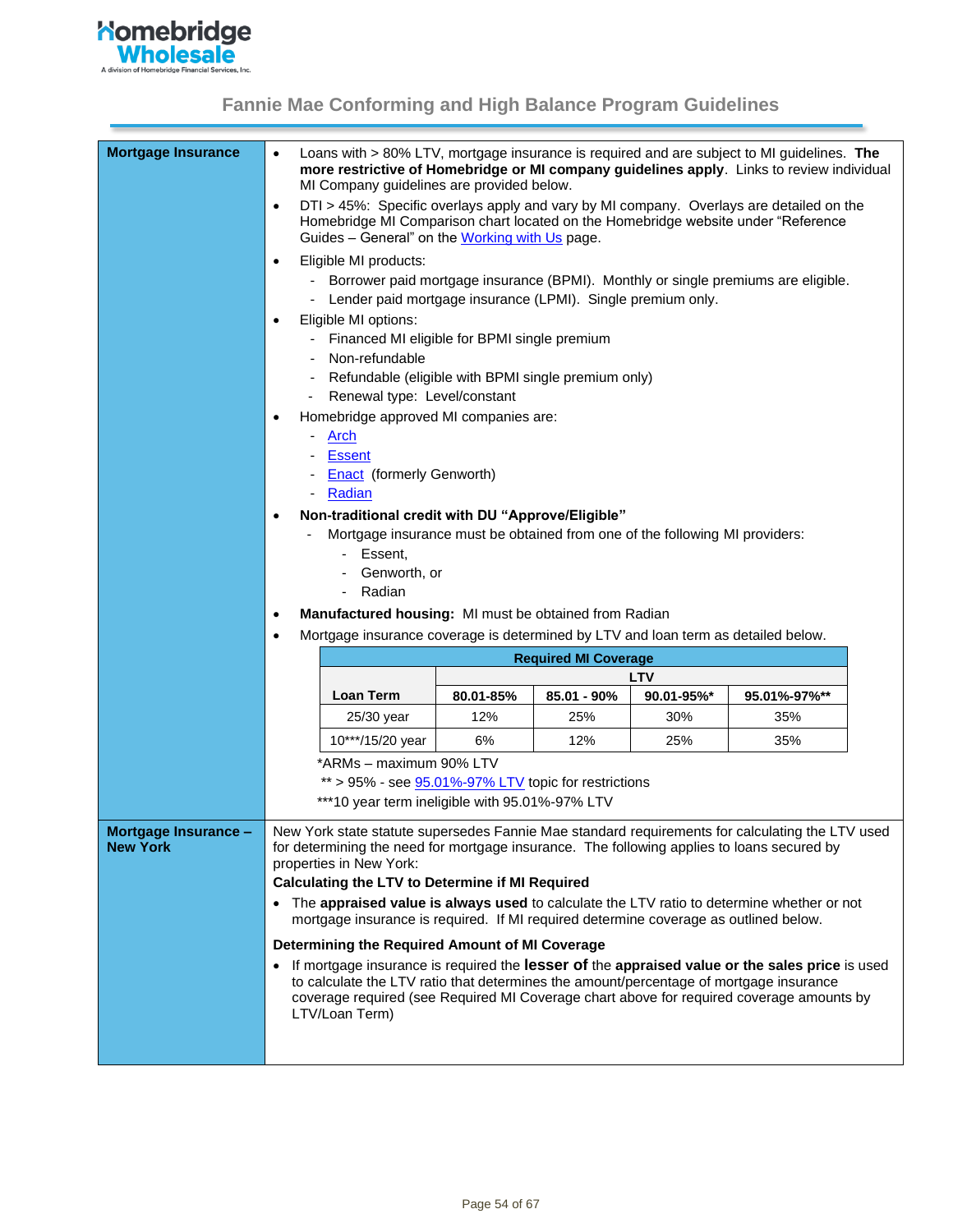## Fannie Mae Conforming and High Balance Program Guidelines

### Mortgage Insurance

- Loans with > 80% LTV, mortgage insurance is required and are subject to MI guidelines. **The more restrictive of Homebridge or MI company guidelines apply**. Links to review individual MI Company guidelines are provided below.
- DTI > 45%: Specific overlays apply and vary by MI company. Overlays are detailed on the Homebridge MI Comparison chart located on the Homebridge website under "Reference Guides – General" on the Working with Us page.
- Eligible MI products:
  - Borrower paid mortgage insurance (BPMI). Monthly or single premiums are eligible.
  - Lender paid mortgage insurance (LPMI). Single premium only.
- Eligible MI options:
  - Financed MI eligible for BPMI single premium
  - Non-refundable
  - Refundable (eligible with BPMI single premium only)
  - Renewal type: Level/constant
- Homebridge approved MI companies are:
  - Arch
  - Essent
  - Enact (formerly Genworth)
  - Radian
- **Non-traditional credit with DU "Approve/Eligible"**
  - Mortgage insurance must be obtained from one of the following MI providers:
    - Essent,
    - Genworth, or
    - Radian
- **Manufactured housing:** MI must be obtained from Radian
- Mortgage insurance coverage is determined by LTV and loan term as detailed below.

| Required MI Coverage | | | | |
|---|---|---|---|---|
| | LTV | | | |
| Loan Term | 80.01-85% | 85.01 - 90% | 90.01-95%* | 95.01%-97%** |
| 25/30 year | 12% | 25% | 30% | 35% |
| 10***/15/20 year | 6% | 12% | 25% | 35% |

*ARMs – maximum 90% LTV

** > 95% - see 95.01%-97% LTV topic for restrictions

***10 year term ineligible with 95.01%-97% LTV

### Mortgage Insurance – New York

New York state statute supersedes Fannie Mae standard requirements for calculating the LTV used for determining the need for mortgage insurance. The following applies to loans secured by properties in New York:

**Calculating the LTV to Determine if MI Required**

- The **appraised value is always used** to calculate the LTV ratio to determine whether or not mortgage insurance is required. If MI required determine coverage as outlined below.

**Determining the Required Amount of MI Coverage**

- If mortgage insurance is required the **lesser of** the **appraised value or the sales price** is used to calculate the LTV ratio that determines the amount/percentage of mortgage insurance coverage required (see Required MI Coverage chart above for required coverage amounts by LTV/Loan Term)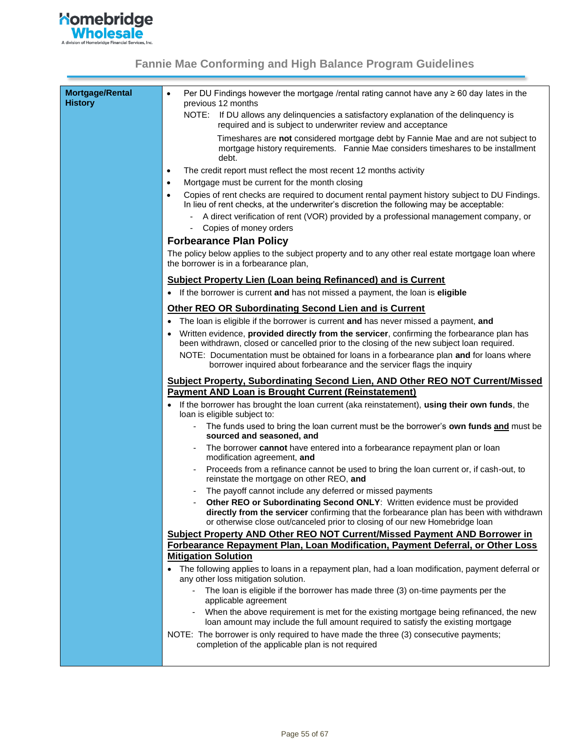| Mortgage/Rental History | • Per DU Findings however the mortgage /rental rating cannot have any ≥ 60 day lates in the previous 12 months<br>NOTE: If DU allows any delinquencies a satisfactory explanation of the delinquency is required and is subject to underwriter review and acceptance<br>Timeshares are **not** considered mortgage debt by Fannie Mae and are not subject to mortgage history requirements. Fannie Mae considers timeshares to be installment debt.<br>• The credit report must reflect the most recent 12 months activity<br>• Mortgage must be current for the month closing<br>• Copies of rent checks are required to document rental payment history subject to DU Findings. In lieu of rent checks, at the underwriter's discretion the following may be acceptable:<br>- A direct verification of rent (VOR) provided by a professional management company, or<br>- Copies of money orders<br>**Forbearance Plan Policy**<br>The policy below applies to the subject property and to any other real estate mortgage loan where the borrower is in a forbearance plan,<br>**<u>Subject Property Lien (Loan being Refinanced) and is Current</u>**<br>• If the borrower is current **and** has not missed a payment, the loan is **eligible**<br>**<u>Other REO OR Subordinating Second Lien and is Current</u>**<br>• The loan is eligible if the borrower is current **and** has never missed a payment, **and**<br>• Written evidence, **provided directly from the servicer**, confirming the forbearance plan has been withdrawn, closed or cancelled prior to the closing of the new subject loan required.<br>NOTE: Documentation must be obtained for loans in a forbearance plan **and** for loans where borrower inquired about forbearance and the servicer flags the inquiry<br>**<u>Subject Property, Subordinating Second Lien, AND Other REO NOT Current/Missed Payment AND Loan is Brought Current (Reinstatement)</u>**<br>• If the borrower has brought the loan current (aka reinstatement), **using their own funds**, the loan is eligible subject to:<br>- The funds used to bring the loan current must be the borrower's **own funds <u>and</u>** must be **sourced and seasoned, and**<br>- The borrower **cannot** have entered into a forbearance repayment plan or loan modification agreement, **and**<br>- Proceeds from a refinance cannot be used to bring the loan current or, if cash-out, to reinstate the mortgage on other REO, **and**<br>- The payoff cannot include any deferred or missed payments<br>- **Other REO or Subordinating Second ONLY**: Written evidence must be provided **directly from the servicer** confirming that the forbearance plan has been with withdrawn or otherwise close out/canceled prior to closing of our new Homebridge loan<br>**<u>Subject Property AND Other REO NOT Current/Missed Payment AND Borrower in Forbearance Repayment Plan, Loan Modification, Payment Deferral, or Other Loss Mitigation Solution</u>**<br>• The following applies to loans in a repayment plan, had a loan modification, payment deferral or any other loss mitigation solution.<br>- The loan is eligible if the borrower has made three (3) on-time payments per the applicable agreement<br>- When the above requirement is met for the existing mortgage being refinanced, the new loan amount may include the full amount required to satisfy the existing mortgage<br>NOTE: The borrower is only required to have made the three (3) consecutive payments; completion of the applicable plan is not required |
|---|---|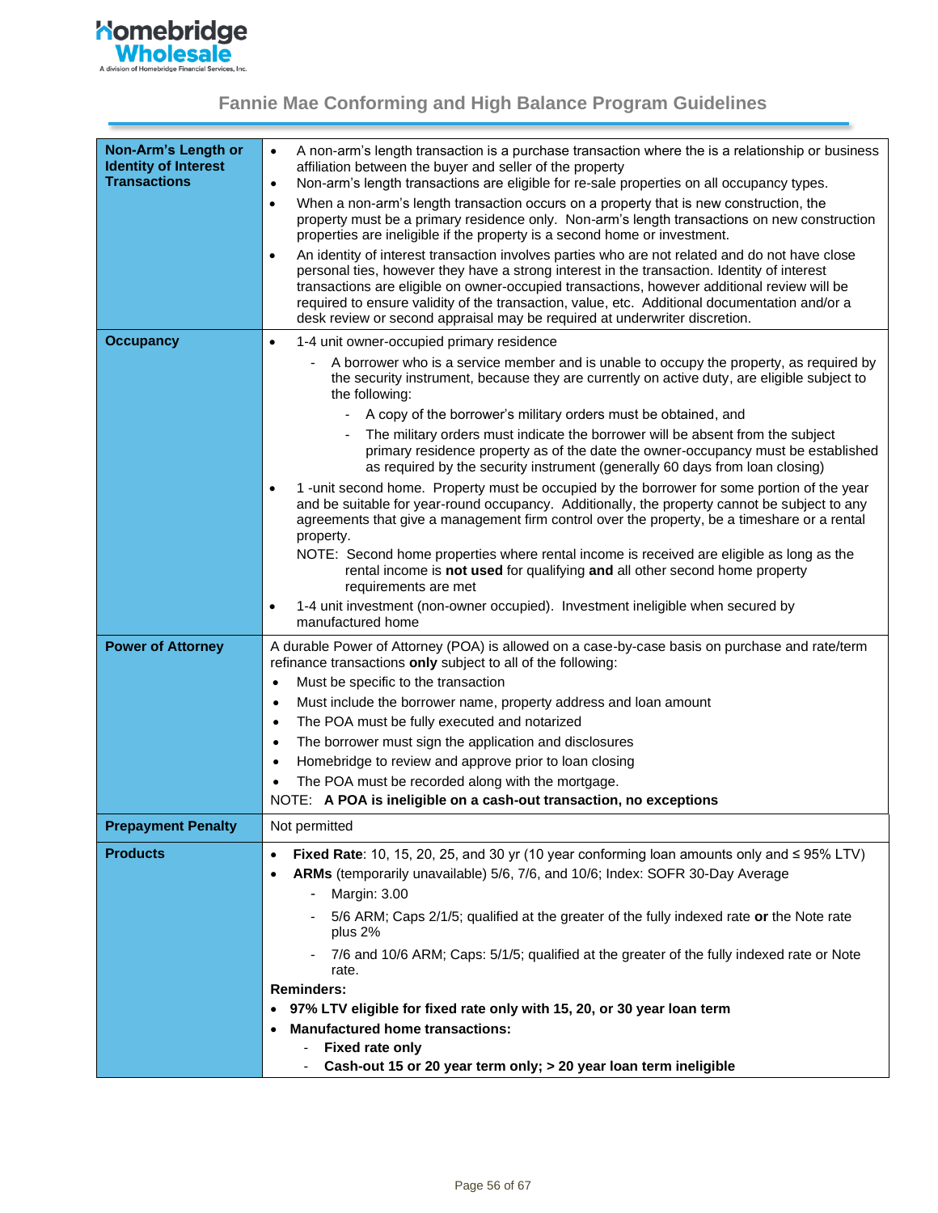## Fannie Mae Conforming and High Balance Program Guidelines

| | |
|---|---|
| **Non-Arm's Length or Identity of Interest Transactions** | • A non-arm's length transaction is a purchase transaction where the is a relationship or business affiliation between the buyer and seller of the property<br>• Non-arm's length transactions are eligible for re-sale properties on all occupancy types.<br>• When a non-arm's length transaction occurs on a property that is new construction, the property must be a primary residence only. Non-arm's length transactions on new construction properties are ineligible if the property is a second home or investment.<br>• An identity of interest transaction involves parties who are not related and do not have close personal ties, however they have a strong interest in the transaction. Identity of interest transactions are eligible on owner-occupied transactions, however additional review will be required to ensure validity of the transaction, value, etc. Additional documentation and/or a desk review or second appraisal may be required at underwriter discretion. |
| **Occupancy** | • 1-4 unit owner-occupied primary residence<br>  - A borrower who is a service member and is unable to occupy the property, as required by the security instrument, because they are currently on active duty, are eligible subject to the following:<br>    - A copy of the borrower's military orders must be obtained, and<br>    - The military orders must indicate the borrower will be absent from the subject primary residence property as of the date the owner-occupancy must be established as required by the security instrument (generally 60 days from loan closing)<br>• 1 -unit second home. Property must be occupied by the borrower for some portion of the year and be suitable for year-round occupancy. Additionally, the property cannot be subject to any agreements that give a management firm control over the property, be a timeshare or a rental property.<br>NOTE: Second home properties where rental income is received are eligible as long as the rental income is **not used** for qualifying **and** all other second home property requirements are met<br>• 1-4 unit investment (non-owner occupied). Investment ineligible when secured by manufactured home |
| **Power of Attorney** | A durable Power of Attorney (POA) is allowed on a case-by-case basis on purchase and rate/term refinance transactions **only** subject to all of the following:<br>• Must be specific to the transaction<br>• Must include the borrower name, property address and loan amount<br>• The POA must be fully executed and notarized<br>• The borrower must sign the application and disclosures<br>• Homebridge to review and approve prior to loan closing<br>• The POA must be recorded along with the mortgage.<br>NOTE: **A POA is ineligible on a cash-out transaction, no exceptions** |
| **Prepayment Penalty** | Not permitted |
| **Products** | • **Fixed Rate**: 10, 15, 20, 25, and 30 yr (10 year conforming loan amounts only and ≤ 95% LTV)<br>• **ARMs** (temporarily unavailable) 5/6, 7/6, and 10/6; Index: SOFR 30-Day Average<br>  - Margin: 3.00<br>  - 5/6 ARM; Caps 2/1/5; qualified at the greater of the fully indexed rate **or** the Note rate plus 2%<br>  - 7/6 and 10/6 ARM; Caps: 5/1/5; qualified at the greater of the fully indexed rate or Note rate.<br>**Reminders:**<br>• **97% LTV eligible for fixed rate only with 15, 20, or 30 year loan term**<br>• **Manufactured home transactions:**<br>  - **Fixed rate only**<br>  - **Cash-out 15 or 20 year term only; > 20 year loan term ineligible** |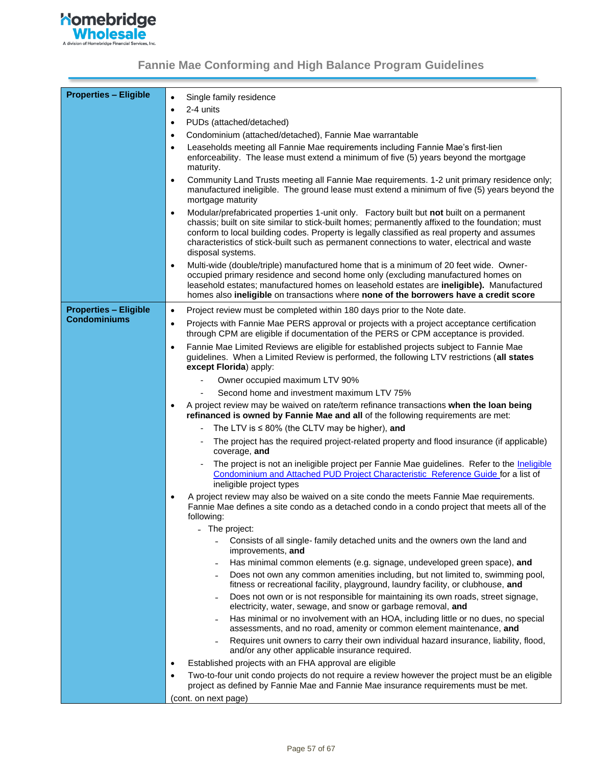## Fannie Mae Conforming and High Balance Program Guidelines

| | |
|---|---|
| **Properties – Eligible** | • Single family residence<br>• 2-4 units<br>• PUDs (attached/detached)<br>• Condominium (attached/detached), Fannie Mae warrantable<br>• Leaseholds meeting all Fannie Mae requirements including Fannie Mae's first-lien enforceability. The lease must extend a minimum of five (5) years beyond the mortgage maturity.<br>• Community Land Trusts meeting all Fannie Mae requirements. 1-2 unit primary residence only; manufactured ineligible. The ground lease must extend a minimum of five (5) years beyond the mortgage maturity<br>• Modular/prefabricated properties 1-unit only. Factory built but **not** built on a permanent chassis; built on site similar to stick-built homes; permanently affixed to the foundation; must conform to local building codes. Property is legally classified as real property and assumes characteristics of stick-built such as permanent connections to water, electrical and waste disposal systems.<br>• Multi-wide (double/triple) manufactured home that is a minimum of 20 feet wide. Owner-occupied primary residence and second home only (excluding manufactured homes on leasehold estates; manufactured homes on leasehold estates are **ineligible).** Manufactured homes also **ineligible** on transactions where **none of the borrowers have a credit score** |
| **Properties – Eligible Condominiums** | • Project review must be completed within 180 days prior to the Note date.<br>• Projects with Fannie Mae PERS approval or projects with a project acceptance certification through CPM are eligible if documentation of the PERS or CPM acceptance is provided.<br>• Fannie Mae Limited Reviews are eligible for established projects subject to Fannie Mae guidelines. When a Limited Review is performed, the following LTV restrictions (**all states except Florida**) apply:<br>&nbsp;&nbsp;&nbsp;&nbsp;- Owner occupied maximum LTV 90%<br>&nbsp;&nbsp;&nbsp;&nbsp;- Second home and investment maximum LTV 75%<br>• A project review may be waived on rate/term refinance transactions **when the loan being refinanced is owned by Fannie Mae and all** of the following requirements are met:<br>&nbsp;&nbsp;&nbsp;&nbsp;- The LTV is ≤ 80% (the CLTV may be higher), **and**<br>&nbsp;&nbsp;&nbsp;&nbsp;- The project has the required project-related property and flood insurance (if applicable) coverage, **and**<br>&nbsp;&nbsp;&nbsp;&nbsp;- The project is not an ineligible project per Fannie Mae guidelines. Refer to the Ineligible Condominium and Attached PUD Project Characteristic Reference Guide for a list of ineligible project types<br>• A project review may also be waived on a site condo the meets Fannie Mae requirements. Fannie Mae defines a site condo as a detached condo in a condo project that meets all of the following:<br>&nbsp;&nbsp;&nbsp;&nbsp;- The project:<br>&nbsp;&nbsp;&nbsp;&nbsp;&nbsp;&nbsp;&nbsp;&nbsp;- Consists of all single- family detached units and the owners own the land and improvements, **and**<br>&nbsp;&nbsp;&nbsp;&nbsp;&nbsp;&nbsp;&nbsp;&nbsp;- Has minimal common elements (e.g. signage, undeveloped green space), **and**<br>&nbsp;&nbsp;&nbsp;&nbsp;&nbsp;&nbsp;&nbsp;&nbsp;- Does not own any common amenities including, but not limited to, swimming pool, fitness or recreational facility, playground, laundry facility, or clubhouse, **and**<br>&nbsp;&nbsp;&nbsp;&nbsp;&nbsp;&nbsp;&nbsp;&nbsp;- Does not own or is not responsible for maintaining its own roads, street signage, electricity, water, sewage, and snow or garbage removal, **and**<br>&nbsp;&nbsp;&nbsp;&nbsp;&nbsp;&nbsp;&nbsp;&nbsp;- Has minimal or no involvement with an HOA, including little or no dues, no special assessments, and no road, amenity or common element maintenance, **and**<br>&nbsp;&nbsp;&nbsp;&nbsp;&nbsp;&nbsp;&nbsp;&nbsp;- Requires unit owners to carry their own individual hazard insurance, liability, flood, and/or any other applicable insurance required.<br>• Established projects with an FHA approval are eligible<br>• Two-to-four unit condo projects do not require a review however the project must be an eligible project as defined by Fannie Mae and Fannie Mae insurance requirements must be met.<br>(cont. on next page) |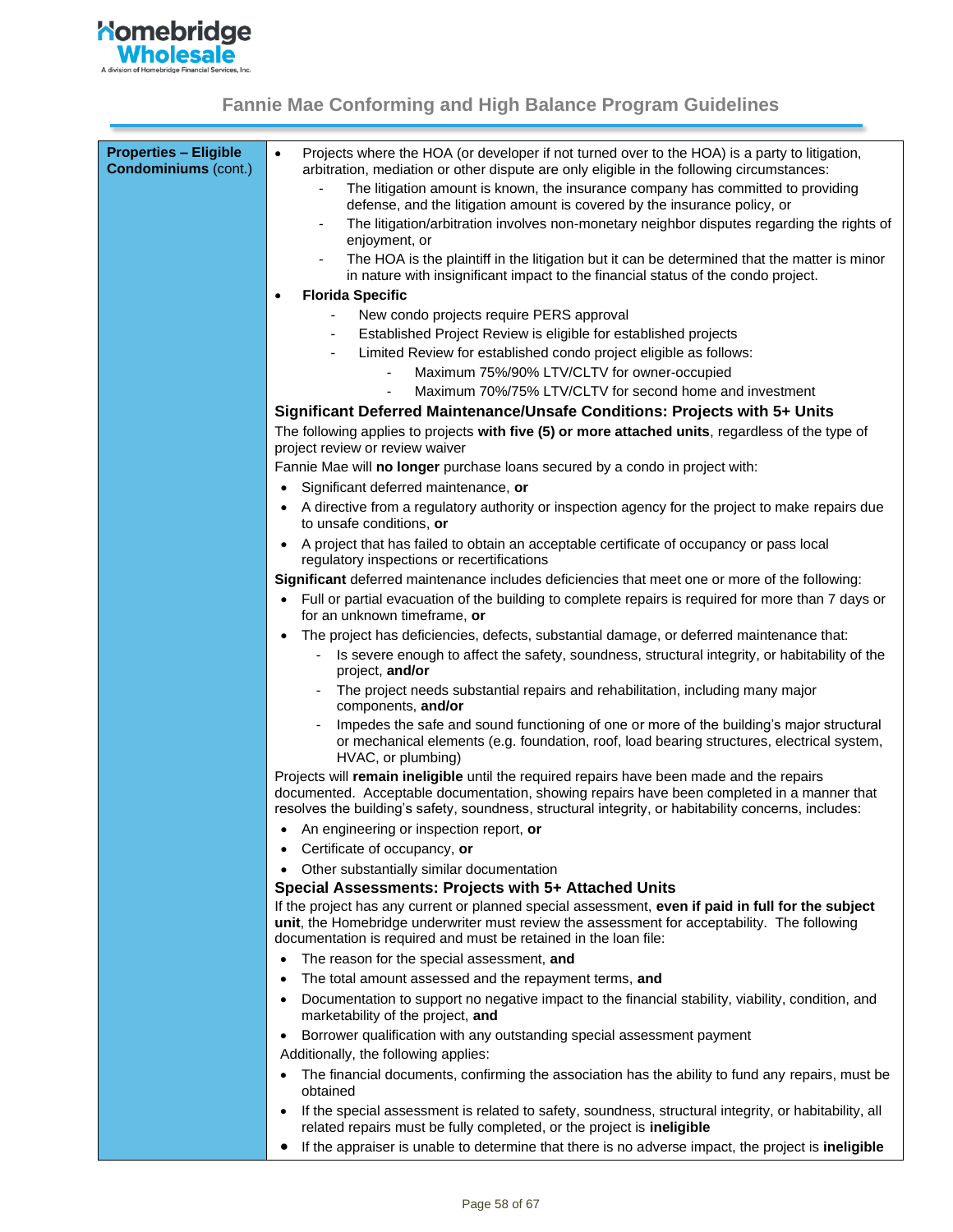| Properties – Eligible Condominiums (cont.) | Content |
|---|---|
| **Properties – Eligible Condominiums** (cont.) | • Projects where the HOA (or developer if not turned over to the HOA) is a party to litigation, arbitration, mediation or other dispute are only eligible in the following circumstances:<br>- The litigation amount is known, the insurance company has committed to providing defense, and the litigation amount is covered by the insurance policy, or<br>- The litigation/arbitration involves non-monetary neighbor disputes regarding the rights of enjoyment, or<br>- The HOA is the plaintiff in the litigation but it can be determined that the matter is minor in nature with insignificant impact to the financial status of the condo project.<br>• **Florida Specific**<br>- New condo projects require PERS approval<br>- Established Project Review is eligible for established projects<br>- Limited Review for established condo project eligible as follows:<br>  - Maximum 75%/90% LTV/CLTV for owner-occupied<br>  - Maximum 70%/75% LTV/CLTV for second home and investment<br><br>**Significant Deferred Maintenance/Unsafe Conditions: Projects with 5+ Units**<br>The following applies to projects **with five (5) or more attached units**, regardless of the type of project review or review waiver<br>Fannie Mae will **no longer** purchase loans secured by a condo in project with:<br>• Significant deferred maintenance, **or**<br>• A directive from a regulatory authority or inspection agency for the project to make repairs due to unsafe conditions, **or**<br>• A project that has failed to obtain an acceptable certificate of occupancy or pass local regulatory inspections or recertifications<br>**Significant** deferred maintenance includes deficiencies that meet one or more of the following:<br>• Full or partial evacuation of the building to complete repairs is required for more than 7 days or for an unknown timeframe, **or**<br>• The project has deficiencies, defects, substantial damage, or deferred maintenance that:<br>- Is severe enough to affect the safety, soundness, structural integrity, or habitability of the project, **and/or**<br>- The project needs substantial repairs and rehabilitation, including many major components, **and/or**<br>- Impedes the safe and sound functioning of one or more of the building's major structural or mechanical elements (e.g. foundation, roof, load bearing structures, electrical system, HVAC, or plumbing)<br>Projects will **remain ineligible** until the required repairs have been made and the repairs documented. Acceptable documentation, showing repairs have been completed in a manner that resolves the building's safety, soundness, structural integrity, or habitability concerns, includes:<br>• An engineering or inspection report, **or**<br>• Certificate of occupancy, **or**<br>• Other substantially similar documentation<br><br>**Special Assessments: Projects with 5+ Attached Units**<br>If the project has any current or planned special assessment, **even if paid in full for the subject unit**, the Homebridge underwriter must review the assessment for acceptability. The following documentation is required and must be retained in the loan file:<br>• The reason for the special assessment, **and**<br>• The total amount assessed and the repayment terms, **and**<br>• Documentation to support no negative impact to the financial stability, viability, condition, and marketability of the project, **and**<br>• Borrower qualification with any outstanding special assessment payment<br>Additionally, the following applies:<br>• The financial documents, confirming the association has the ability to fund any repairs, must be obtained<br>• If the special assessment is related to safety, soundness, structural integrity, or habitability, all related repairs must be fully completed, or the project is **ineligible**<br>• If the appraiser is unable to determine that there is no adverse impact, the project is **ineligible** |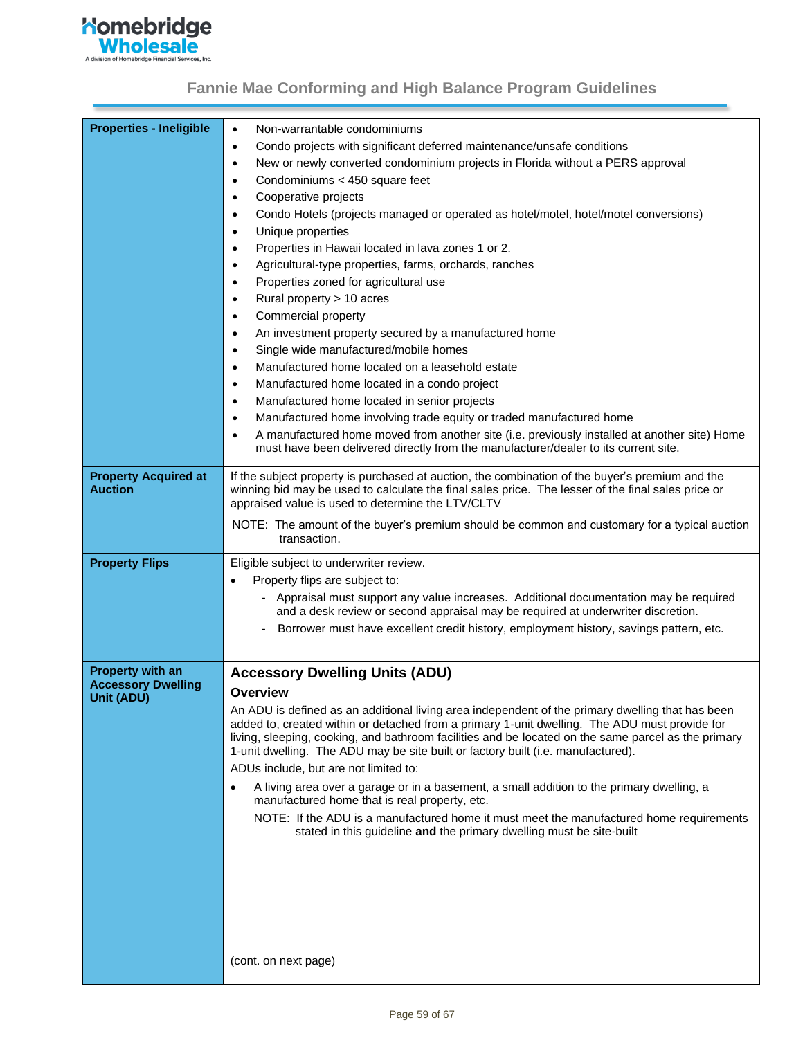| | |
|---|---|
| **Properties - Ineligible** | • Non-warrantable condominiums<br>• Condo projects with significant deferred maintenance/unsafe conditions<br>• New or newly converted condominium projects in Florida without a PERS approval<br>• Condominiums < 450 square feet<br>• Cooperative projects<br>• Condo Hotels (projects managed or operated as hotel/motel, hotel/motel conversions)<br>• Unique properties<br>• Properties in Hawaii located in lava zones 1 or 2.<br>• Agricultural-type properties, farms, orchards, ranches<br>• Properties zoned for agricultural use<br>• Rural property > 10 acres<br>• Commercial property<br>• An investment property secured by a manufactured home<br>• Single wide manufactured/mobile homes<br>• Manufactured home located on a leasehold estate<br>• Manufactured home located in a condo project<br>• Manufactured home located in senior projects<br>• Manufactured home involving trade equity or traded manufactured home<br>• A manufactured home moved from another site (i.e. previously installed at another site) Home must have been delivered directly from the manufacturer/dealer to its current site. |
| **Property Acquired at Auction** | If the subject property is purchased at auction, the combination of the buyer's premium and the winning bid may be used to calculate the final sales price. The lesser of the final sales price or appraised value is used to determine the LTV/CLTV<br><br>NOTE: The amount of the buyer's premium should be common and customary for a typical auction transaction. |
| **Property Flips** | Eligible subject to underwriter review.<br>• Property flips are subject to:<br>&nbsp;&nbsp;- Appraisal must support any value increases. Additional documentation may be required and a desk review or second appraisal may be required at underwriter discretion.<br>&nbsp;&nbsp;- Borrower must have excellent credit history, employment history, savings pattern, etc. |
| **Property with an Accessory Dwelling Unit (ADU)** | **Accessory Dwelling Units (ADU)**<br><br>**Overview**<br><br>An ADU is defined as an additional living area independent of the primary dwelling that has been added to, created within or detached from a primary 1-unit dwelling. The ADU must provide for living, sleeping, cooking, and bathroom facilities and be located on the same parcel as the primary 1-unit dwelling. The ADU may be site built or factory built (i.e. manufactured).<br><br>ADUs include, but are not limited to:<br>• A living area over a garage or in a basement, a small addition to the primary dwelling, a manufactured home that is real property, etc.<br><br>NOTE: If the ADU is a manufactured home it must meet the manufactured home requirements stated in this guideline **and** the primary dwelling must be site-built<br><br>(cont. on next page) |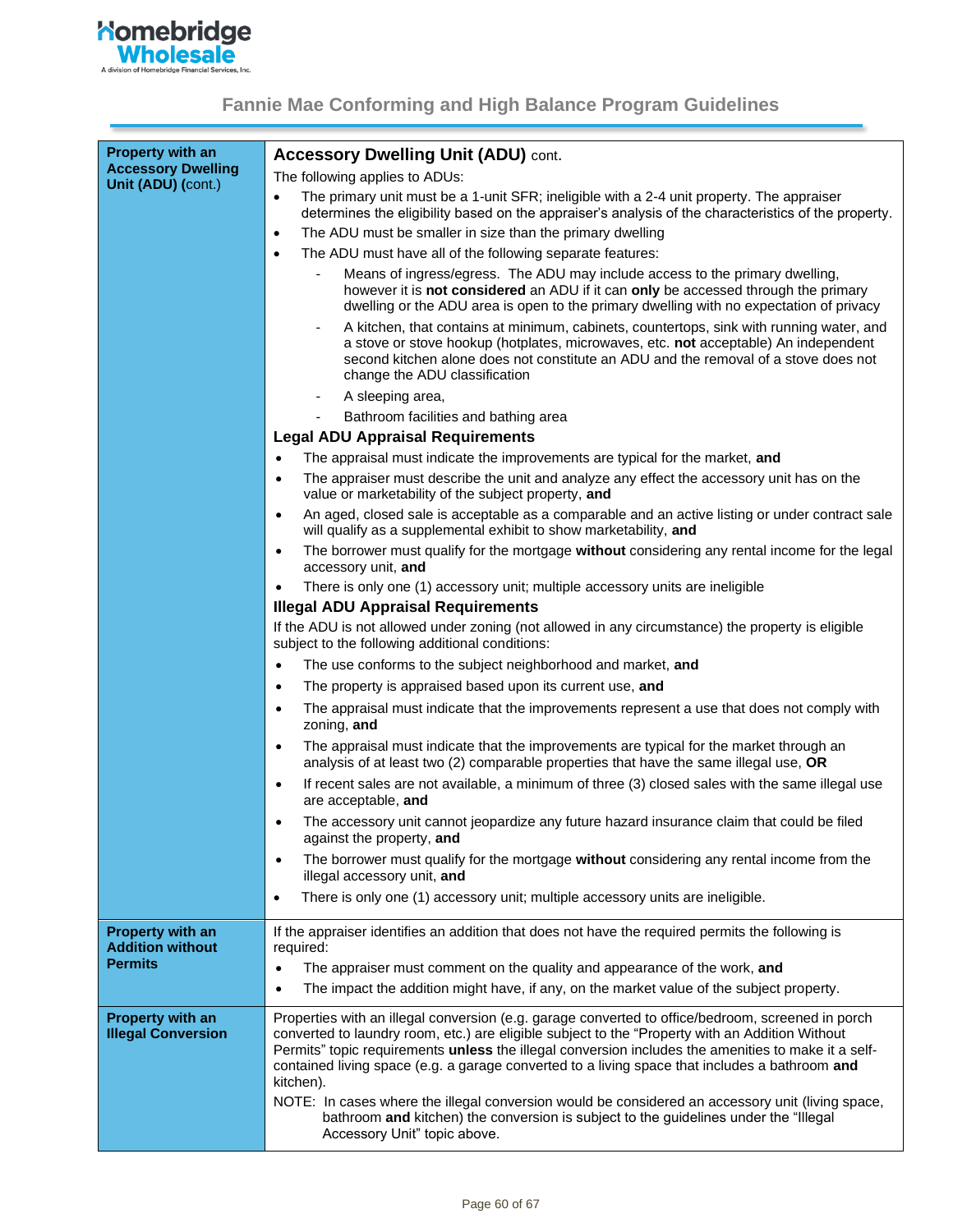Fannie Mae Conforming and High Balance Program Guidelines

| | |
|---|---|
| **Property with an Accessory Dwelling Unit (ADU)** (cont.) | **Accessory Dwelling Unit (ADU)** cont.<br><br>The following applies to ADUs:<br>• The primary unit must be a 1-unit SFR; ineligible with a 2-4 unit property. The appraiser determines the eligibility based on the appraiser's analysis of the characteristics of the property.<br>• The ADU must be smaller in size than the primary dwelling<br>• The ADU must have all of the following separate features:<br>  - Means of ingress/egress. The ADU may include access to the primary dwelling, however it is **not considered** an ADU if it can **only** be accessed through the primary dwelling or the ADU area is open to the primary dwelling with no expectation of privacy<br>  - A kitchen, that contains at minimum, cabinets, countertops, sink with running water, and a stove or stove hookup (hotplates, microwaves, etc. **not** acceptable) An independent second kitchen alone does not constitute an ADU and the removal of a stove does not change the ADU classification<br>  - A sleeping area,<br>  - Bathroom facilities and bathing area<br><br>**Legal ADU Appraisal Requirements**<br>• The appraisal must indicate the improvements are typical for the market, **and**<br>• The appraiser must describe the unit and analyze any effect the accessory unit has on the value or marketability of the subject property, **and**<br>• An aged, closed sale is acceptable as a comparable and an active listing or under contract sale will qualify as a supplemental exhibit to show marketability, **and**<br>• The borrower must qualify for the mortgage **without** considering any rental income for the legal accessory unit, **and**<br>• There is only one (1) accessory unit; multiple accessory units are ineligible<br><br>**Illegal ADU Appraisal Requirements**<br><br>If the ADU is not allowed under zoning (not allowed in any circumstance) the property is eligible subject to the following additional conditions:<br>• The use conforms to the subject neighborhood and market, **and**<br>• The property is appraised based upon its current use, **and**<br>• The appraisal must indicate that the improvements represent a use that does not comply with zoning, **and**<br>• The appraisal must indicate that the improvements are typical for the market through an analysis of at least two (2) comparable properties that have the same illegal use, **OR**<br>• If recent sales are not available, a minimum of three (3) closed sales with the same illegal use are acceptable, **and**<br>• The accessory unit cannot jeopardize any future hazard insurance claim that could be filed against the property, **and**<br>• The borrower must qualify for the mortgage **without** considering any rental income from the illegal accessory unit, **and**<br>• There is only one (1) accessory unit; multiple accessory units are ineligible. |
| **Property with an Addition without Permits** | If the appraiser identifies an addition that does not have the required permits the following is required:<br>• The appraiser must comment on the quality and appearance of the work, **and**<br>• The impact the addition might have, if any, on the market value of the subject property. |
| **Property with an Illegal Conversion** | Properties with an illegal conversion (e.g. garage converted to office/bedroom, screened in porch converted to laundry room, etc.) are eligible subject to the "Property with an Addition Without Permits" topic requirements **unless** the illegal conversion includes the amenities to make it a self-contained living space (e.g. a garage converted to a living space that includes a bathroom **and** kitchen).<br><br>NOTE: In cases where the illegal conversion would be considered an accessory unit (living space, bathroom **and** kitchen) the conversion is subject to the guidelines under the "Illegal Accessory Unit" topic above. |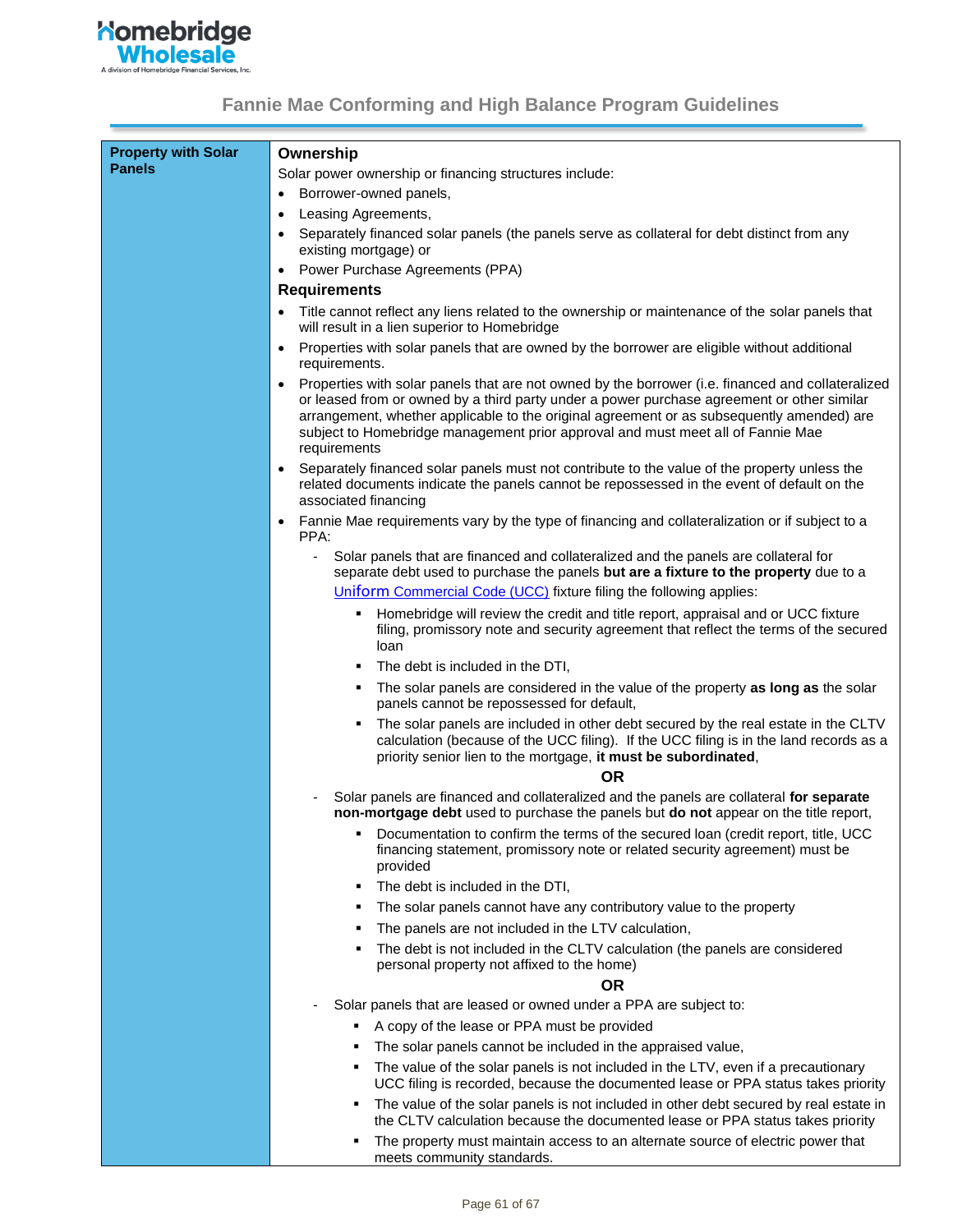| Property with Solar Panels | **Ownership**<br>Solar power ownership or financing structures include:<br>• Borrower-owned panels,<br>• Leasing Agreements,<br>• Separately financed solar panels (the panels serve as collateral for debt distinct from any existing mortgage) or<br>• Power Purchase Agreements (PPA)<br>**Requirements**<br>• Title cannot reflect any liens related to the ownership or maintenance of the solar panels that will result in a lien superior to Homebridge<br>• Properties with solar panels that are owned by the borrower are eligible without additional requirements.<br>• Properties with solar panels that are not owned by the borrower (i.e. financed and collateralized or leased from or owned by a third party under a power purchase agreement or other similar arrangement, whether applicable to the original agreement or as subsequently amended) are subject to Homebridge management prior approval and must meet all of Fannie Mae requirements<br>• Separately financed solar panels must not contribute to the value of the property unless the related documents indicate the panels cannot be repossessed in the event of default on the associated financing<br>• Fannie Mae requirements vary by the type of financing and collateralization or if subject to a PPA:<br>- Solar panels that are financed and collateralized and the panels are collateral for separate debt used to purchase the panels **but are a fixture to the property** due to a Uniform Commercial Code (UCC) fixture filing the following applies:<br>▪ Homebridge will review the credit and title report, appraisal and or UCC fixture filing, promissory note and security agreement that reflect the terms of the secured loan<br>▪ The debt is included in the DTI,<br>▪ The solar panels are considered in the value of the property **as long as** the solar panels cannot be repossessed for default,<br>▪ The solar panels are included in other debt secured by the real estate in the CLTV calculation (because of the UCC filing). If the UCC filing is in the land records as a priority senior lien to the mortgage, **it must be subordinated**,<br>**OR**<br>- Solar panels are financed and collateralized and the panels are collateral **for separate non-mortgage debt** used to purchase the panels but **do not** appear on the title report,<br>▪ Documentation to confirm the terms of the secured loan (credit report, title, UCC financing statement, promissory note or related security agreement) must be provided<br>▪ The debt is included in the DTI,<br>▪ The solar panels cannot have any contributory value to the property<br>▪ The panels are not included in the LTV calculation,<br>▪ The debt is not included in the CLTV calculation (the panels are considered personal property not affixed to the home)<br>**OR**<br>- Solar panels that are leased or owned under a PPA are subject to:<br>▪ A copy of the lease or PPA must be provided<br>▪ The solar panels cannot be included in the appraised value,<br>▪ The value of the solar panels is not included in the LTV, even if a precautionary UCC filing is recorded, because the documented lease or PPA status takes priority<br>▪ The value of the solar panels is not included in other debt secured by real estate in the CLTV calculation because the documented lease or PPA status takes priority<br>▪ The property must maintain access to an alternate source of electric power that meets community standards. |
|---|---|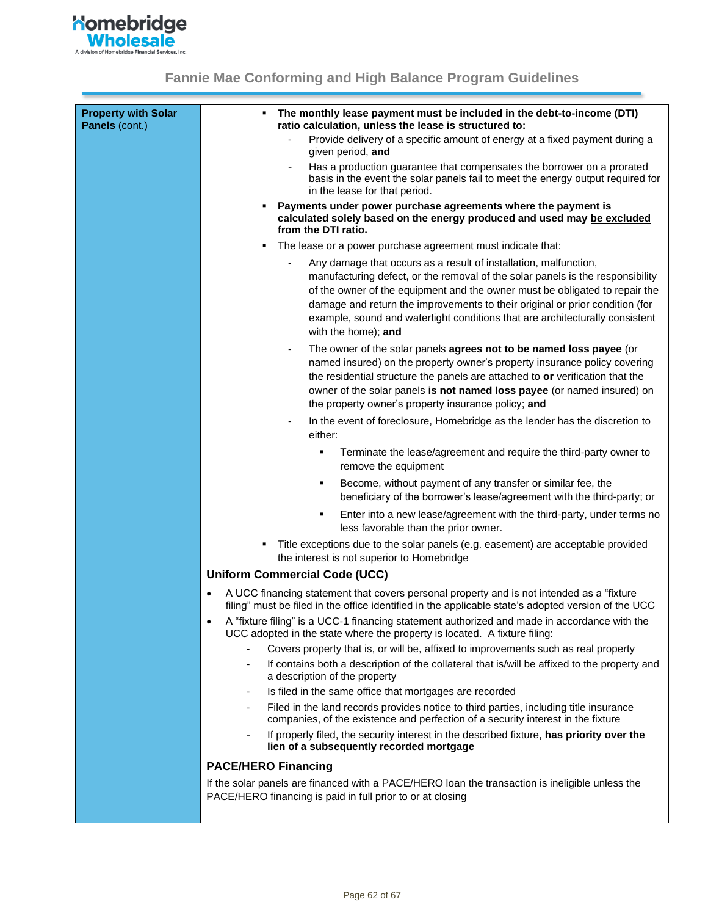| Property with Solar Panels (cont.) | |
|---|---|
| **Property with Solar Panels** (cont.) | ▪ **The monthly lease payment must be included in the debt-to-income (DTI) ratio calculation, unless the lease is structured to:**<br>- Provide delivery of a specific amount of energy at a fixed payment during a given period, **and**<br>- Has a production guarantee that compensates the borrower on a prorated basis in the event the solar panels fail to meet the energy output required for in the lease for that period.<br>▪ **Payments under power purchase agreements where the payment is calculated solely based on the energy produced and used may be excluded from the DTI ratio.**<br>▪ The lease or a power purchase agreement must indicate that:<br>- Any damage that occurs as a result of installation, malfunction, manufacturing defect, or the removal of the solar panels is the responsibility of the owner of the equipment and the owner must be obligated to repair the damage and return the improvements to their original or prior condition (for example, sound and watertight conditions that are architecturally consistent with the home); **and**<br>- The owner of the solar panels **agrees not to be named loss payee** (or named insured) on the property owner's property insurance policy covering the residential structure the panels are attached to **or** verification that the owner of the solar panels **is not named loss payee** (or named insured) on the property owner's property insurance policy; **and**<br>- In the event of foreclosure, Homebridge as the lender has the discretion to either:<br>▪ Terminate the lease/agreement and require the third-party owner to remove the equipment<br>▪ Become, without payment of any transfer or similar fee, the beneficiary of the borrower's lease/agreement with the third-party; or<br>▪ Enter into a new lease/agreement with the third-party, under terms no less favorable than the prior owner.<br>▪ Title exceptions due to the solar panels (e.g. easement) are acceptable provided the interest is not superior to Homebridge<br><br>**Uniform Commercial Code (UCC)**<br>• A UCC financing statement that covers personal property and is not intended as a "fixture filing" must be filed in the office identified in the applicable state's adopted version of the UCC<br>• A "fixture filing" is a UCC-1 financing statement authorized and made in accordance with the UCC adopted in the state where the property is located. A fixture filing:<br>- Covers property that is, or will be, affixed to improvements such as real property<br>- If contains both a description of the collateral that is/will be affixed to the property and a description of the property<br>- Is filed in the same office that mortgages are recorded<br>- Filed in the land records provides notice to third parties, including title insurance companies, of the existence and perfection of a security interest in the fixture<br>- If properly filed, the security interest in the described fixture, **has priority over the lien of a subsequently recorded mortgage**<br><br>**PACE/HERO Financing**<br>If the solar panels are financed with a PACE/HERO loan the transaction is ineligible unless the PACE/HERO financing is paid in full prior to or at closing |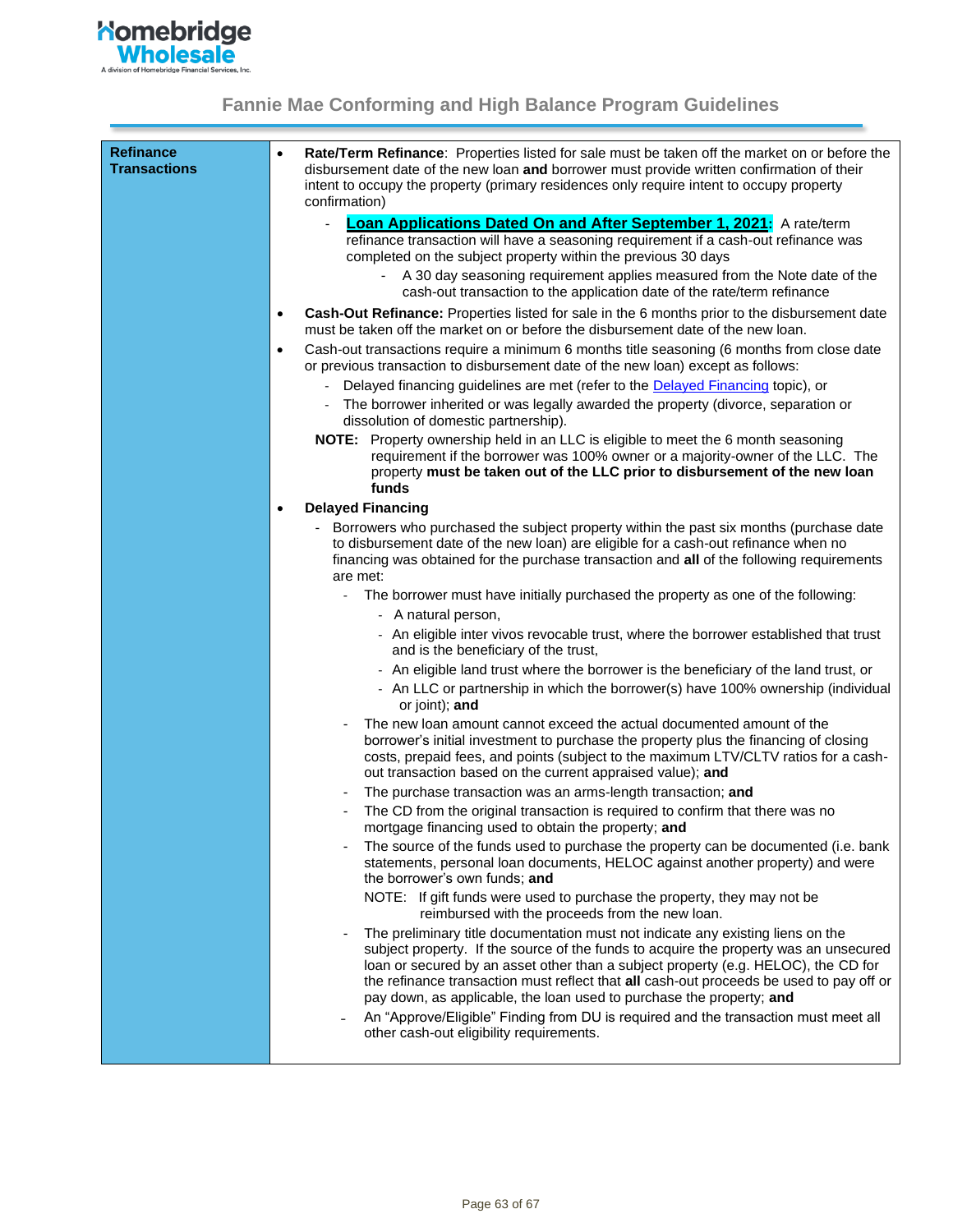| Refinance Transactions | Content |
|---|---|
| **Refinance Transactions** | • **Rate/Term Refinance**: Properties listed for sale must be taken off the market on or before the disbursement date of the new loan **and** borrower must provide written confirmation of their intent to occupy the property (primary residences only require intent to occupy property confirmation)<br>  - **Loan Applications Dated On and After September 1, 2021:** A rate/term refinance transaction will have a seasoning requirement if a cash-out refinance was completed on the subject property within the previous 30 days<br>    - A 30 day seasoning requirement applies measured from the Note date of the cash-out transaction to the application date of the rate/term refinance<br>• **Cash-Out Refinance:** Properties listed for sale in the 6 months prior to the disbursement date must be taken off the market on or before the disbursement date of the new loan.<br>• Cash-out transactions require a minimum 6 months title seasoning (6 months from close date or previous transaction to disbursement date of the new loan) except as follows:<br>  - Delayed financing guidelines are met (refer to the Delayed Financing topic), or<br>  - The borrower inherited or was legally awarded the property (divorce, separation or dissolution of domestic partnership).<br>**NOTE:** Property ownership held in an LLC is eligible to meet the 6 month seasoning requirement if the borrower was 100% owner or a majority-owner of the LLC. The property **must be taken out of the LLC prior to disbursement of the new loan funds**<br>• **Delayed Financing**<br>  - Borrowers who purchased the subject property within the past six months (purchase date to disbursement date of the new loan) are eligible for a cash-out refinance when no financing was obtained for the purchase transaction and **all** of the following requirements are met:<br>    - The borrower must have initially purchased the property as one of the following:<br>      - A natural person,<br>      - An eligible inter vivos revocable trust, where the borrower established that trust and is the beneficiary of the trust,<br>      - An eligible land trust where the borrower is the beneficiary of the land trust, or<br>      - An LLC or partnership in which the borrower(s) have 100% ownership (individual or joint); **and**<br>    - The new loan amount cannot exceed the actual documented amount of the borrower's initial investment to purchase the property plus the financing of closing costs, prepaid fees, and points (subject to the maximum LTV/CLTV ratios for a cash-out transaction based on the current appraised value); **and**<br>    - The purchase transaction was an arms-length transaction; **and**<br>    - The CD from the original transaction is required to confirm that there was no mortgage financing used to obtain the property; **and**<br>    - The source of the funds used to purchase the property can be documented (i.e. bank statements, personal loan documents, HELOC against another property) and were the borrower's own funds; **and**<br>    NOTE: If gift funds were used to purchase the property, they may not be reimbursed with the proceeds from the new loan.<br>    - The preliminary title documentation must not indicate any existing liens on the subject property. If the source of the funds to acquire the property was an unsecured loan or secured by an asset other than a subject property (e.g. HELOC), the CD for the refinance transaction must reflect that **all** cash-out proceeds be used to pay off or pay down, as applicable, the loan used to purchase the property; **and**<br>    - An "Approve/Eligible" Finding from DU is required and the transaction must meet all other cash-out eligibility requirements. |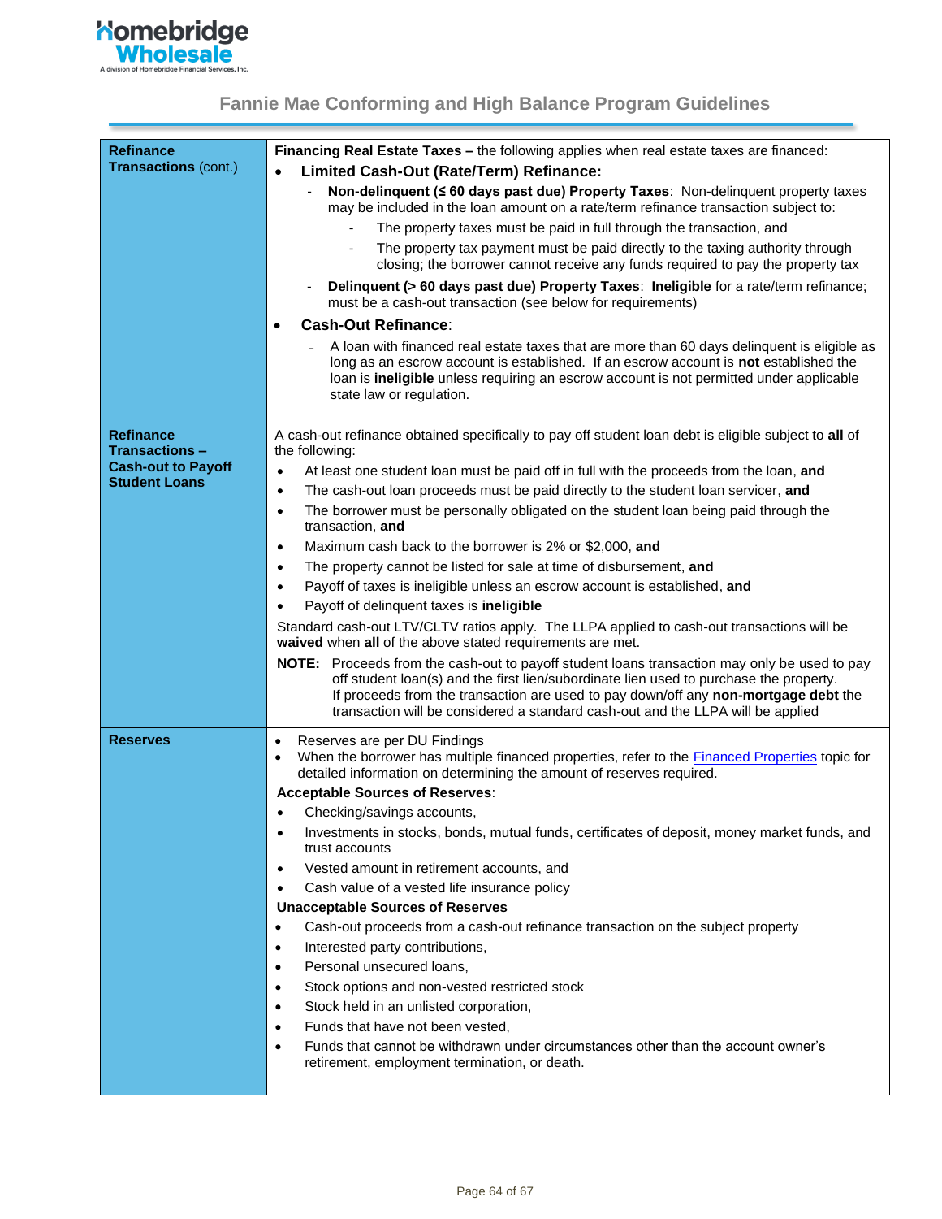Homebridge Wholesale
A division of Homebridge Financial Services, Inc.

## Fannie Mae Conforming and High Balance Program Guidelines

| | |
|---|---|
| **Refinance Transactions** (cont.) | **Financing Real Estate Taxes –** the following applies when real estate taxes are financed:<br>• **Limited Cash-Out (Rate/Term) Refinance:**<br>  - **Non-delinquent (≤ 60 days past due) Property Taxes**: Non-delinquent property taxes may be included in the loan amount on a rate/term refinance transaction subject to:<br>    - The property taxes must be paid in full through the transaction, and<br>    - The property tax payment must be paid directly to the taxing authority through closing; the borrower cannot receive any funds required to pay the property tax<br>  - **Delinquent (> 60 days past due) Property Taxes**: **Ineligible** for a rate/term refinance; must be a cash-out transaction (see below for requirements)<br>• **Cash-Out Refinance**:<br>  - A loan with financed real estate taxes that are more than 60 days delinquent is eligible as long as an escrow account is established. If an escrow account is **not** established the loan is **ineligible** unless requiring an escrow account is not permitted under applicable state law or regulation. |
| **Refinance Transactions – Cash-out to Payoff Student Loans** | A cash-out refinance obtained specifically to pay off student loan debt is eligible subject to **all** of the following:<br>• At least one student loan must be paid off in full with the proceeds from the loan, **and**<br>• The cash-out loan proceeds must be paid directly to the student loan servicer, **and**<br>• The borrower must be personally obligated on the student loan being paid through the transaction, **and**<br>• Maximum cash back to the borrower is 2% or $2,000, **and**<br>• The property cannot be listed for sale at time of disbursement, **and**<br>• Payoff of taxes is ineligible unless an escrow account is established, **and**<br>• Payoff of delinquent taxes is **ineligible**<br>Standard cash-out LTV/CLTV ratios apply. The LLPA applied to cash-out transactions will be **waived** when **all** of the above stated requirements are met.<br>**NOTE:** Proceeds from the cash-out to payoff student loans transaction may only be used to pay off student loan(s) and the first lien/subordinate lien used to purchase the property. If proceeds from the transaction are used to pay down/off any **non-mortgage debt** the transaction will be considered a standard cash-out and the LLPA will be applied |
| **Reserves** | • Reserves are per DU Findings<br>• When the borrower has multiple financed properties, refer to the Financed Properties topic for detailed information on determining the amount of reserves required.<br>**Acceptable Sources of Reserves**:<br>• Checking/savings accounts,<br>• Investments in stocks, bonds, mutual funds, certificates of deposit, money market funds, and trust accounts<br>• Vested amount in retirement accounts, and<br>• Cash value of a vested life insurance policy<br>**Unacceptable Sources of Reserves**<br>• Cash-out proceeds from a cash-out refinance transaction on the subject property<br>• Interested party contributions,<br>• Personal unsecured loans,<br>• Stock options and non-vested restricted stock<br>• Stock held in an unlisted corporation,<br>• Funds that have not been vested,<br>• Funds that cannot be withdrawn under circumstances other than the account owner's retirement, employment termination, or death. |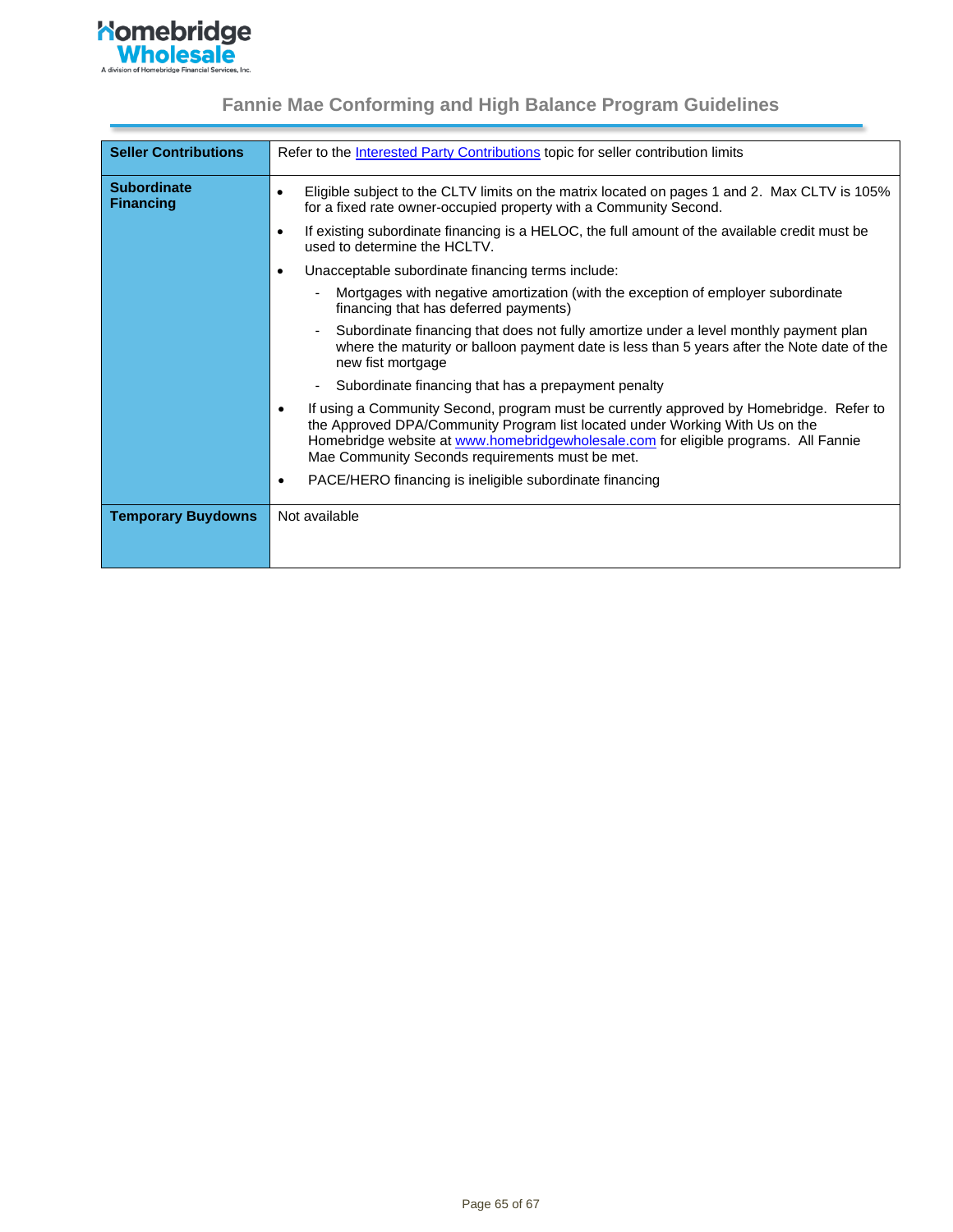# Fannie Mae Conforming and High Balance Program Guidelines

| | |
|---|---|
| **Seller Contributions** | Refer to the Interested Party Contributions topic for seller contribution limits |
| **Subordinate Financing** | • Eligible subject to the CLTV limits on the matrix located on pages 1 and 2. Max CLTV is 105% for a fixed rate owner-occupied property with a Community Second.<br>• If existing subordinate financing is a HELOC, the full amount of the available credit must be used to determine the HCLTV.<br>• Unacceptable subordinate financing terms include:<br>&nbsp;&nbsp;- Mortgages with negative amortization (with the exception of employer subordinate financing that has deferred payments)<br>&nbsp;&nbsp;- Subordinate financing that does not fully amortize under a level monthly payment plan where the maturity or balloon payment date is less than 5 years after the Note date of the new fist mortgage<br>&nbsp;&nbsp;- Subordinate financing that has a prepayment penalty<br>• If using a Community Second, program must be currently approved by Homebridge. Refer to the Approved DPA/Community Program list located under Working With Us on the Homebridge website at www.homebridgewholesale.com for eligible programs. All Fannie Mae Community Seconds requirements must be met.<br>• PACE/HERO financing is ineligible subordinate financing |
| **Temporary Buydowns** | Not available |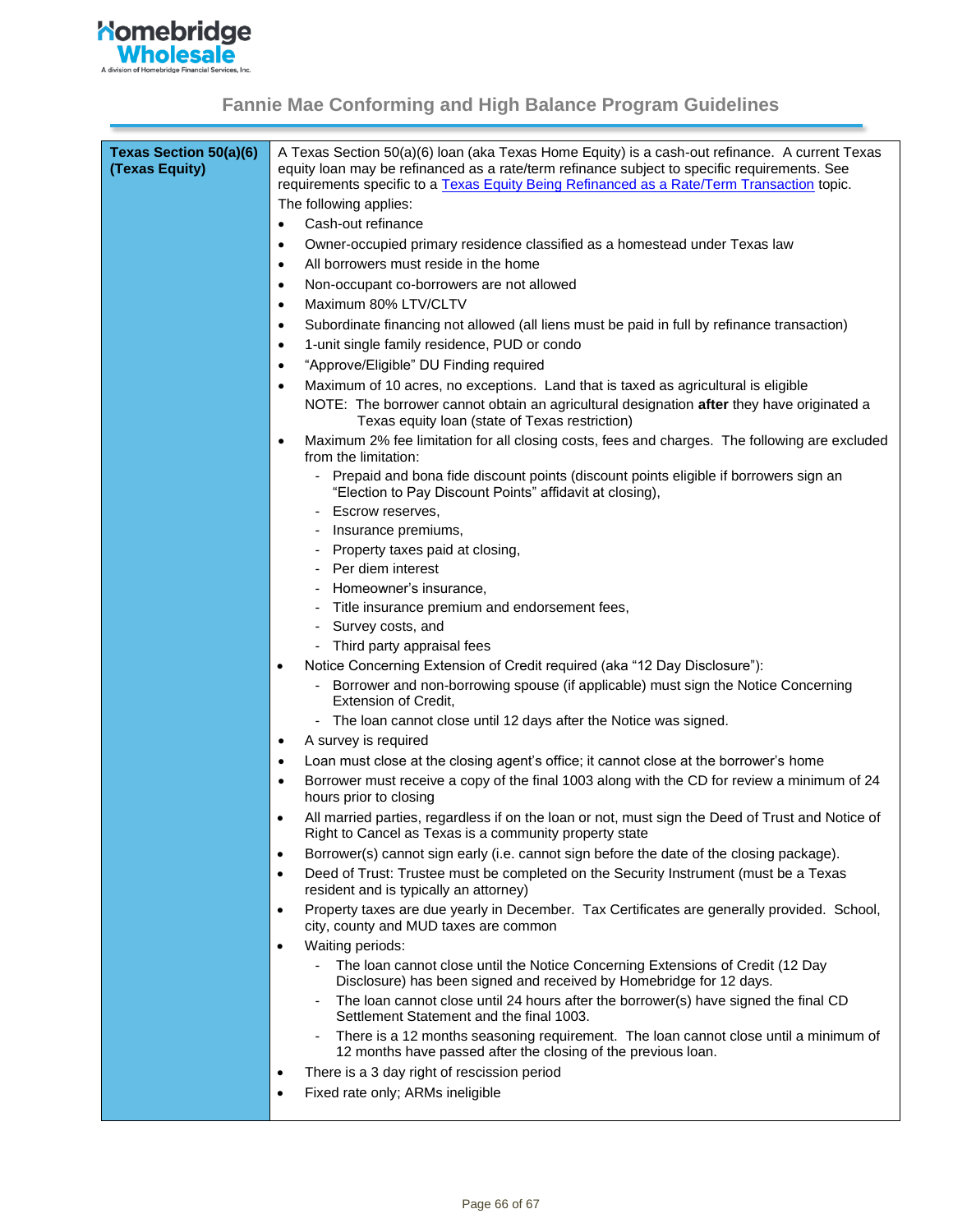# Fannie Mae Conforming and High Balance Program Guidelines

| Texas Section 50(a)(6) (Texas Equity) | A Texas Section 50(a)(6) loan (aka Texas Home Equity) is a cash-out refinance. A current Texas equity loan may be refinanced as a rate/term refinance subject to specific requirements. See requirements specific to a Texas Equity Being Refinanced as a Rate/Term Transaction topic.<br>The following applies:<br>• Cash-out refinance<br>• Owner-occupied primary residence classified as a homestead under Texas law<br>• All borrowers must reside in the home<br>• Non-occupant co-borrowers are not allowed<br>• Maximum 80% LTV/CLTV<br>• Subordinate financing not allowed (all liens must be paid in full by refinance transaction)<br>• 1-unit single family residence, PUD or condo<br>• "Approve/Eligible" DU Finding required<br>• Maximum of 10 acres, no exceptions. Land that is taxed as agricultural is eligible<br>NOTE: The borrower cannot obtain an agricultural designation **after** they have originated a Texas equity loan (state of Texas restriction)<br>• Maximum 2% fee limitation for all closing costs, fees and charges. The following are excluded from the limitation:<br>- Prepaid and bona fide discount points (discount points eligible if borrowers sign an "Election to Pay Discount Points" affidavit at closing),<br>- Escrow reserves,<br>- Insurance premiums,<br>- Property taxes paid at closing,<br>- Per diem interest<br>- Homeowner's insurance,<br>- Title insurance premium and endorsement fees,<br>- Survey costs, and<br>- Third party appraisal fees<br>• Notice Concerning Extension of Credit required (aka "12 Day Disclosure"):<br>- Borrower and non-borrowing spouse (if applicable) must sign the Notice Concerning Extension of Credit,<br>- The loan cannot close until 12 days after the Notice was signed.<br>• A survey is required<br>• Loan must close at the closing agent's office; it cannot close at the borrower's home<br>• Borrower must receive a copy of the final 1003 along with the CD for review a minimum of 24 hours prior to closing<br>• All married parties, regardless if on the loan or not, must sign the Deed of Trust and Notice of Right to Cancel as Texas is a community property state<br>• Borrower(s) cannot sign early (i.e. cannot sign before the date of the closing package).<br>• Deed of Trust: Trustee must be completed on the Security Instrument (must be a Texas resident and is typically an attorney)<br>• Property taxes are due yearly in December. Tax Certificates are generally provided. School, city, county and MUD taxes are common<br>• Waiting periods:<br>- The loan cannot close until the Notice Concerning Extensions of Credit (12 Day Disclosure) has been signed and received by Homebridge for 12 days.<br>- The loan cannot close until 24 hours after the borrower(s) have signed the final CD Settlement Statement and the final 1003.<br>- There is a 12 months seasoning requirement. The loan cannot close until a minimum of 12 months have passed after the closing of the previous loan.<br>• There is a 3 day right of rescission period<br>• Fixed rate only; ARMs ineligible |
|---|---|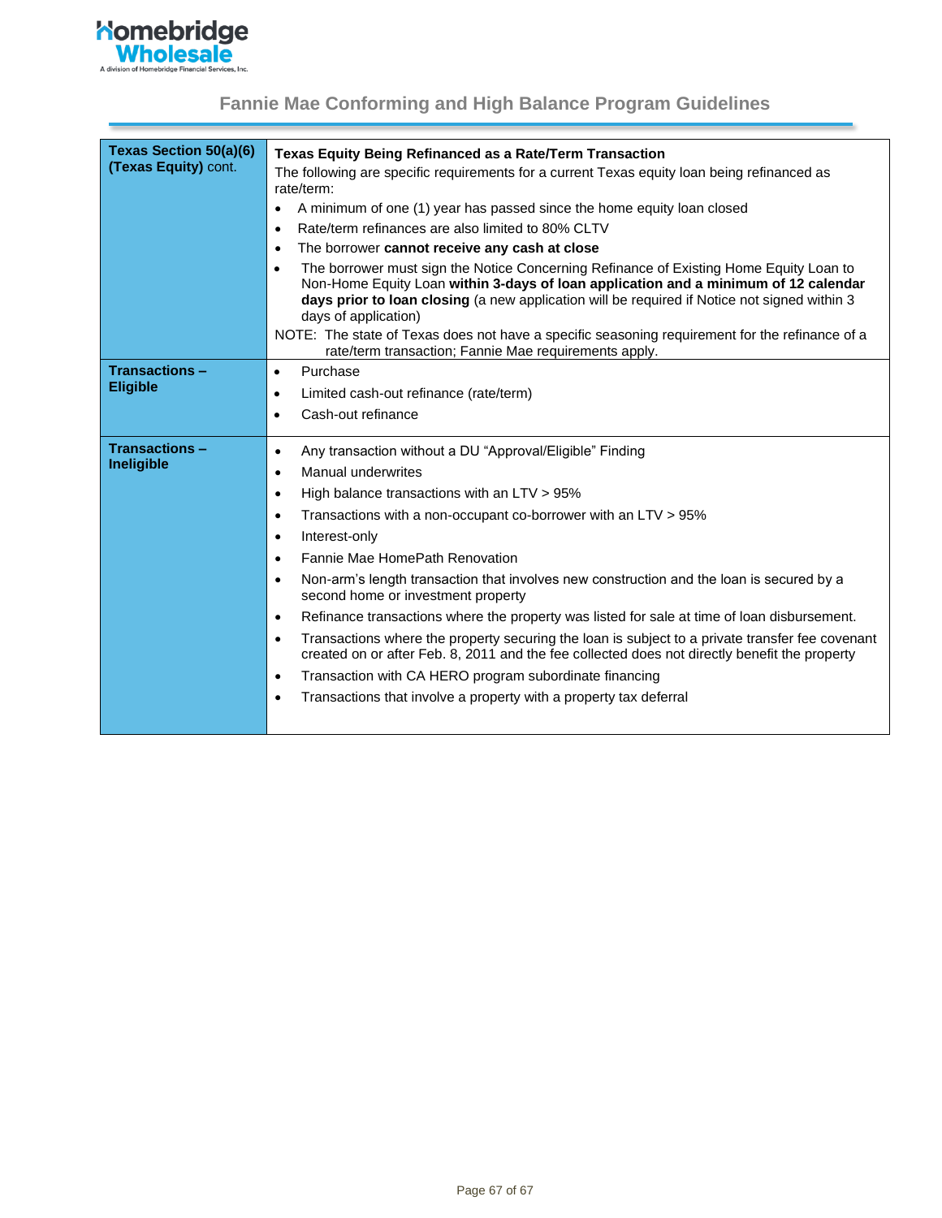## Fannie Mae Conforming and High Balance Program Guidelines

| | |
|---|---|
| **Texas Section 50(a)(6) (Texas Equity)** cont. | **Texas Equity Being Refinanced as a Rate/Term Transaction**<br>The following are specific requirements for a current Texas equity loan being refinanced as rate/term:<br>• A minimum of one (1) year has passed since the home equity loan closed<br>• Rate/term refinances are also limited to 80% CLTV<br>• The borrower **cannot receive any cash at close**<br>• The borrower must sign the Notice Concerning Refinance of Existing Home Equity Loan to Non-Home Equity Loan **within 3-days of loan application and a minimum of 12 calendar days prior to loan closing** (a new application will be required if Notice not signed within 3 days of application)<br>NOTE: The state of Texas does not have a specific seasoning requirement for the refinance of a rate/term transaction; Fannie Mae requirements apply. |
| **Transactions – Eligible** | • Purchase<br>• Limited cash-out refinance (rate/term)<br>• Cash-out refinance |
| **Transactions – Ineligible** | • Any transaction without a DU "Approval/Eligible" Finding<br>• Manual underwrites<br>• High balance transactions with an LTV > 95%<br>• Transactions with a non-occupant co-borrower with an LTV > 95%<br>• Interest-only<br>• Fannie Mae HomePath Renovation<br>• Non-arm's length transaction that involves new construction and the loan is secured by a second home or investment property<br>• Refinance transactions where the property was listed for sale at time of loan disbursement.<br>• Transactions where the property securing the loan is subject to a private transfer fee covenant created on or after Feb. 8, 2011 and the fee collected does not directly benefit the property<br>• Transaction with CA HERO program subordinate financing<br>• Transactions that involve a property with a property tax deferral |